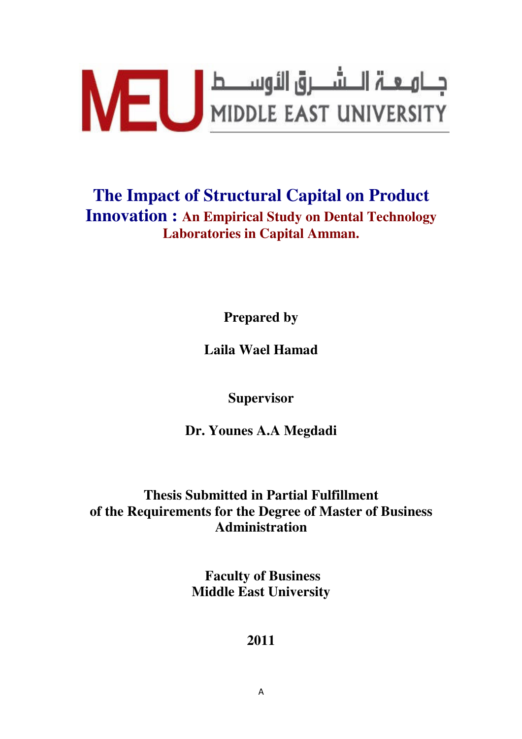جـامـعـة الـشـرق الأوسـط
MIDDLE EAST UNIVERSITY

# The Impact of Structural Capital on Product Innovation : An Empirical Study on Dental Technology Laboratories in Capital Amman.

**Prepared by**

**Laila Wael Hamad**

**Supervisor**

**Dr. Younes A.A Megdadi**

**Thesis Submitted in Partial Fulfillment of the Requirements for the Degree of Master of Business Administration**

**Faculty of Business**
**Middle East University**

**2011**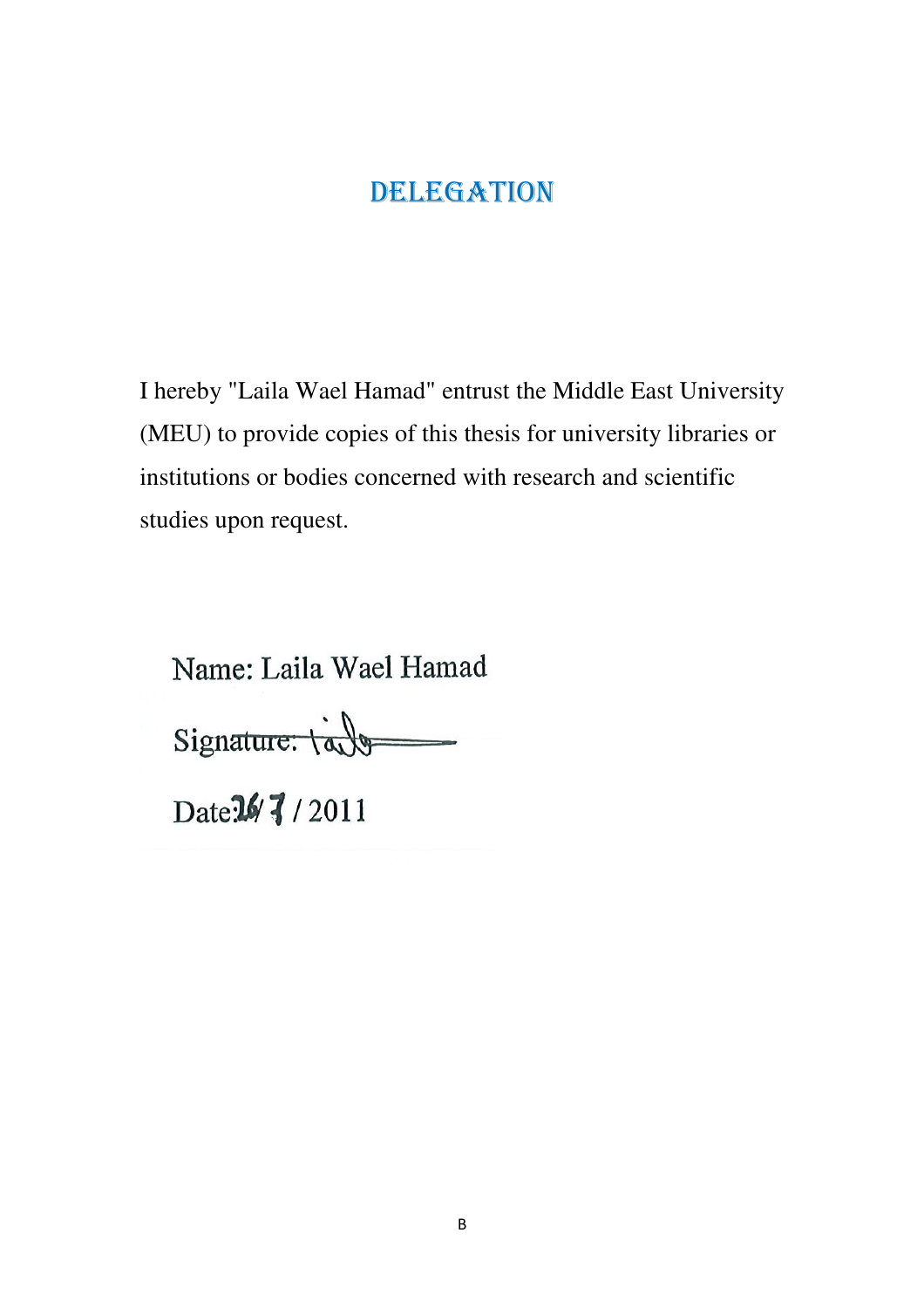# DELEGATION

I hereby "Laila Wael Hamad" entrust the Middle East University (MEU) to provide copies of this thesis for university libraries or institutions or bodies concerned with research and scientific studies upon request.

Name: Laila Wael Hamad

Signature: Laila

Date: 26/ 7 / 2011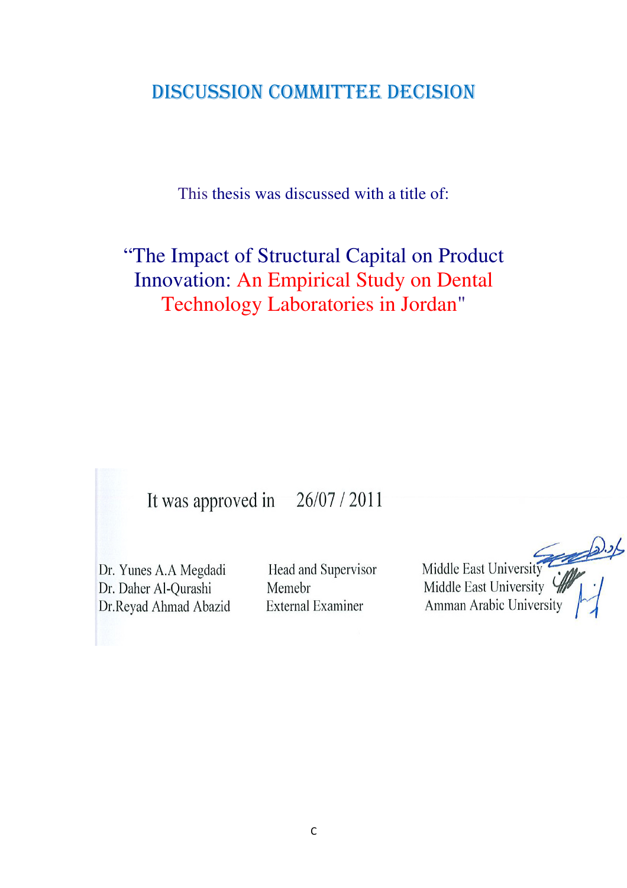# DISCUSSION COMMITTEE DECISION

This thesis was discussed with a title of:

"The Impact of Structural Capital on Product Innovation: An Empirical Study on Dental Technology Laboratories in Jordan"

It was approved in 26/07 / 2011

| | | |
|---|---|---|
| Dr. Yunes A.A Megdadi | Head and Supervisor | Middle East University |
| Dr. Daher Al-Qurashi | Memebr | Middle East University |
| Dr.Reyad Ahmad Abazid | External Examiner | Amman Arabic University |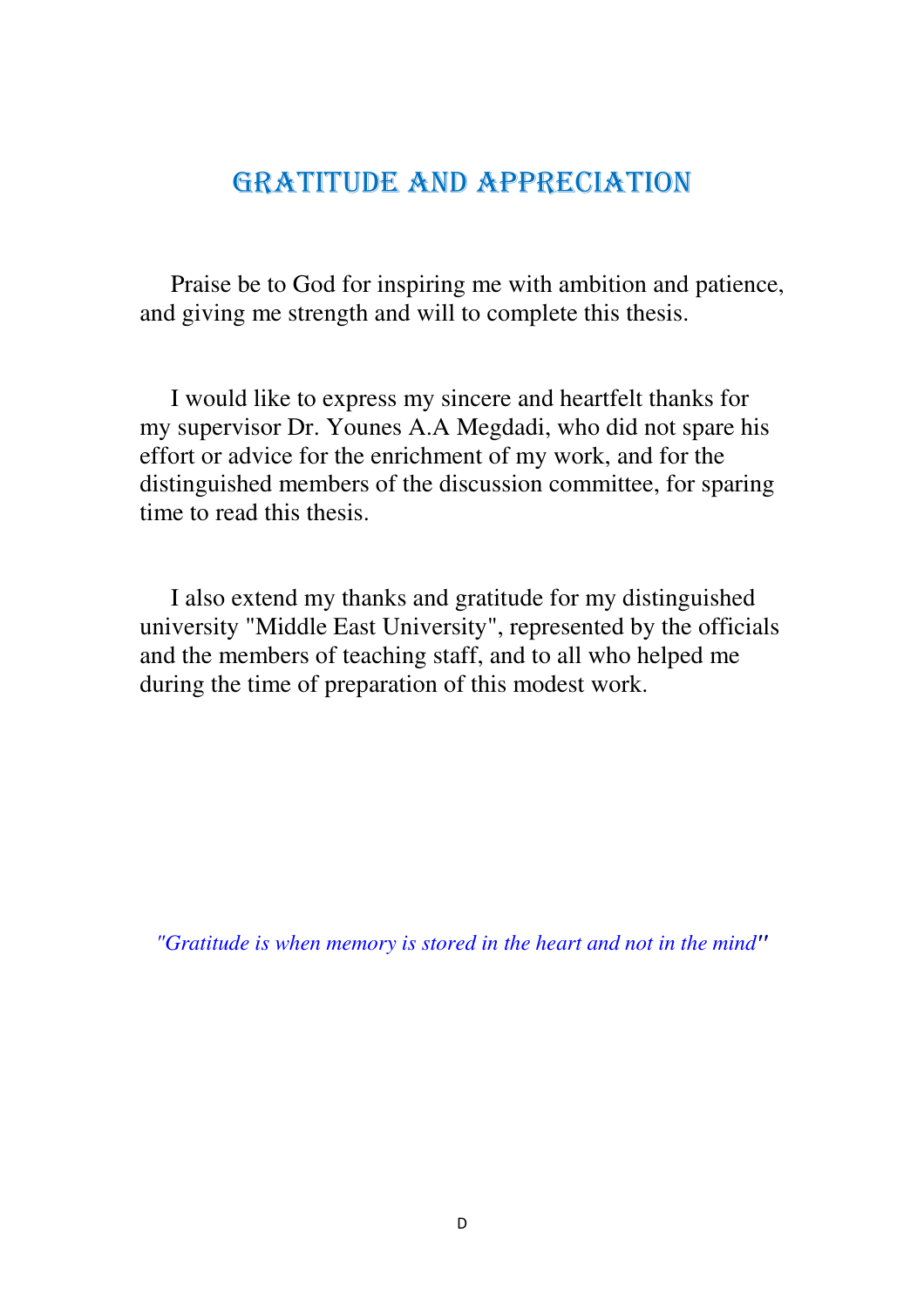# Gratitude and Appreciation

Praise be to God for inspiring me with ambition and patience, and giving me strength and will to complete this thesis.

I would like to express my sincere and heartfelt thanks for my supervisor Dr. Younes A.A Megdadi, who did not spare his effort or advice for the enrichment of my work, and for the distinguished members of the discussion committee, for sparing time to read this thesis.

I also extend my thanks and gratitude for my distinguished university "Middle East University", represented by the officials and the members of teaching staff, and to all who helped me during the time of preparation of this modest work.

*"Gratitude is when memory is stored in the heart and not in the mind"*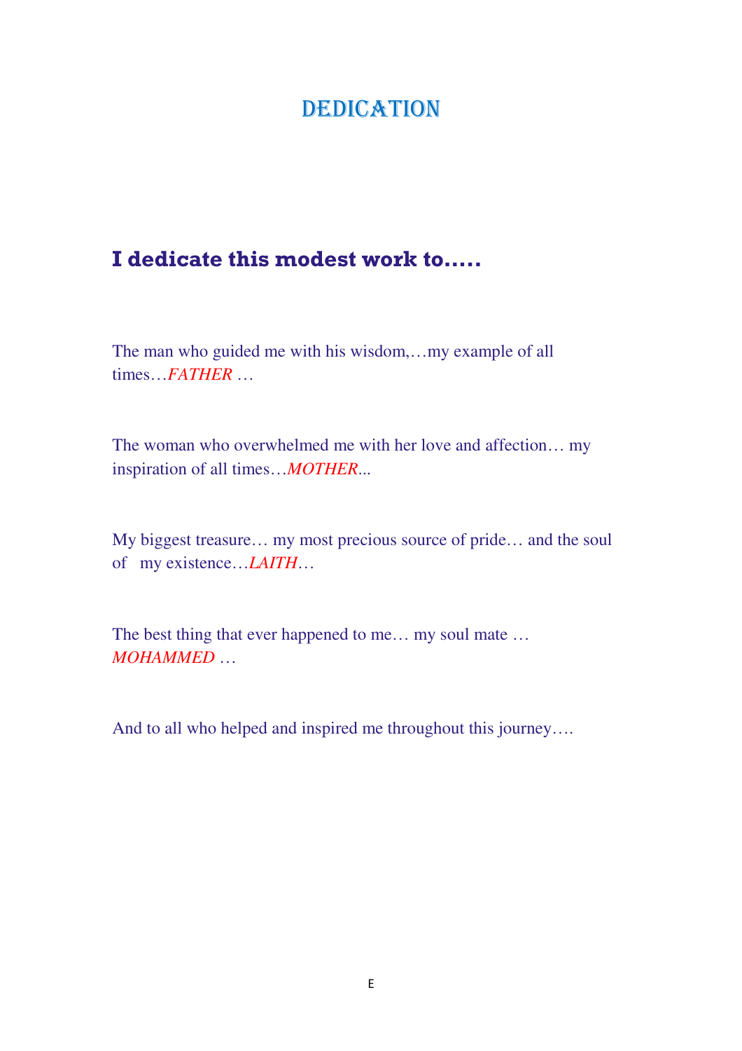# DEDICATION

## I dedicate this modest work to.....

The man who guided me with his wisdom,…my example of all times…*FATHER* …

The woman who overwhelmed me with her love and affection… my inspiration of all times…*MOTHER*...

My biggest treasure… my most precious source of pride… and the soul of my existence…*LAITH*…

The best thing that ever happened to me… my soul mate … *MOHAMMED* …

And to all who helped and inspired me throughout this journey….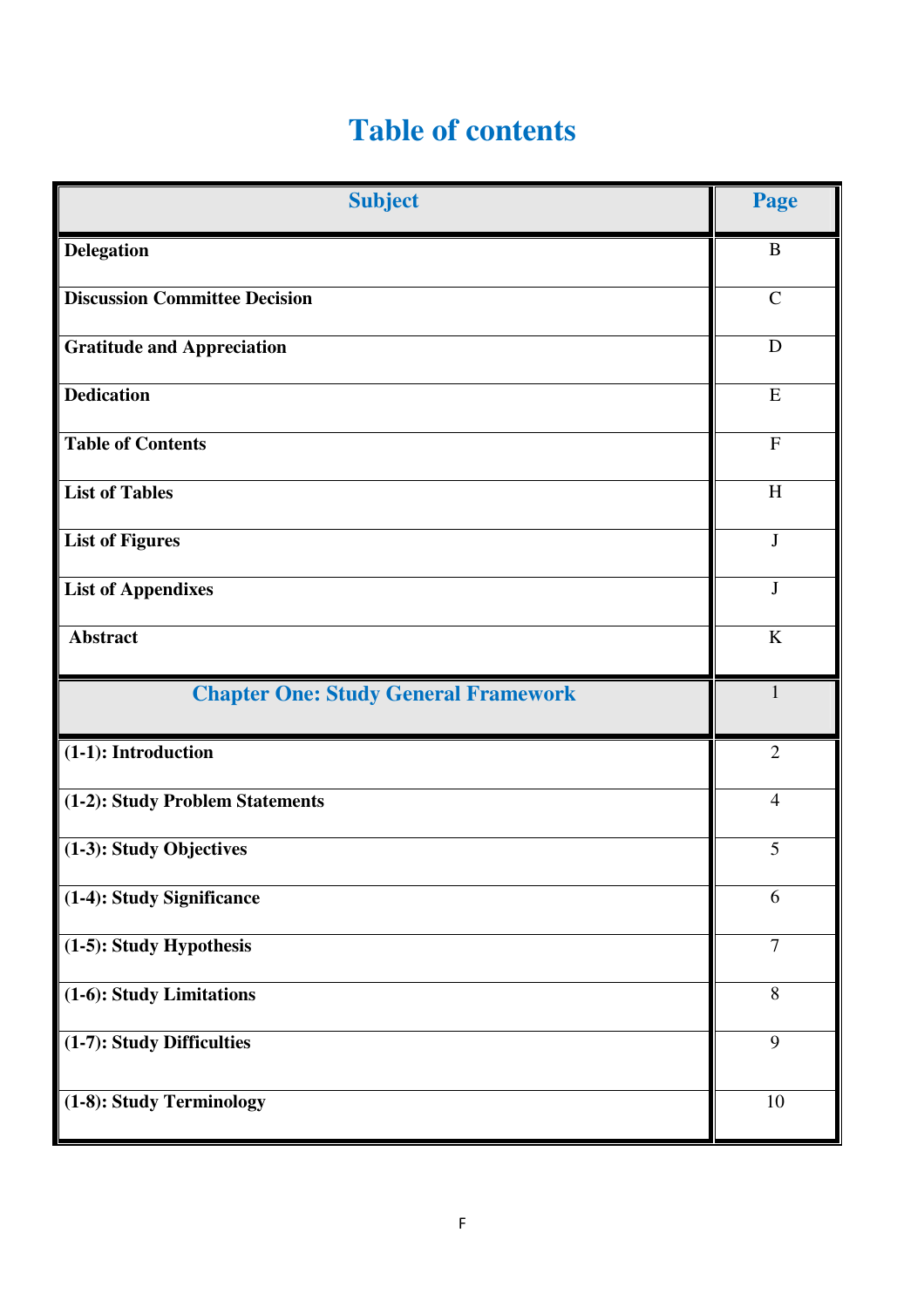# Table of contents

| Subject | Page |
|---|---|
| **Delegation** | B |
| **Discussion Committee Decision** | C |
| **Gratitude and Appreciation** | D |
| **Dedication** | E |
| **Table of Contents** | F |
| **List of Tables** | H |
| **List of Figures** | J |
| **List of Appendixes** | J |
| **Abstract** | K |
| **Chapter One: Study General Framework** | 1 |
| **(1-1): Introduction** | 2 |
| **(1-2): Study Problem Statements** | 4 |
| **(1-3): Study Objectives** | 5 |
| **(1-4): Study Significance** | 6 |
| **(1-5): Study Hypothesis** | 7 |
| **(1-6): Study Limitations** | 8 |
| **(1-7): Study Difficulties** | 9 |
| **(1-8): Study Terminology** | 10 |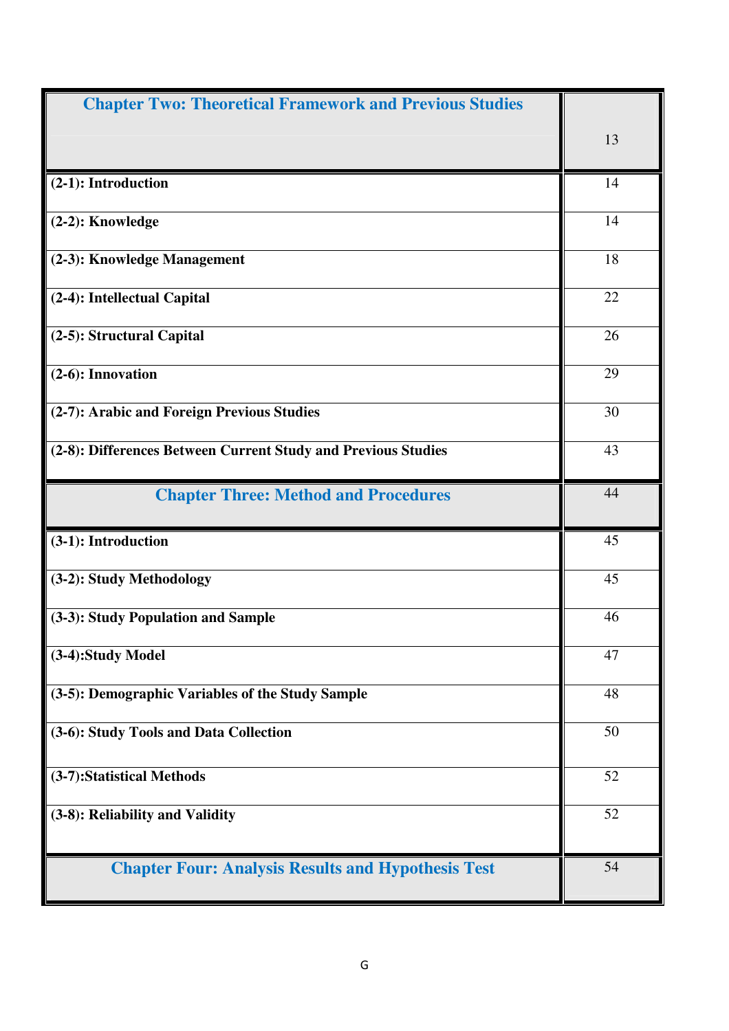| Chapter Two: Theoretical Framework and Previous Studies | 13 |
|---|---|
| **(2-1): Introduction** | 14 |
| **(2-2): Knowledge** | 14 |
| **(2-3): Knowledge Management** | 18 |
| **(2-4): Intellectual Capital** | 22 |
| **(2-5): Structural Capital** | 26 |
| **(2-6): Innovation** | 29 |
| **(2-7): Arabic and Foreign Previous Studies** | 30 |
| **(2-8): Differences Between Current Study and Previous Studies** | 43 |
| **Chapter Three: Method and Procedures** | 44 |
| **(3-1): Introduction** | 45 |
| **(3-2): Study Methodology** | 45 |
| **(3-3): Study Population and Sample** | 46 |
| **(3-4):Study Model** | 47 |
| **(3-5): Demographic Variables of the Study Sample** | 48 |
| **(3-6): Study Tools and Data Collection** | 50 |
| **(3-7):Statistical Methods** | 52 |
| **(3-8): Reliability and Validity** | 52 |
| **Chapter Four: Analysis Results and Hypothesis Test** | 54 |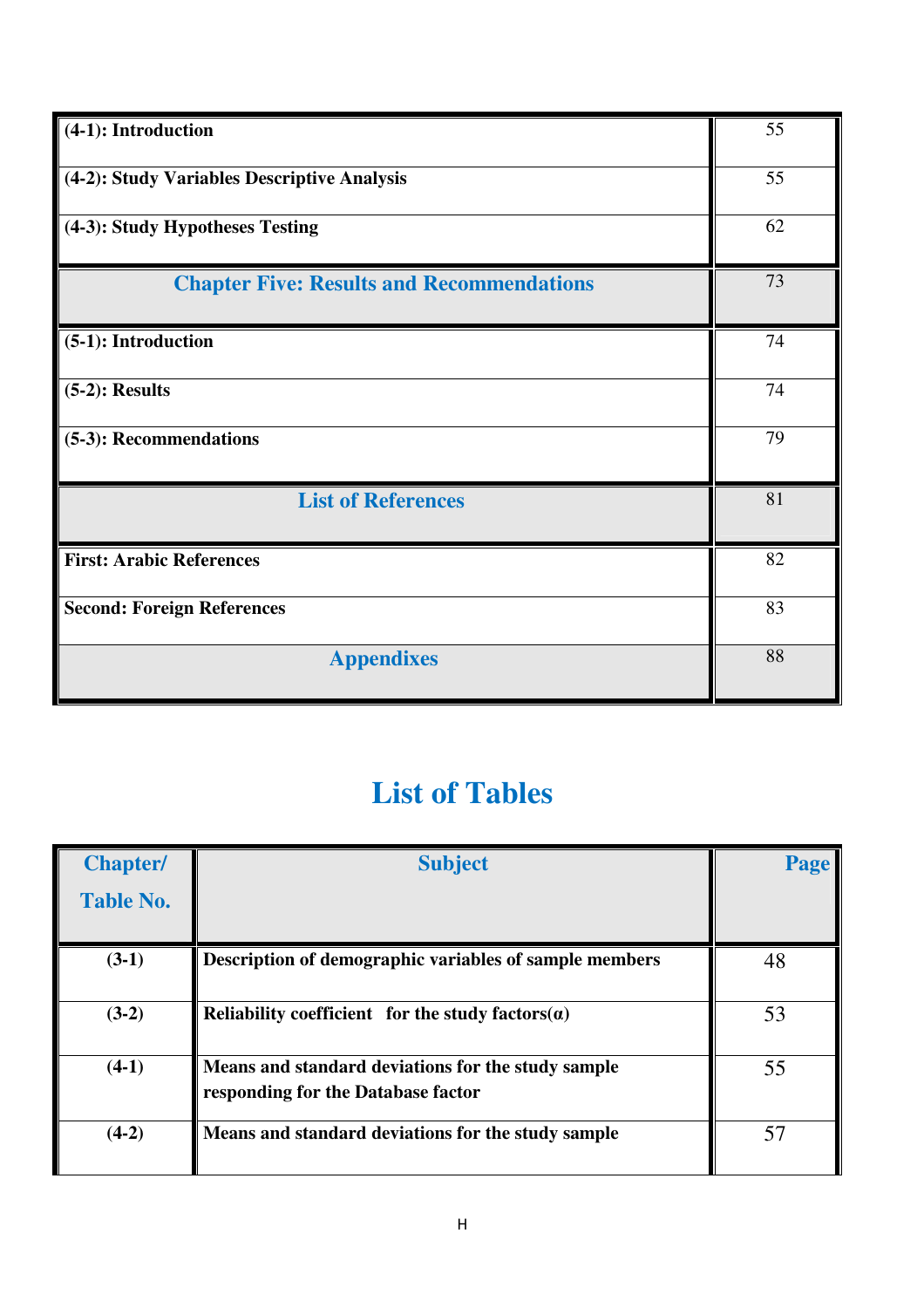| | |
|---|---|
| **(4-1): Introduction** | 55 |
| **(4-2): Study Variables Descriptive Analysis** | 55 |
| **(4-3): Study Hypotheses Testing** | 62 |
| **Chapter Five: Results and Recommendations** | 73 |
| **(5-1): Introduction** | 74 |
| **(5-2): Results** | 74 |
| **(5-3): Recommendations** | 79 |
| **List of References** | 81 |
| **First: Arabic References** | 82 |
| **Second: Foreign References** | 83 |
| **Appendixes** | 88 |

# List of Tables

| Chapter/ Table No. | Subject | Page |
|---|---|---|
| **(3-1)** | **Description of demographic variables of sample members** | 48 |
| **(3-2)** | **Reliability coefficient for the study factors(α)** | 53 |
| **(4-1)** | **Means and standard deviations for the study sample responding for the Database factor** | 55 |
| **(4-2)** | **Means and standard deviations for the study sample** | 57 |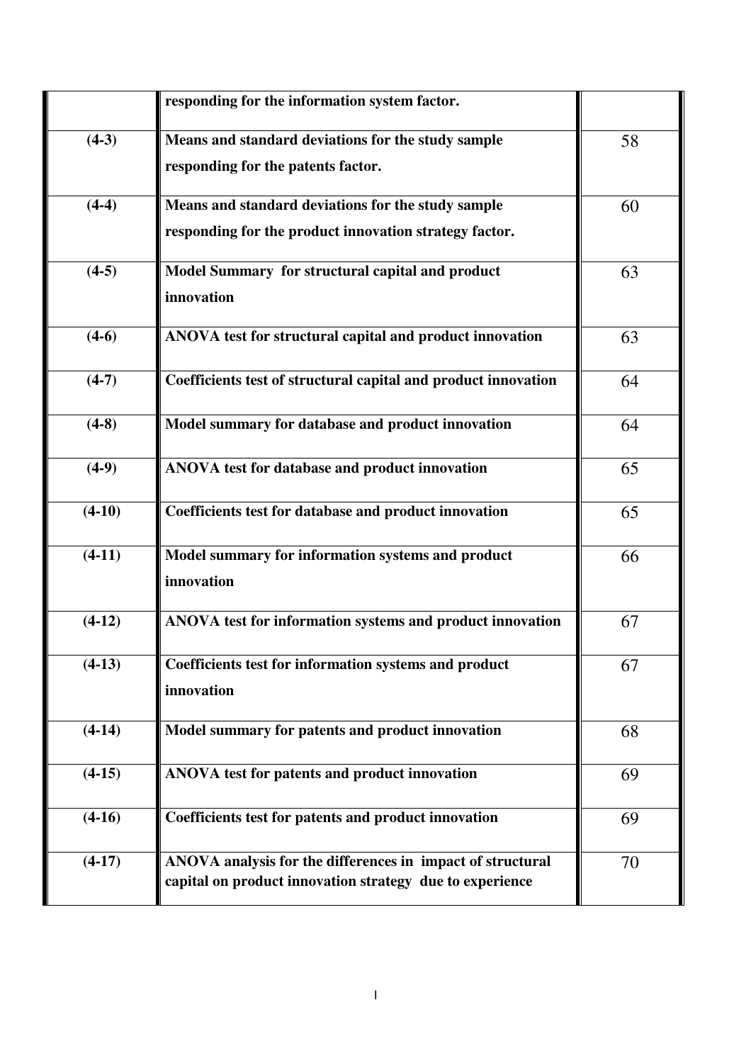| | | |
|---|---|---|
| | **responding for the information system factor.** | |
| **(4-3)** | **Means and standard deviations for the study sample responding for the patents factor.** | 58 |
| **(4-4)** | **Means and standard deviations for the study sample responding for the product innovation strategy factor.** | 60 |
| **(4-5)** | **Model Summary for structural capital and product innovation** | 63 |
| **(4-6)** | **ANOVA test for structural capital and product innovation** | 63 |
| **(4-7)** | **Coefficients test of structural capital and product innovation** | 64 |
| **(4-8)** | **Model summary for database and product innovation** | 64 |
| **(4-9)** | **ANOVA test for database and product innovation** | 65 |
| **(4-10)** | **Coefficients test for database and product innovation** | 65 |
| **(4-11)** | **Model summary for information systems and product innovation** | 66 |
| **(4-12)** | **ANOVA test for information systems and product innovation** | 67 |
| **(4-13)** | **Coefficients test for information systems and product innovation** | 67 |
| **(4-14)** | **Model summary for patents and product innovation** | 68 |
| **(4-15)** | **ANOVA test for patents and product innovation** | 69 |
| **(4-16)** | **Coefficients test for patents and product innovation** | 69 |
| **(4-17)** | **ANOVA analysis for the differences in impact of structural capital on product innovation strategy due to experience** | 70 |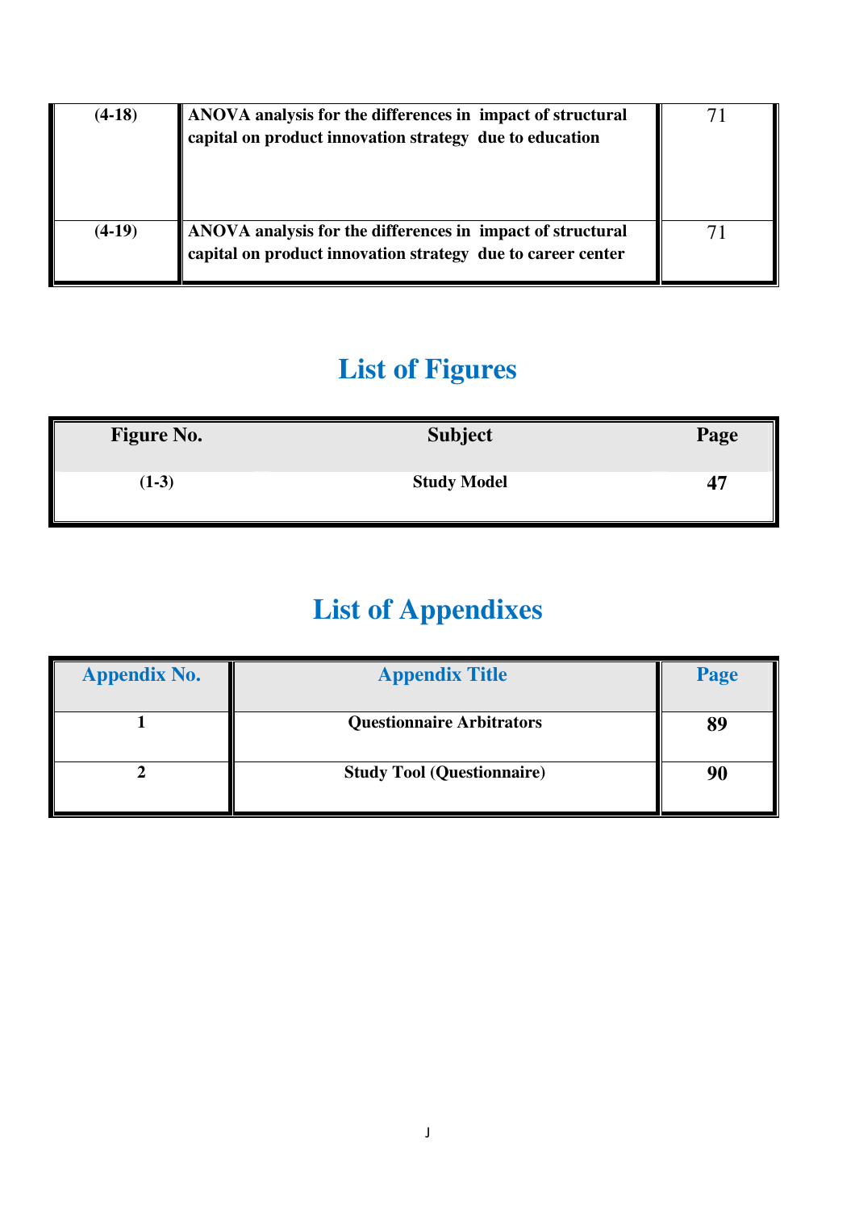| | | |
|---|---|---|
| **(4-18)** | **ANOVA analysis for the differences in impact of structural capital on product innovation strategy due to education** | 71 |
| **(4-19)** | **ANOVA analysis for the differences in impact of structural capital on product innovation strategy due to career center** | 71 |

## List of Figures

| Figure No. | Subject | Page |
|---|---|---|
| **(1-3)** | **Study Model** | **47** |

## List of Appendixes

| Appendix No. | Appendix Title | Page |
|---|---|---|
| **1** | **Questionnaire Arbitrators** | **89** |
| **2** | **Study Tool (Questionnaire)** | **90** |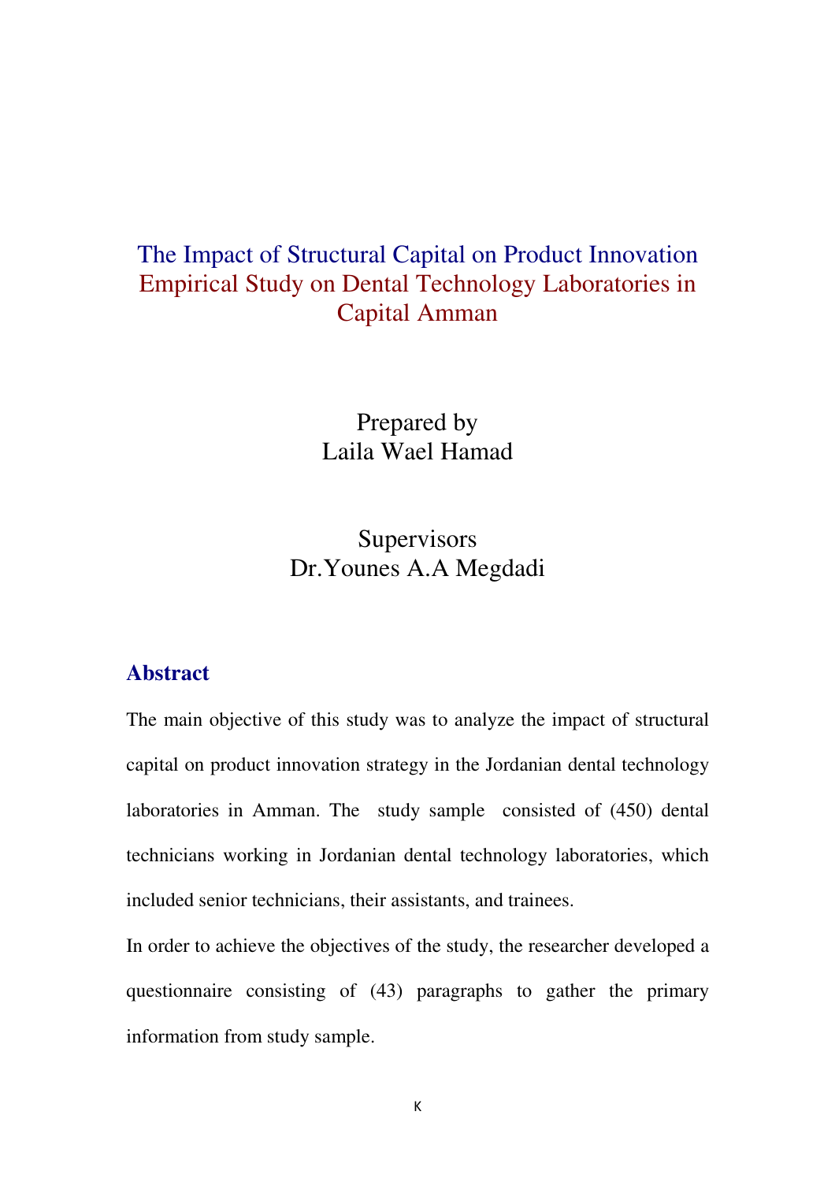# The Impact of Structural Capital on Product Innovation Empirical Study on Dental Technology Laboratories in Capital Amman

Prepared by
Laila Wael Hamad

Supervisors
Dr.Younes A.A Megdadi

## Abstract

The main objective of this study was to analyze the impact of structural capital on product innovation strategy in the Jordanian dental technology laboratories in Amman. The study sample consisted of (450) dental technicians working in Jordanian dental technology laboratories, which included senior technicians, their assistants, and trainees.

In order to achieve the objectives of the study, the researcher developed a questionnaire consisting of (43) paragraphs to gather the primary information from study sample.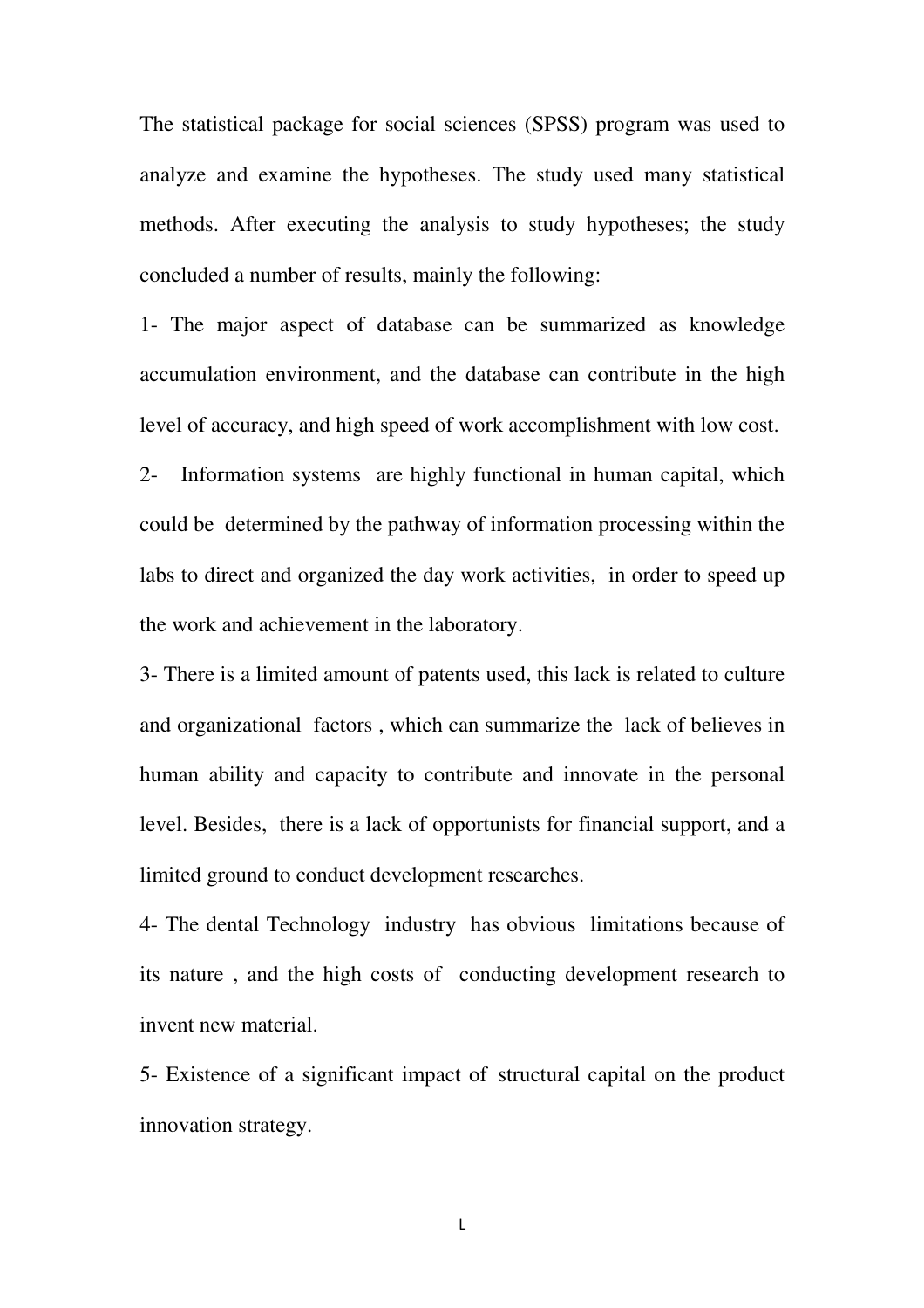The statistical package for social sciences (SPSS) program was used to analyze and examine the hypotheses. The study used many statistical methods. After executing the analysis to study hypotheses; the study concluded a number of results, mainly the following:

1- The major aspect of database can be summarized as knowledge accumulation environment, and the database can contribute in the high level of accuracy, and high speed of work accomplishment with low cost.

2- Information systems are highly functional in human capital, which could be determined by the pathway of information processing within the labs to direct and organized the day work activities, in order to speed up the work and achievement in the laboratory.

3- There is a limited amount of patents used, this lack is related to culture and organizational factors , which can summarize the lack of believes in human ability and capacity to contribute and innovate in the personal level. Besides, there is a lack of opportunists for financial support, and a limited ground to conduct development researches.

4- The dental Technology industry has obvious limitations because of its nature , and the high costs of conducting development research to invent new material.

5- Existence of a significant impact of structural capital on the product innovation strategy.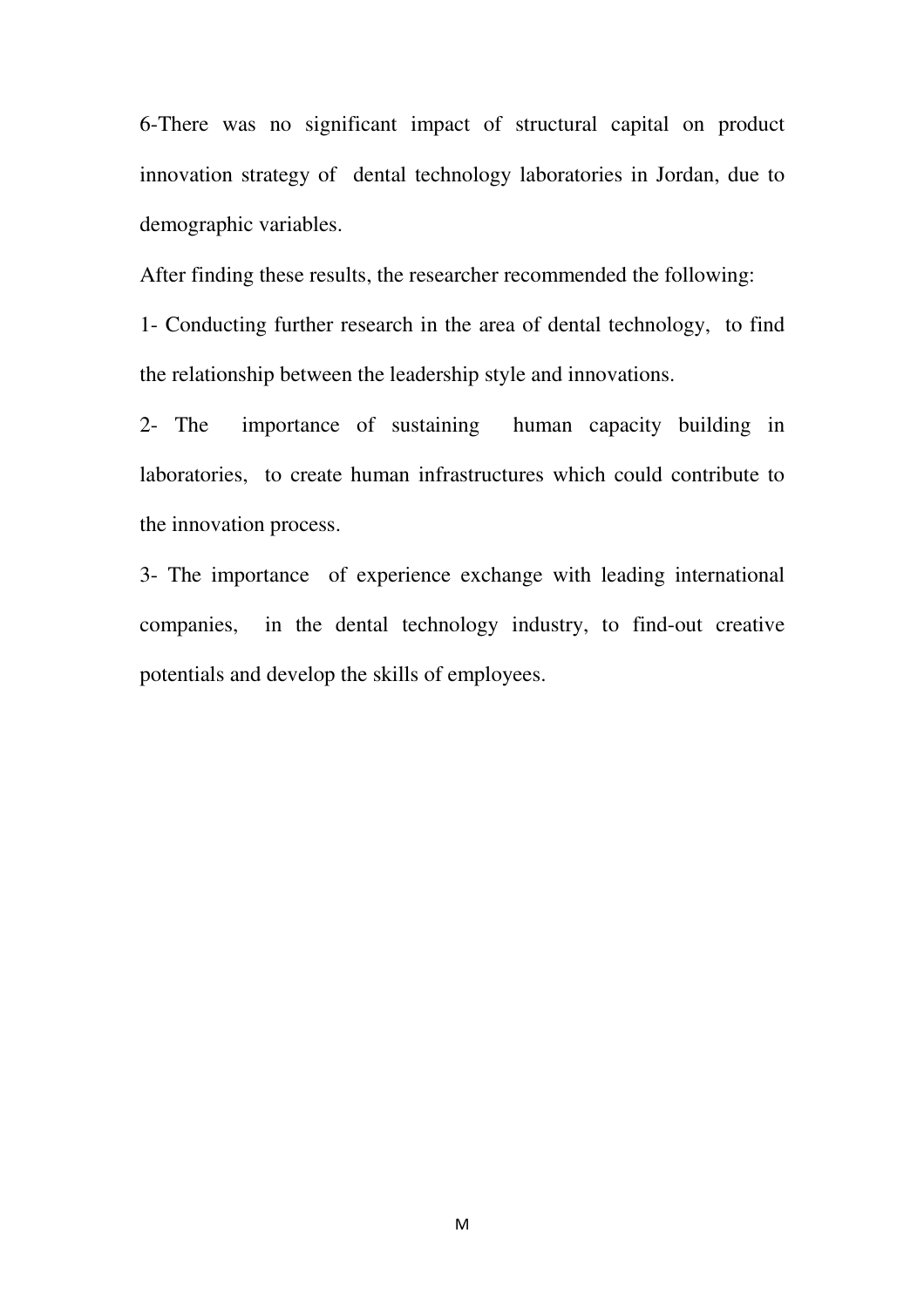6-There was no significant impact of structural capital on product innovation strategy of dental technology laboratories in Jordan, due to demographic variables.

After finding these results, the researcher recommended the following:

1- Conducting further research in the area of dental technology, to find the relationship between the leadership style and innovations.

2- The importance of sustaining human capacity building in laboratories, to create human infrastructures which could contribute to the innovation process.

3- The importance of experience exchange with leading international companies, in the dental technology industry, to find-out creative potentials and develop the skills of employees.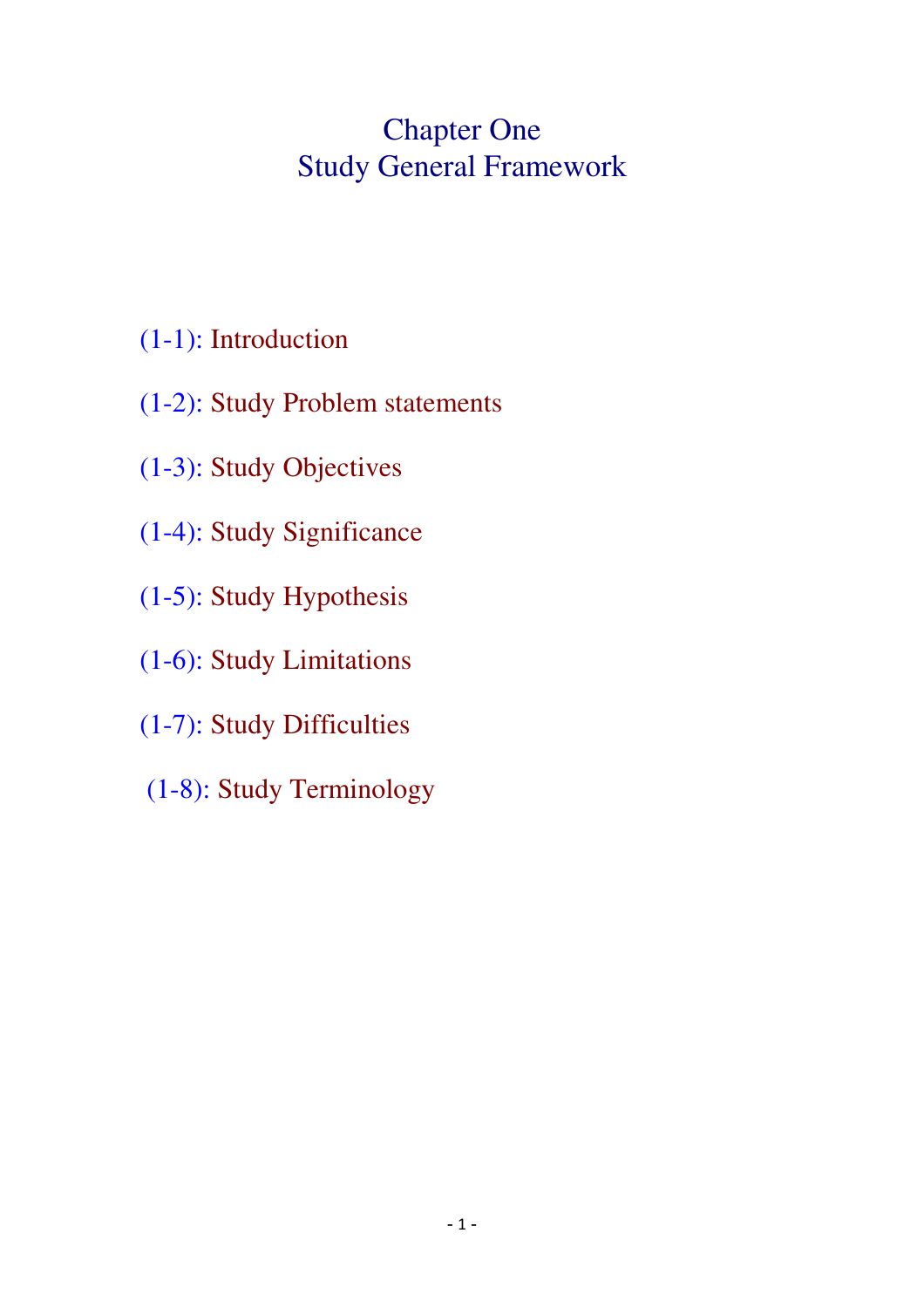# Chapter One
# Study General Framework

(1-1): Introduction

(1-2): Study Problem statements

(1-3): Study Objectives

(1-4): Study Significance

(1-5): Study Hypothesis

(1-6): Study Limitations

(1-7): Study Difficulties

(1-8): Study Terminology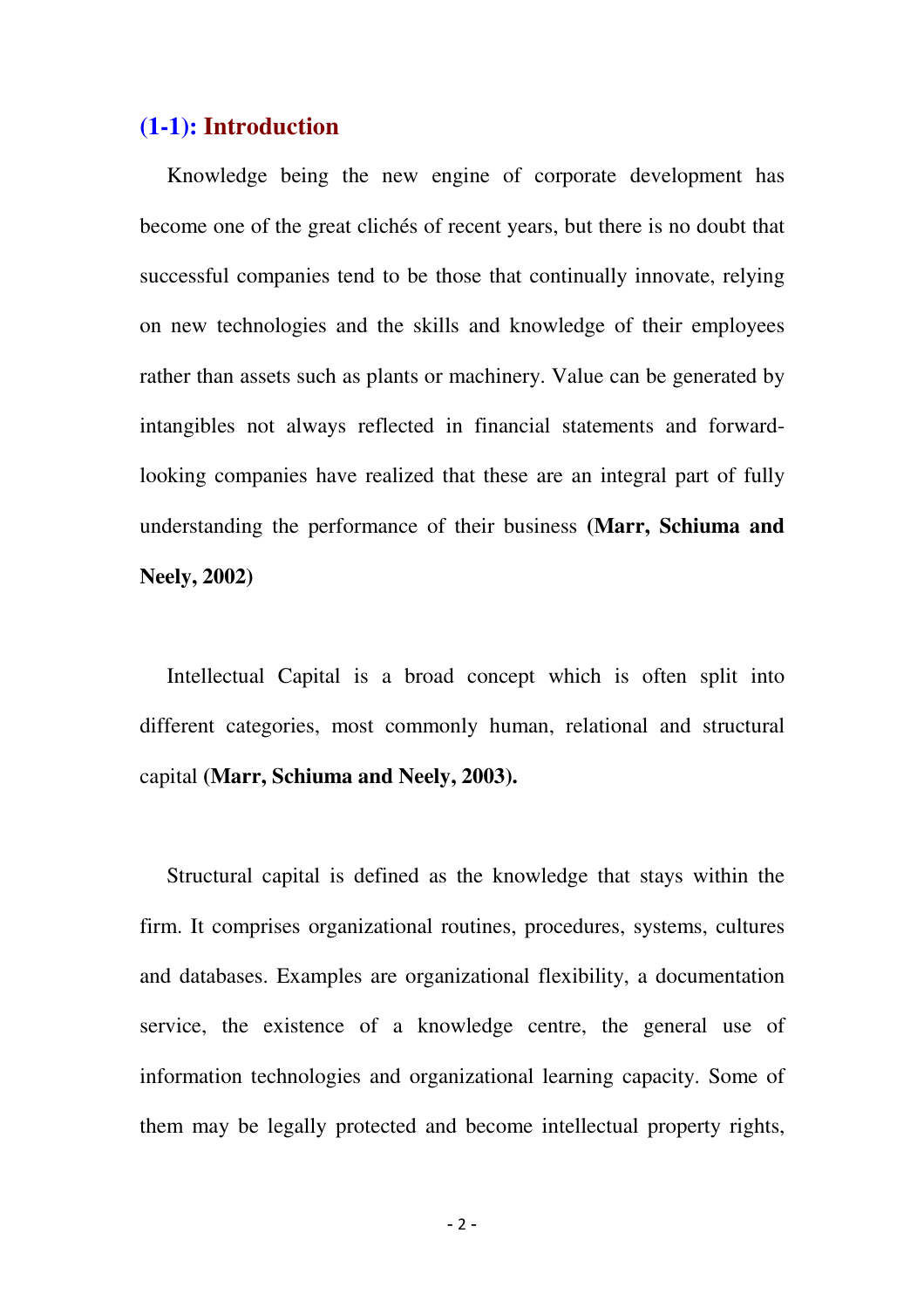## (1-1): Introduction

Knowledge being the new engine of corporate development has become one of the great clichés of recent years, but there is no doubt that successful companies tend to be those that continually innovate, relying on new technologies and the skills and knowledge of their employees rather than assets such as plants or machinery. Value can be generated by intangibles not always reflected in financial statements and forward-looking companies have realized that these are an integral part of fully understanding the performance of their business **(Marr, Schiuma and Neely, 2002)**

Intellectual Capital is a broad concept which is often split into different categories, most commonly human, relational and structural capital **(Marr, Schiuma and Neely, 2003).**

Structural capital is defined as the knowledge that stays within the firm. It comprises organizational routines, procedures, systems, cultures and databases. Examples are organizational flexibility, a documentation service, the existence of a knowledge centre, the general use of information technologies and organizational learning capacity. Some of them may be legally protected and become intellectual property rights,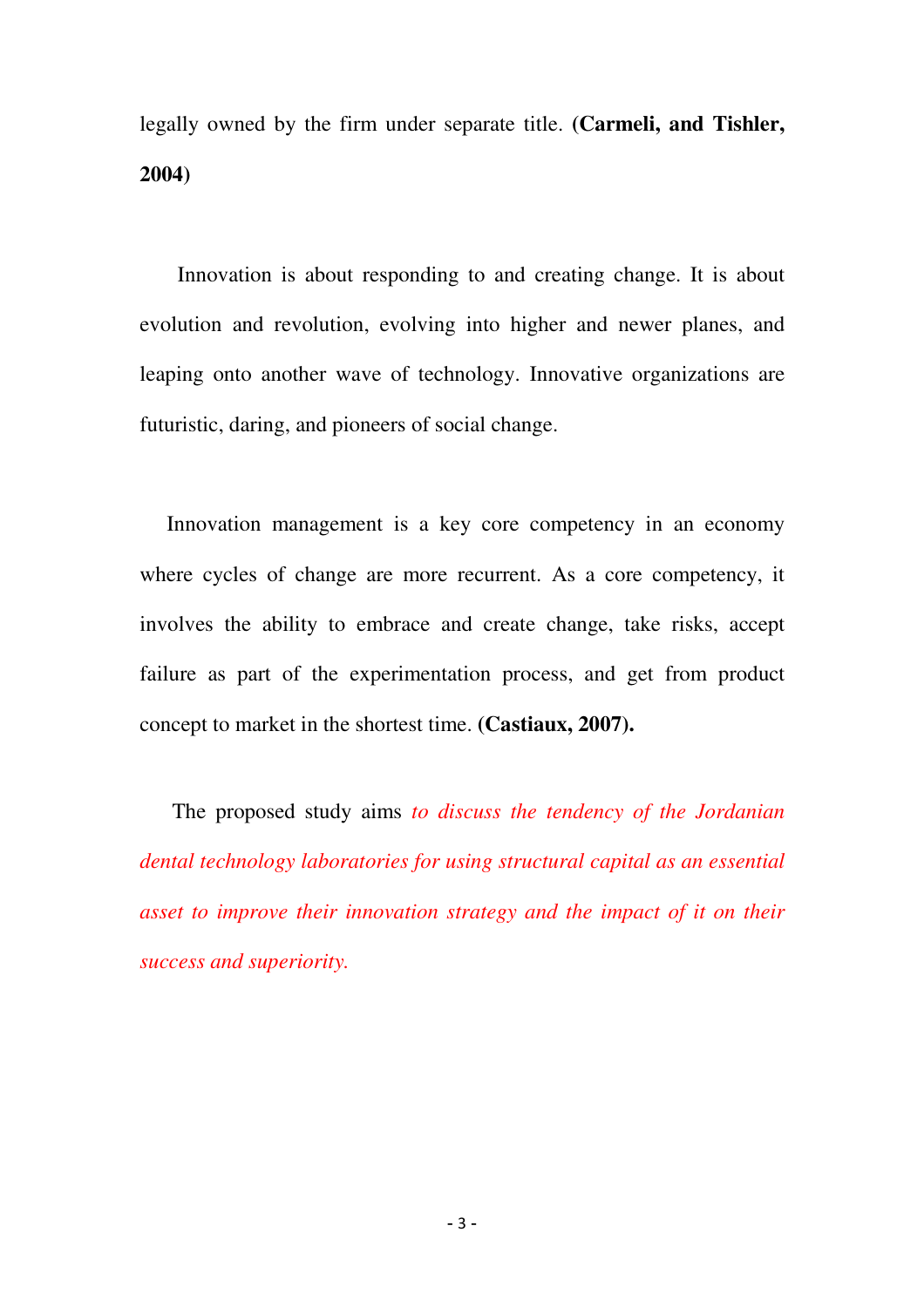legally owned by the firm under separate title. **(Carmeli, and Tishler, 2004)**

Innovation is about responding to and creating change. It is about evolution and revolution, evolving into higher and newer planes, and leaping onto another wave of technology. Innovative organizations are futuristic, daring, and pioneers of social change.

Innovation management is a key core competency in an economy where cycles of change are more recurrent. As a core competency, it involves the ability to embrace and create change, take risks, accept failure as part of the experimentation process, and get from product concept to market in the shortest time. **(Castiaux, 2007).**

The proposed study aims *to discuss the tendency of the Jordanian dental technology laboratories for using structural capital as an essential asset to improve their innovation strategy and the impact of it on their success and superiority.*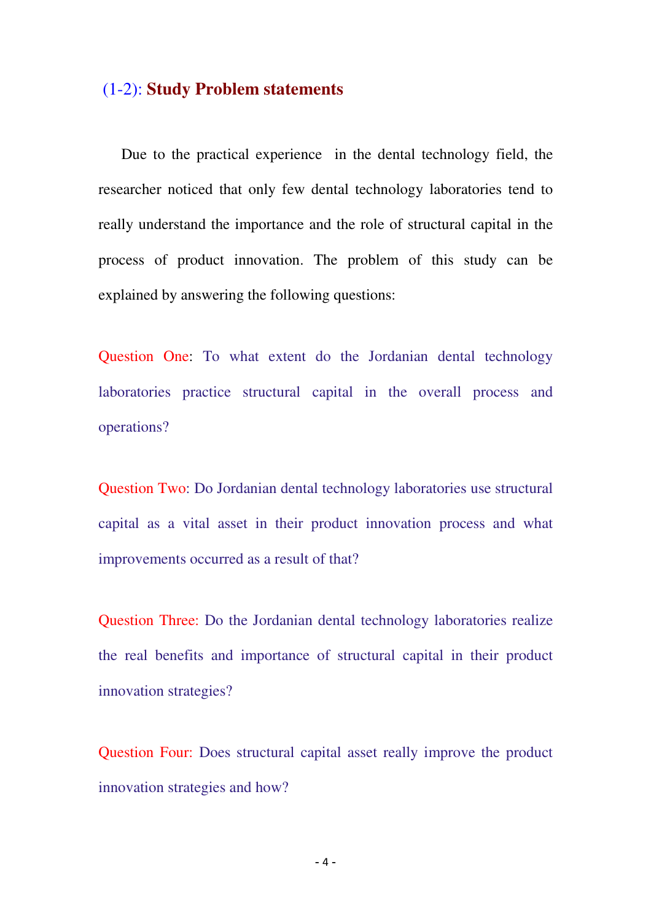## (1-2): **Study Problem statements**

Due to the practical experience in the dental technology field, the researcher noticed that only few dental technology laboratories tend to really understand the importance and the role of structural capital in the process of product innovation. The problem of this study can be explained by answering the following questions:

Question One: To what extent do the Jordanian dental technology laboratories practice structural capital in the overall process and operations?

Question Two: Do Jordanian dental technology laboratories use structural capital as a vital asset in their product innovation process and what improvements occurred as a result of that?

Question Three: Do the Jordanian dental technology laboratories realize the real benefits and importance of structural capital in their product innovation strategies?

Question Four: Does structural capital asset really improve the product innovation strategies and how?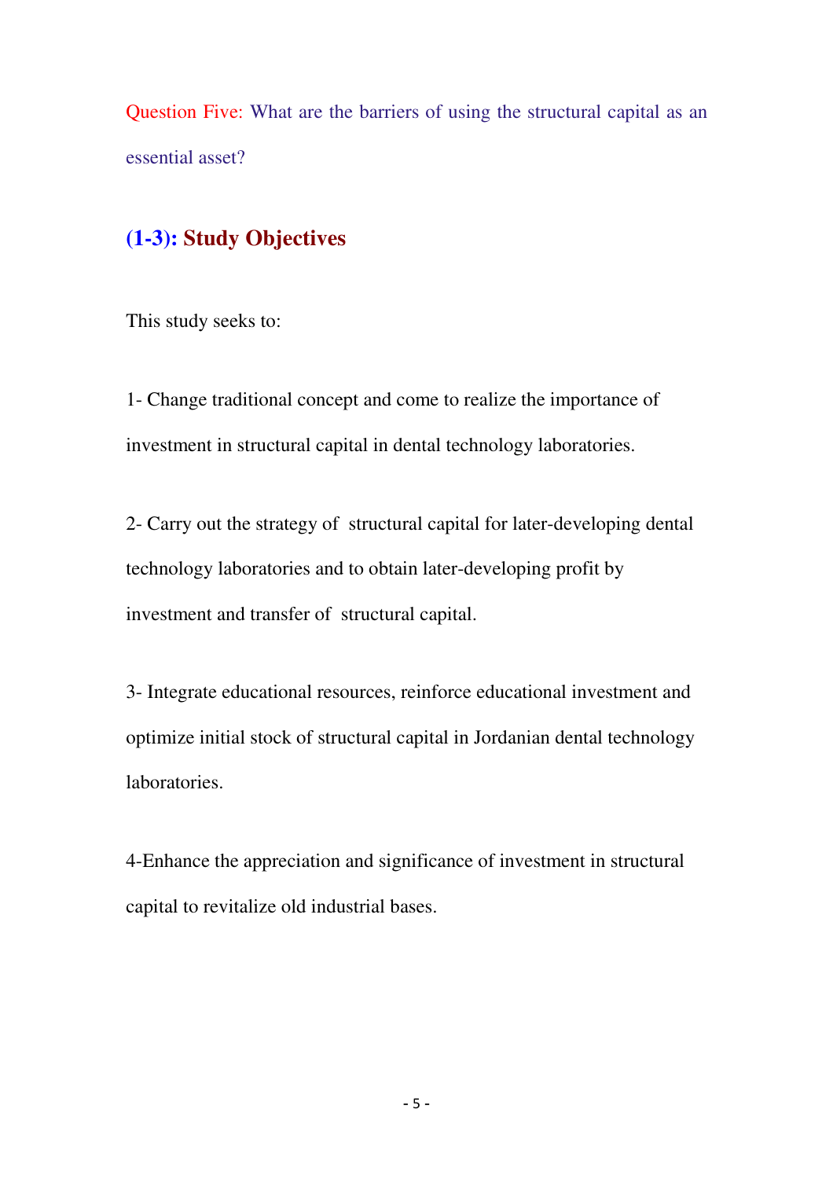Question Five: What are the barriers of using the structural capital as an essential asset?

## (1-3): Study Objectives

This study seeks to:

1- Change traditional concept and come to realize the importance of investment in structural capital in dental technology laboratories.

2- Carry out the strategy of structural capital for later-developing dental technology laboratories and to obtain later-developing profit by investment and transfer of structural capital.

3- Integrate educational resources, reinforce educational investment and optimize initial stock of structural capital in Jordanian dental technology laboratories.

4-Enhance the appreciation and significance of investment in structural capital to revitalize old industrial bases.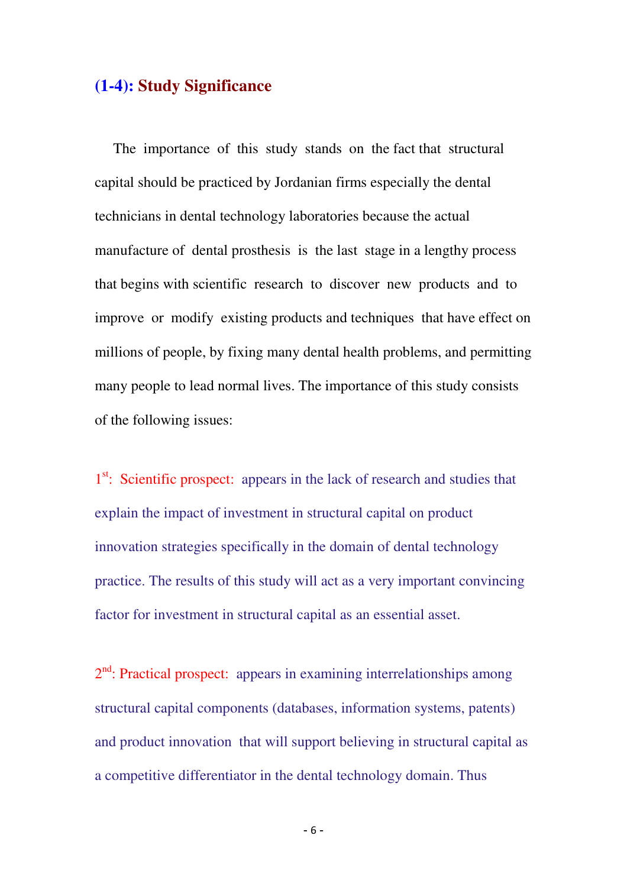## (1-4): Study Significance

The importance of this study stands on the fact that structural capital should be practiced by Jordanian firms especially the dental technicians in dental technology laboratories because the actual manufacture of dental prosthesis is the last stage in a lengthy process that begins with scientific research to discover new products and to improve or modify existing products and techniques that have effect on millions of people, by fixing many dental health problems, and permitting many people to lead normal lives. The importance of this study consists of the following issues:

1st: Scientific prospect: appears in the lack of research and studies that explain the impact of investment in structural capital on product innovation strategies specifically in the domain of dental technology practice. The results of this study will act as a very important convincing factor for investment in structural capital as an essential asset.

2nd: Practical prospect: appears in examining interrelationships among structural capital components (databases, information systems, patents) and product innovation that will support believing in structural capital as a competitive differentiator in the dental technology domain. Thus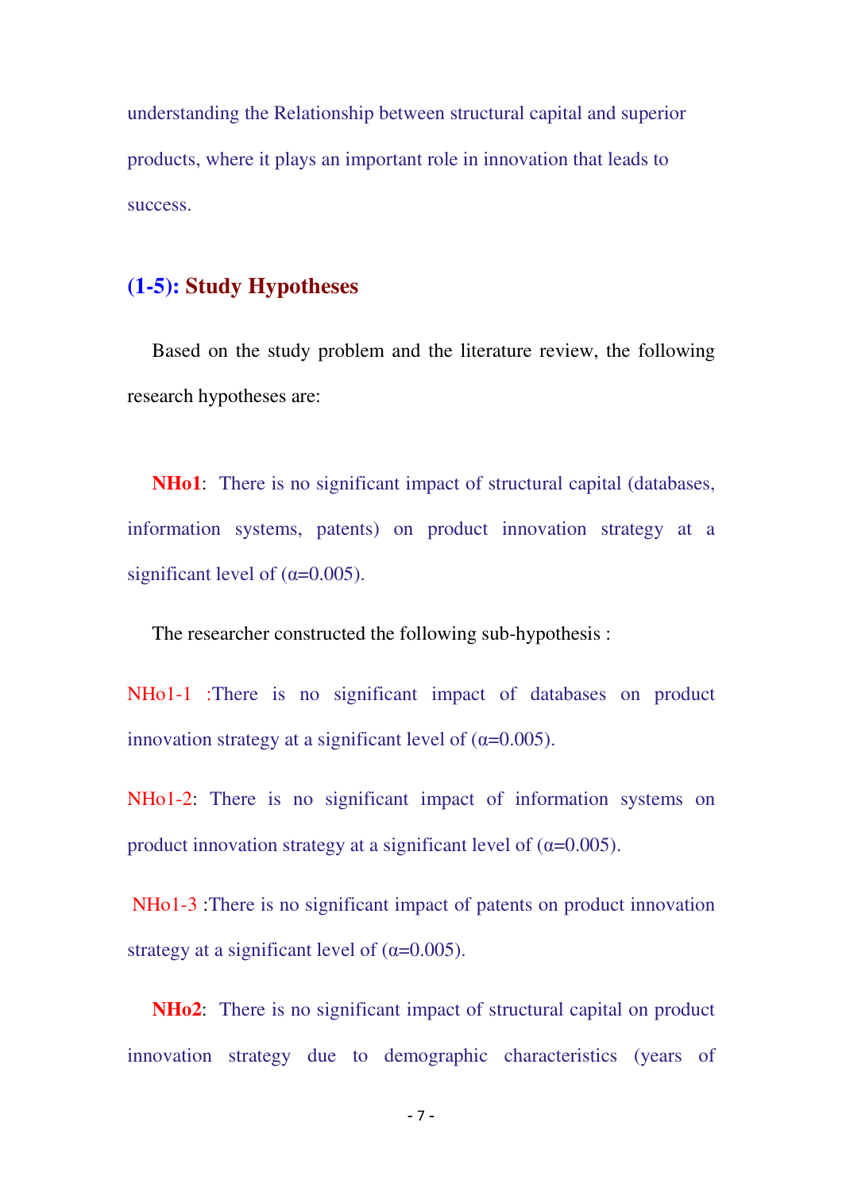understanding the Relationship between structural capital and superior products, where it plays an important role in innovation that leads to success.

## (1-5): Study Hypotheses

Based on the study problem and the literature review, the following research hypotheses are:

**NHo1**: There is no significant impact of structural capital (databases, information systems, patents) on product innovation strategy at a significant level of ($\alpha$=0.005).

The researcher constructed the following sub-hypothesis :

NHo1-1 :There is no significant impact of databases on product innovation strategy at a significant level of ($\alpha$=0.005).

NHo1-2: There is no significant impact of information systems on product innovation strategy at a significant level of ($\alpha$=0.005).

NHo1-3 :There is no significant impact of patents on product innovation strategy at a significant level of ($\alpha$=0.005).

**NHo2**: There is no significant impact of structural capital on product innovation strategy due to demographic characteristics (years of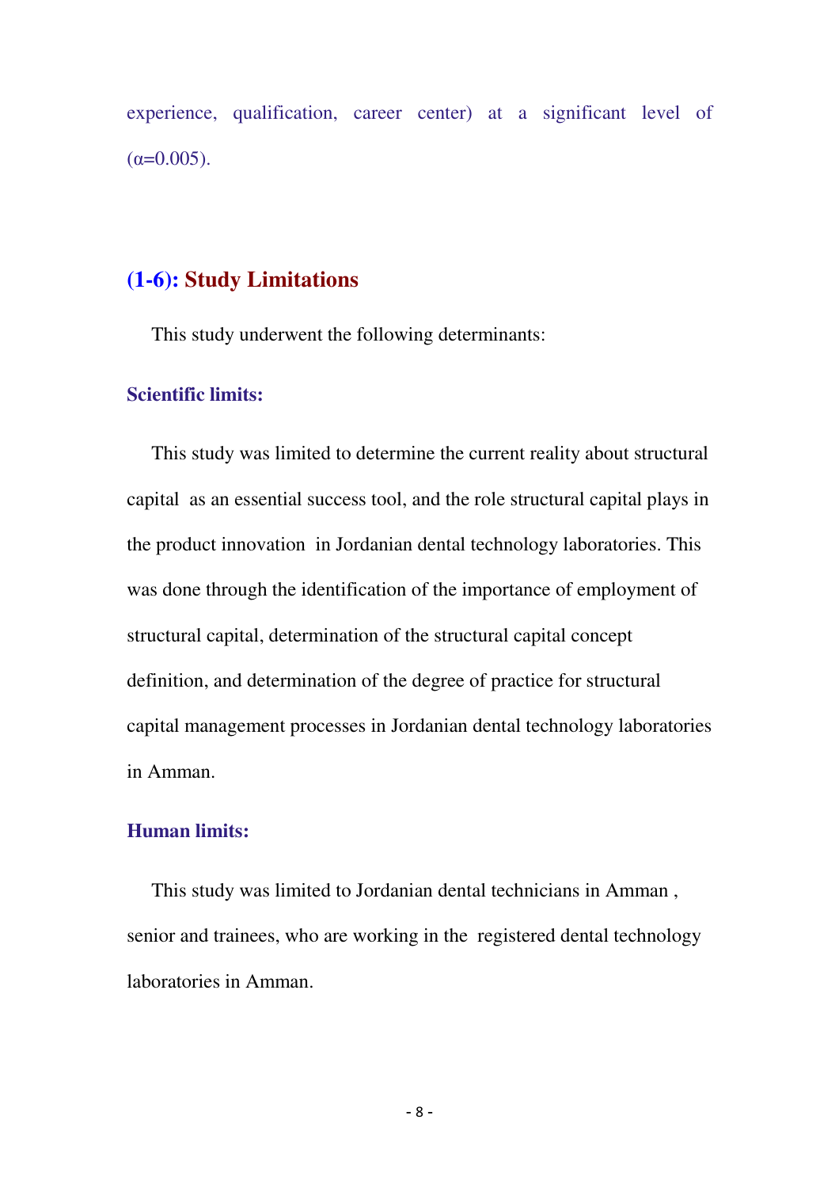experience, qualification, career center) at a significant level of ($\alpha$=0.005).

## (1-6): Study Limitations

This study underwent the following determinants:

### Scientific limits:

This study was limited to determine the current reality about structural capital as an essential success tool, and the role structural capital plays in the product innovation in Jordanian dental technology laboratories. This was done through the identification of the importance of employment of structural capital, determination of the structural capital concept definition, and determination of the degree of practice for structural capital management processes in Jordanian dental technology laboratories in Amman.

### Human limits:

This study was limited to Jordanian dental technicians in Amman , senior and trainees, who are working in the registered dental technology laboratories in Amman.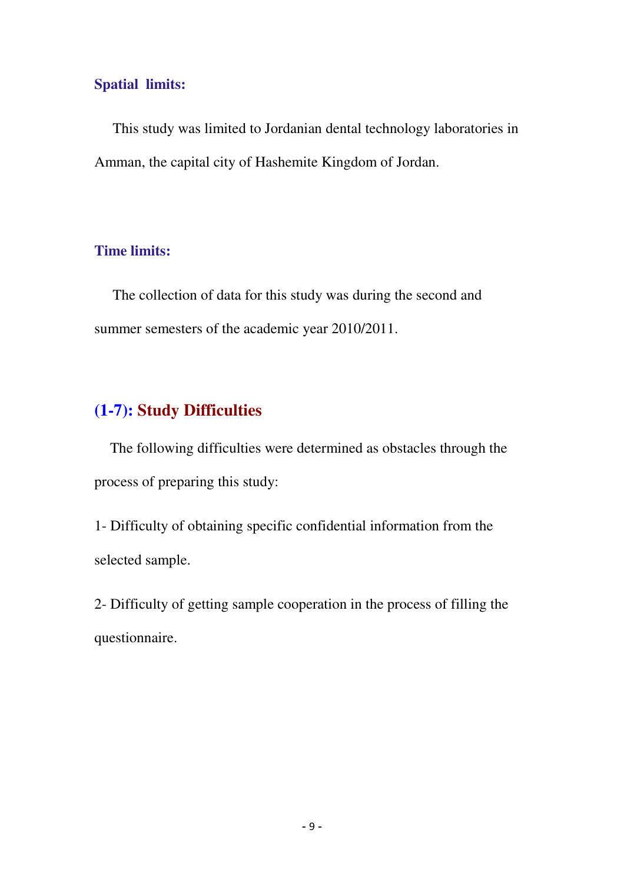**Spatial limits:**

This study was limited to Jordanian dental technology laboratories in Amman, the capital city of Hashemite Kingdom of Jordan.

**Time limits:**

The collection of data for this study was during the second and summer semesters of the academic year 2010/2011.

## (1-7): Study Difficulties

The following difficulties were determined as obstacles through the process of preparing this study:

1- Difficulty of obtaining specific confidential information from the selected sample.

2- Difficulty of getting sample cooperation in the process of filling the questionnaire.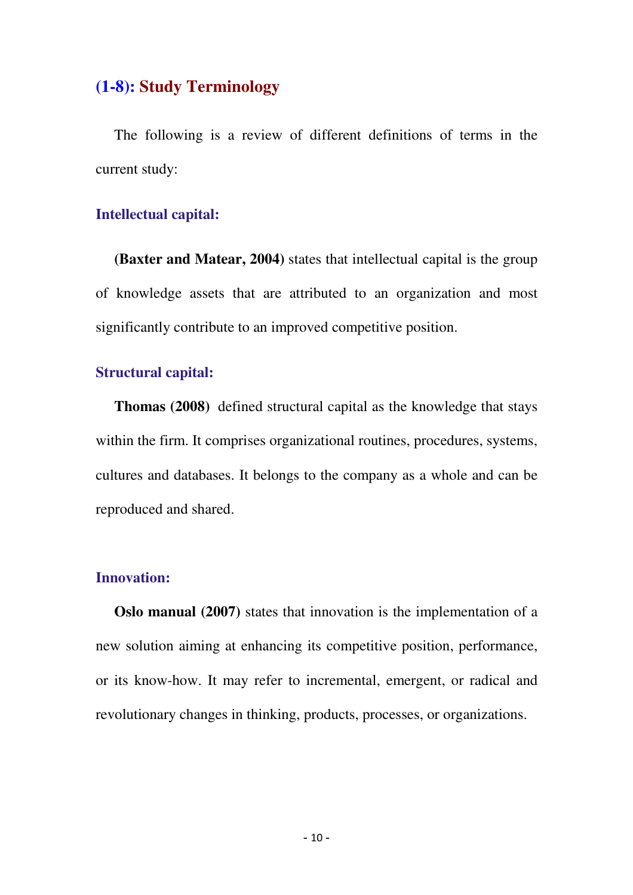## (1-8): Study Terminology

The following is a review of different definitions of terms in the current study:

### Intellectual capital:

**(Baxter and Matear, 2004)** states that intellectual capital is the group of knowledge assets that are attributed to an organization and most significantly contribute to an improved competitive position.

### Structural capital:

**Thomas (2008)** defined structural capital as the knowledge that stays within the firm. It comprises organizational routines, procedures, systems, cultures and databases. It belongs to the company as a whole and can be reproduced and shared.

### Innovation:

**Oslo manual (2007)** states that innovation is the implementation of a new solution aiming at enhancing its competitive position, performance, or its know-how. It may refer to incremental, emergent, or radical and revolutionary changes in thinking, products, processes, or organizations.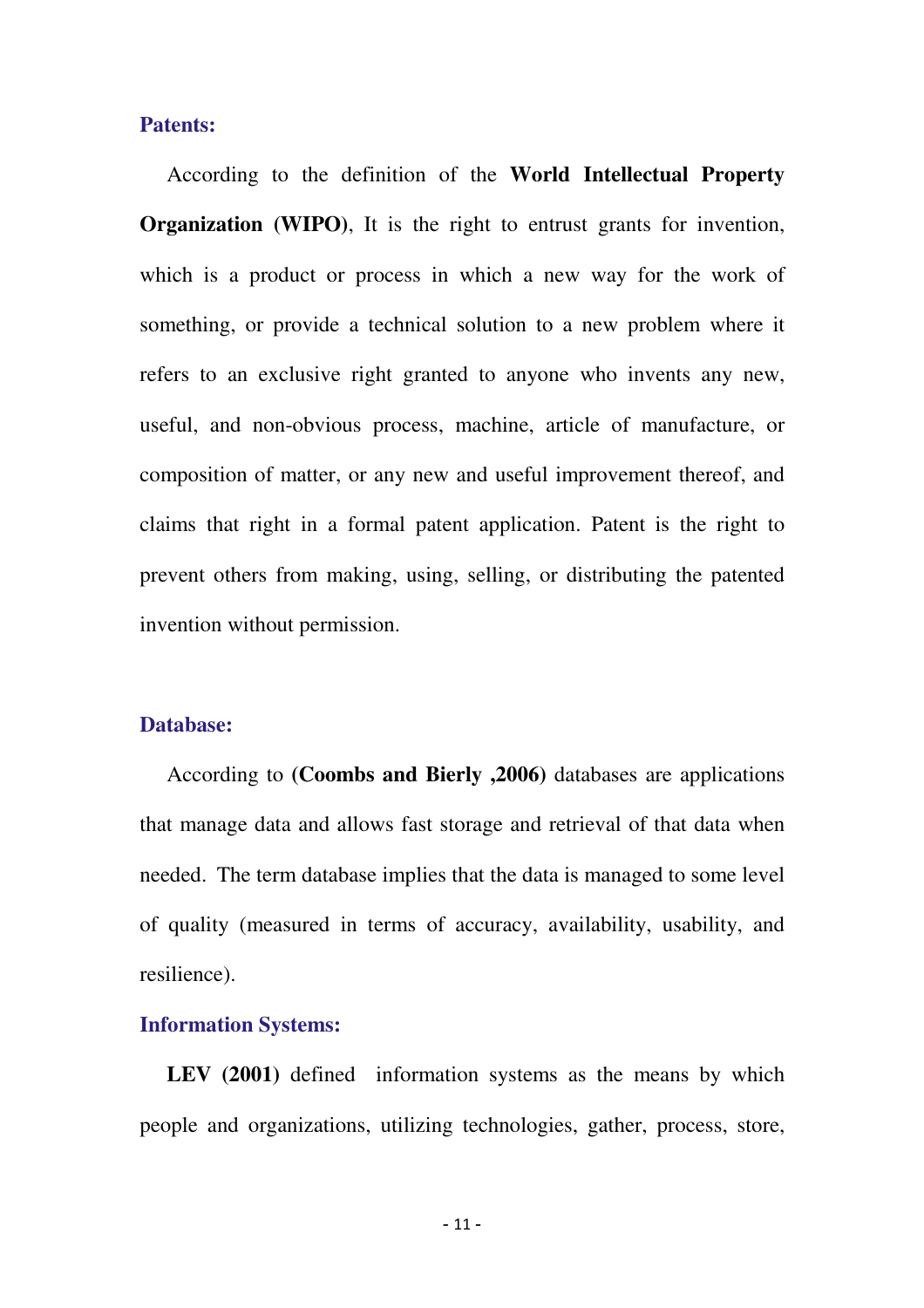### Patents:

According to the definition of the **World Intellectual Property Organization (WIPO)**, It is the right to entrust grants for invention, which is a product or process in which a new way for the work of something, or provide a technical solution to a new problem where it refers to an exclusive right granted to anyone who invents any new, useful, and non-obvious process, machine, article of manufacture, or composition of matter, or any new and useful improvement thereof, and claims that right in a formal patent application. Patent is the right to prevent others from making, using, selling, or distributing the patented invention without permission.

### Database:

According to **(Coombs and Bierly ,2006)** databases are applications that manage data and allows fast storage and retrieval of that data when needed. The term database implies that the data is managed to some level of quality (measured in terms of accuracy, availability, usability, and resilience).

### Information Systems:

**LEV (2001)** defined information systems as the means by which people and organizations, utilizing technologies, gather, process, store,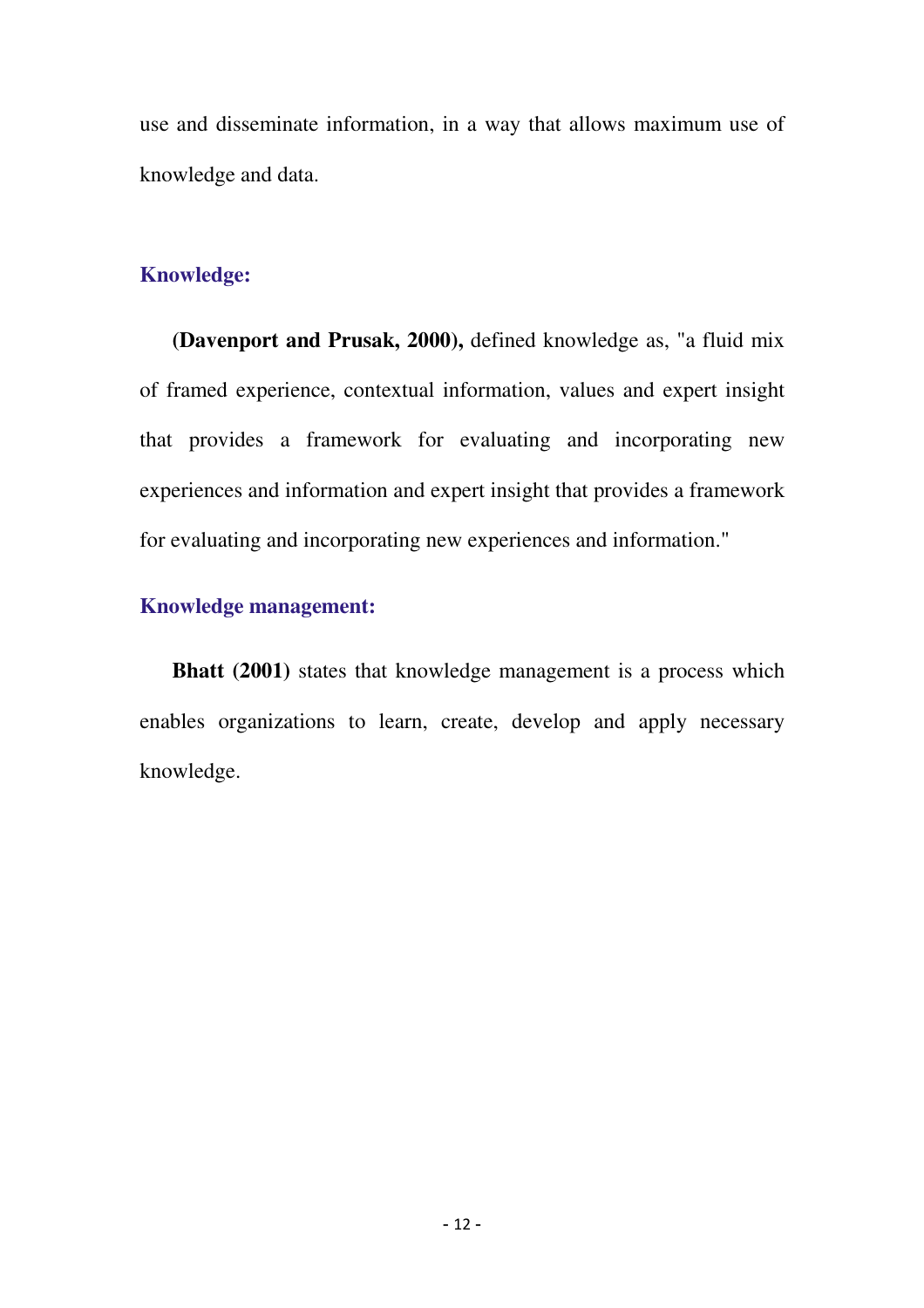use and disseminate information, in a way that allows maximum use of knowledge and data.

### Knowledge:

**(Davenport and Prusak, 2000),** defined knowledge as, "a fluid mix of framed experience, contextual information, values and expert insight that provides a framework for evaluating and incorporating new experiences and information and expert insight that provides a framework for evaluating and incorporating new experiences and information."

### Knowledge management:

**Bhatt (2001)** states that knowledge management is a process which enables organizations to learn, create, develop and apply necessary knowledge.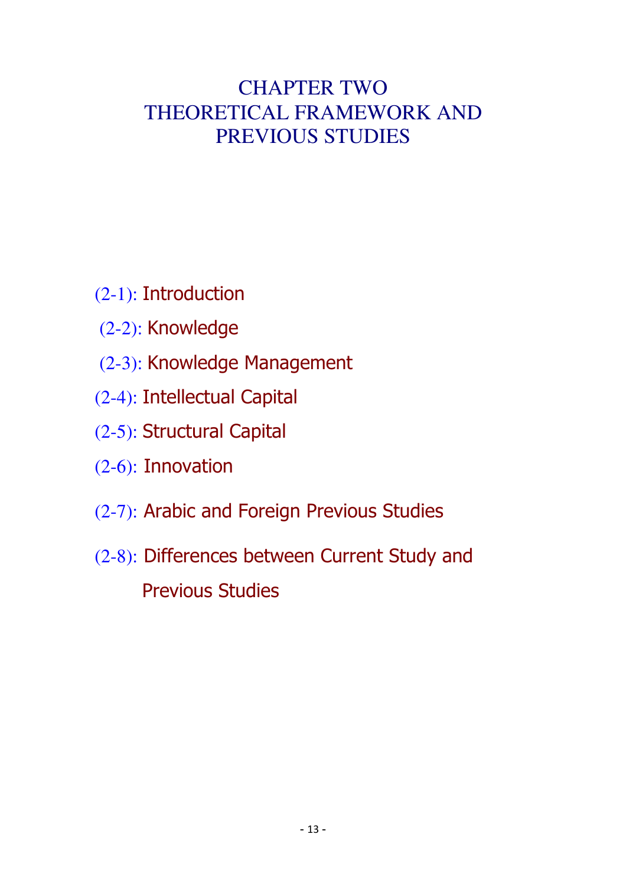# CHAPTER TWO
# THEORETICAL FRAMEWORK AND PREVIOUS STUDIES

(2-1): Introduction

(2-2): Knowledge

(2-3): Knowledge Management

(2-4): Intellectual Capital

(2-5): Structural Capital

(2-6): Innovation

(2-7): Arabic and Foreign Previous Studies

(2-8): Differences between Current Study and Previous Studies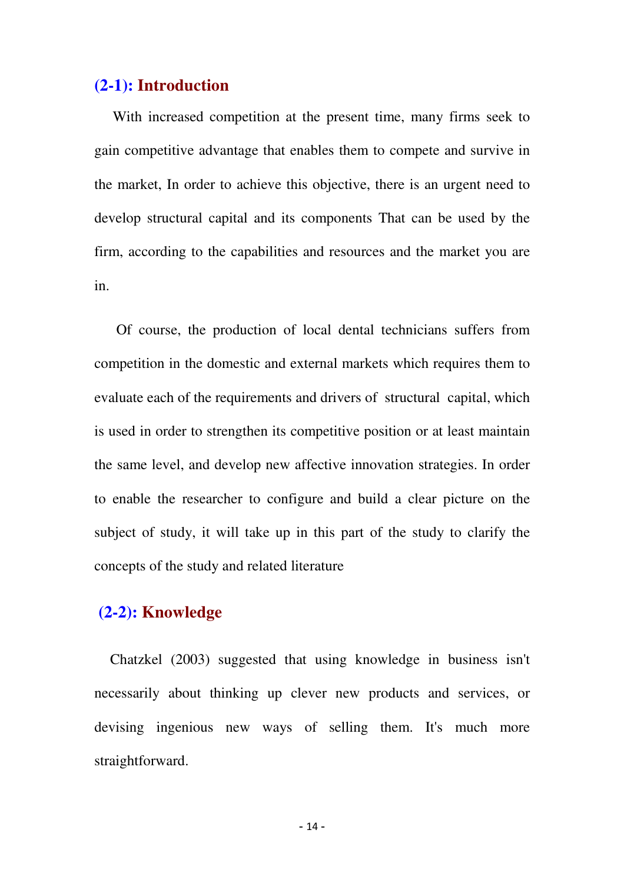## (2-1): Introduction

With increased competition at the present time, many firms seek to gain competitive advantage that enables them to compete and survive in the market, In order to achieve this objective, there is an urgent need to develop structural capital and its components That can be used by the firm, according to the capabilities and resources and the market you are in.

Of course, the production of local dental technicians suffers from competition in the domestic and external markets which requires them to evaluate each of the requirements and drivers of structural capital, which is used in order to strengthen its competitive position or at least maintain the same level, and develop new affective innovation strategies. In order to enable the researcher to configure and build a clear picture on the subject of study, it will take up in this part of the study to clarify the concepts of the study and related literature

## (2-2): Knowledge

Chatzkel (2003) suggested that using knowledge in business isn't necessarily about thinking up clever new products and services, or devising ingenious new ways of selling them. It's much more straightforward.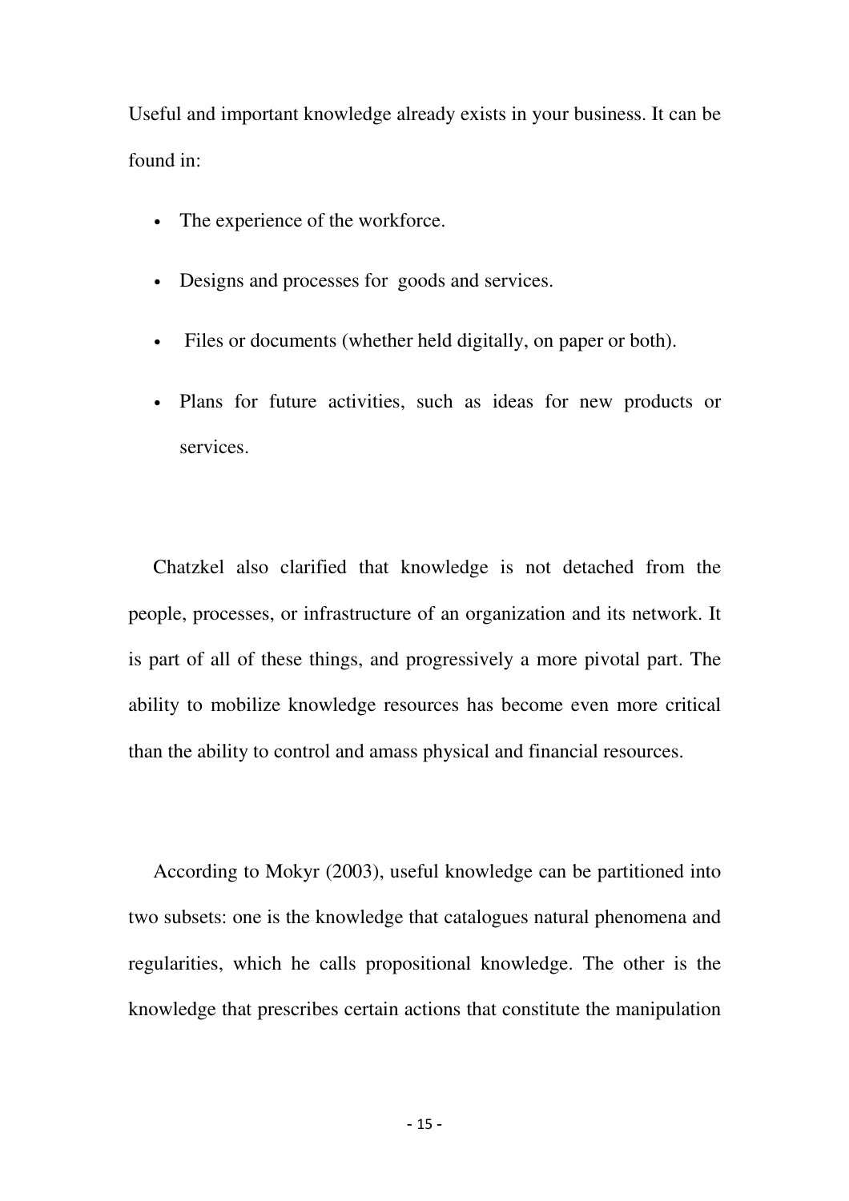Useful and important knowledge already exists in your business. It can be found in:

- The experience of the workforce.
- Designs and processes for goods and services.
- Files or documents (whether held digitally, on paper or both).
- Plans for future activities, such as ideas for new products or services.

Chatzkel also clarified that knowledge is not detached from the people, processes, or infrastructure of an organization and its network. It is part of all of these things, and progressively a more pivotal part. The ability to mobilize knowledge resources has become even more critical than the ability to control and amass physical and financial resources.

According to Mokyr (2003), useful knowledge can be partitioned into two subsets: one is the knowledge that catalogues natural phenomena and regularities, which he calls propositional knowledge. The other is the knowledge that prescribes certain actions that constitute the manipulation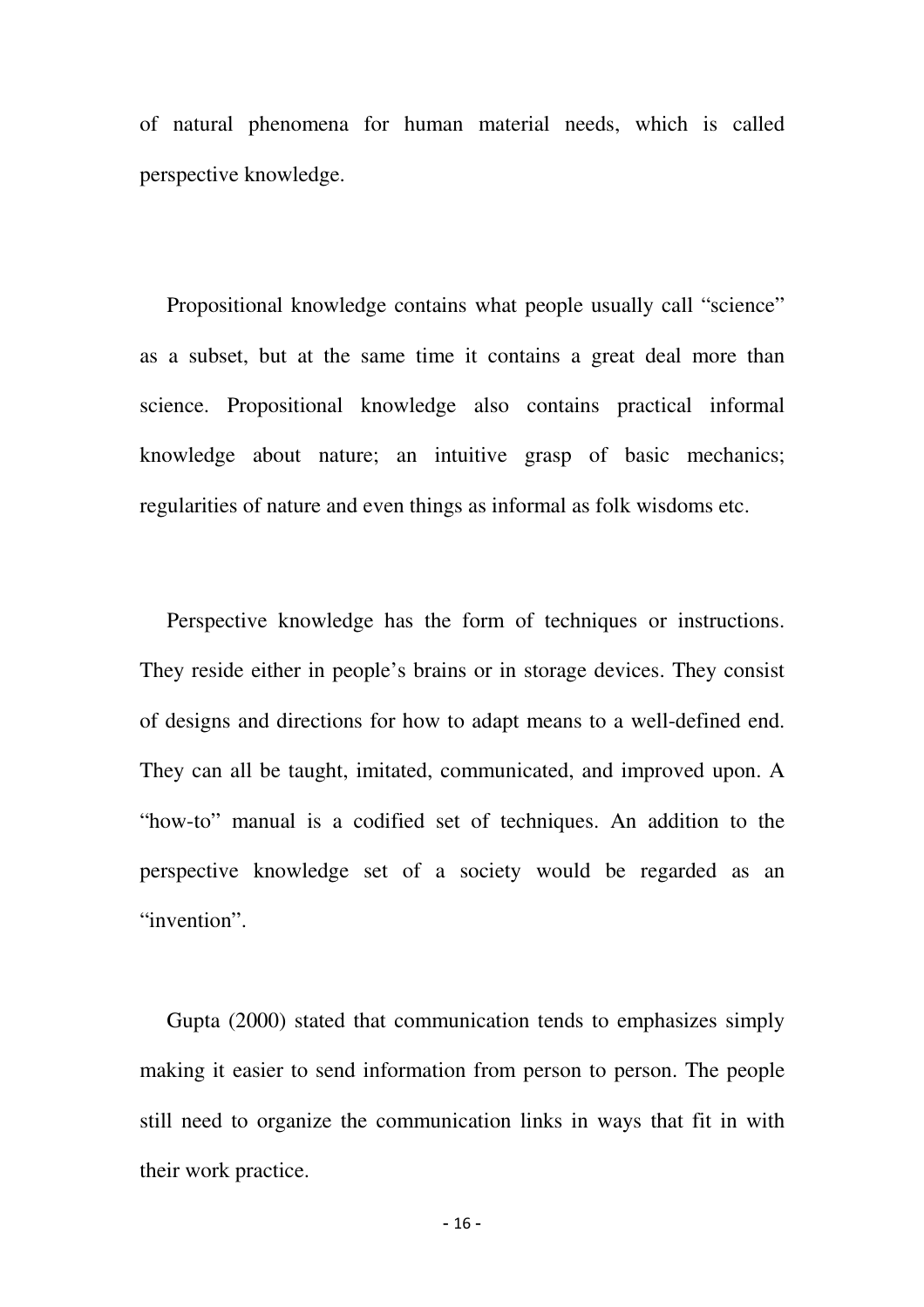of natural phenomena for human material needs, which is called perspective knowledge.

Propositional knowledge contains what people usually call “science” as a subset, but at the same time it contains a great deal more than science. Propositional knowledge also contains practical informal knowledge about nature; an intuitive grasp of basic mechanics; regularities of nature and even things as informal as folk wisdoms etc.

Perspective knowledge has the form of techniques or instructions. They reside either in people’s brains or in storage devices. They consist of designs and directions for how to adapt means to a well-defined end. They can all be taught, imitated, communicated, and improved upon. A “how-to” manual is a codified set of techniques. An addition to the perspective knowledge set of a society would be regarded as an “invention”.

Gupta (2000) stated that communication tends to emphasizes simply making it easier to send information from person to person. The people still need to organize the communication links in ways that fit in with their work practice.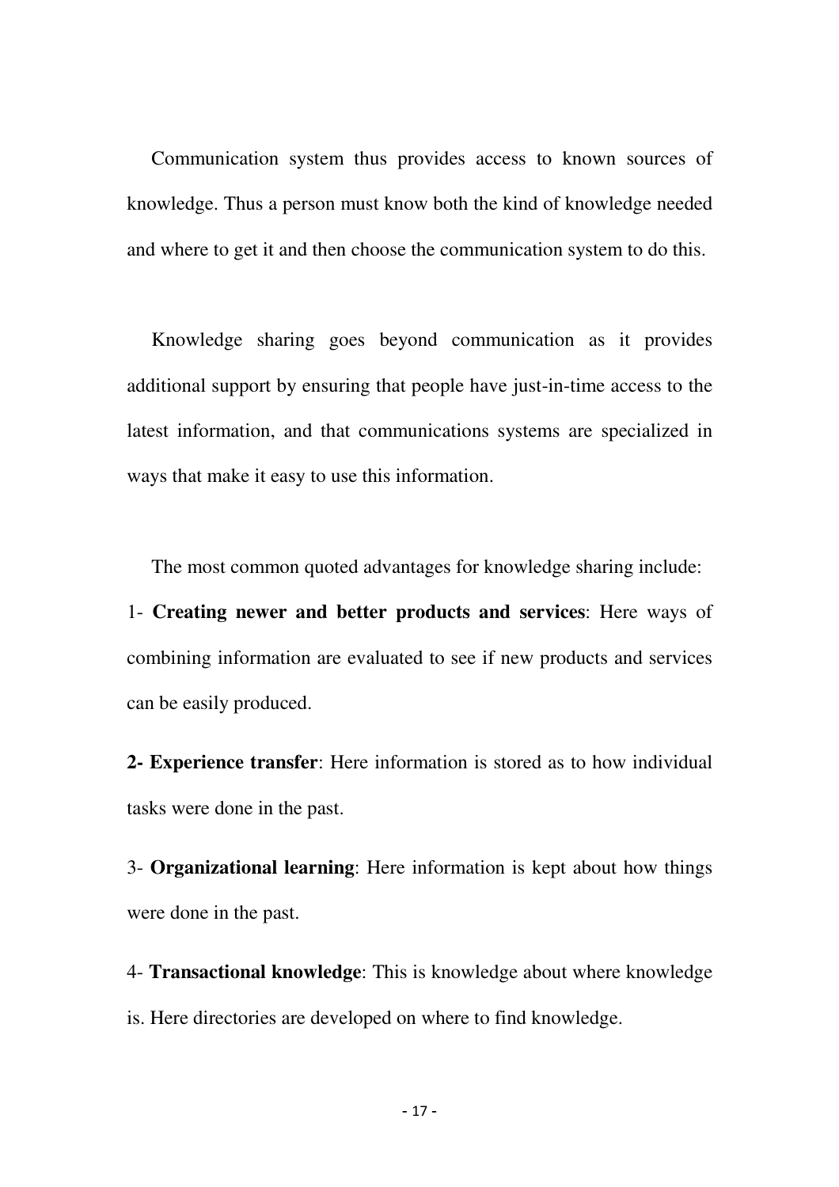Communication system thus provides access to known sources of knowledge. Thus a person must know both the kind of knowledge needed and where to get it and then choose the communication system to do this.

Knowledge sharing goes beyond communication as it provides additional support by ensuring that people have just-in-time access to the latest information, and that communications systems are specialized in ways that make it easy to use this information.

The most common quoted advantages for knowledge sharing include:

1- **Creating newer and better products and services**: Here ways of combining information are evaluated to see if new products and services can be easily produced.

**2- Experience transfer**: Here information is stored as to how individual tasks were done in the past.

3- **Organizational learning**: Here information is kept about how things were done in the past.

4- **Transactional knowledge**: This is knowledge about where knowledge is. Here directories are developed on where to find knowledge.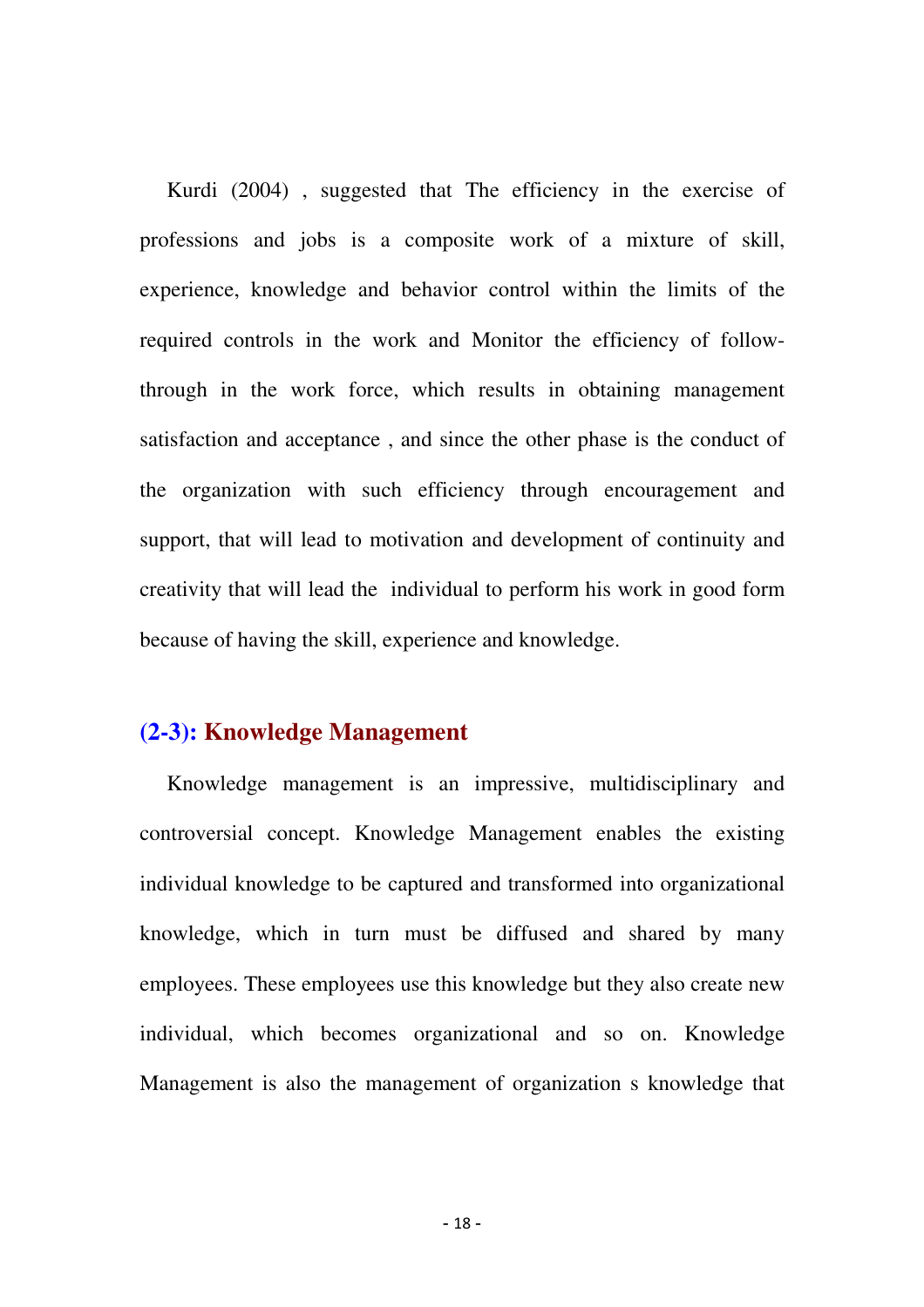Kurdi (2004) , suggested that The efficiency in the exercise of professions and jobs is a composite work of a mixture of skill, experience, knowledge and behavior control within the limits of the required controls in the work and Monitor the efficiency of follow-through in the work force, which results in obtaining management satisfaction and acceptance , and since the other phase is the conduct of the organization with such efficiency through encouragement and support, that will lead to motivation and development of continuity and creativity that will lead the individual to perform his work in good form because of having the skill, experience and knowledge.

## (2-3): Knowledge Management

Knowledge management is an impressive, multidisciplinary and controversial concept. Knowledge Management enables the existing individual knowledge to be captured and transformed into organizational knowledge, which in turn must be diffused and shared by many employees. These employees use this knowledge but they also create new individual, which becomes organizational and so on. Knowledge Management is also the management of organization s knowledge that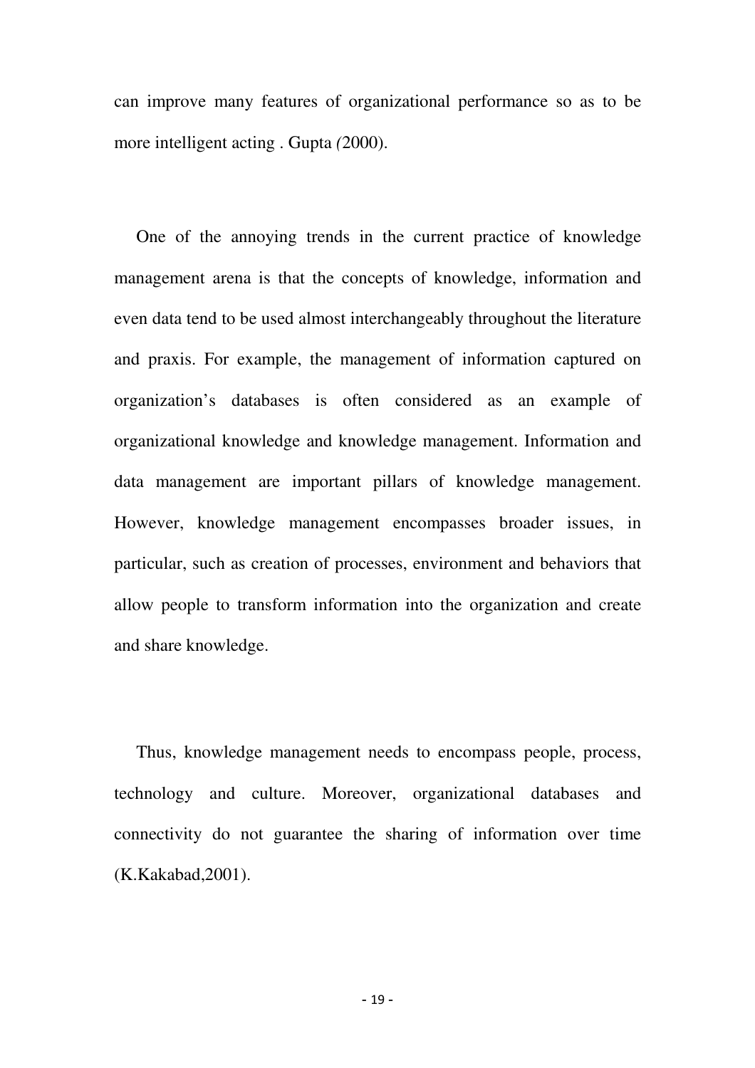can improve many features of organizational performance so as to be more intelligent acting . Gupta (2000).

One of the annoying trends in the current practice of knowledge management arena is that the concepts of knowledge, information and even data tend to be used almost interchangeably throughout the literature and praxis. For example, the management of information captured on organization's databases is often considered as an example of organizational knowledge and knowledge management. Information and data management are important pillars of knowledge management. However, knowledge management encompasses broader issues, in particular, such as creation of processes, environment and behaviors that allow people to transform information into the organization and create and share knowledge.

Thus, knowledge management needs to encompass people, process, technology and culture. Moreover, organizational databases and connectivity do not guarantee the sharing of information over time (K.Kakabad,2001).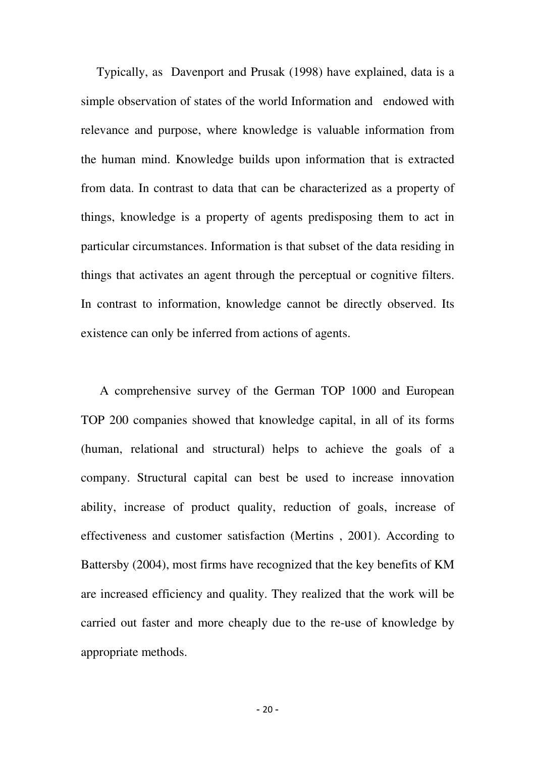Typically, as Davenport and Prusak (1998) have explained, data is a simple observation of states of the world Information and endowed with relevance and purpose, where knowledge is valuable information from the human mind. Knowledge builds upon information that is extracted from data. In contrast to data that can be characterized as a property of things, knowledge is a property of agents predisposing them to act in particular circumstances. Information is that subset of the data residing in things that activates an agent through the perceptual or cognitive filters. In contrast to information, knowledge cannot be directly observed. Its existence can only be inferred from actions of agents.

A comprehensive survey of the German TOP 1000 and European TOP 200 companies showed that knowledge capital, in all of its forms (human, relational and structural) helps to achieve the goals of a company. Structural capital can best be used to increase innovation ability, increase of product quality, reduction of goals, increase of effectiveness and customer satisfaction (Mertins , 2001). According to Battersby (2004), most firms have recognized that the key benefits of KM are increased efficiency and quality. They realized that the work will be carried out faster and more cheaply due to the re-use of knowledge by appropriate methods.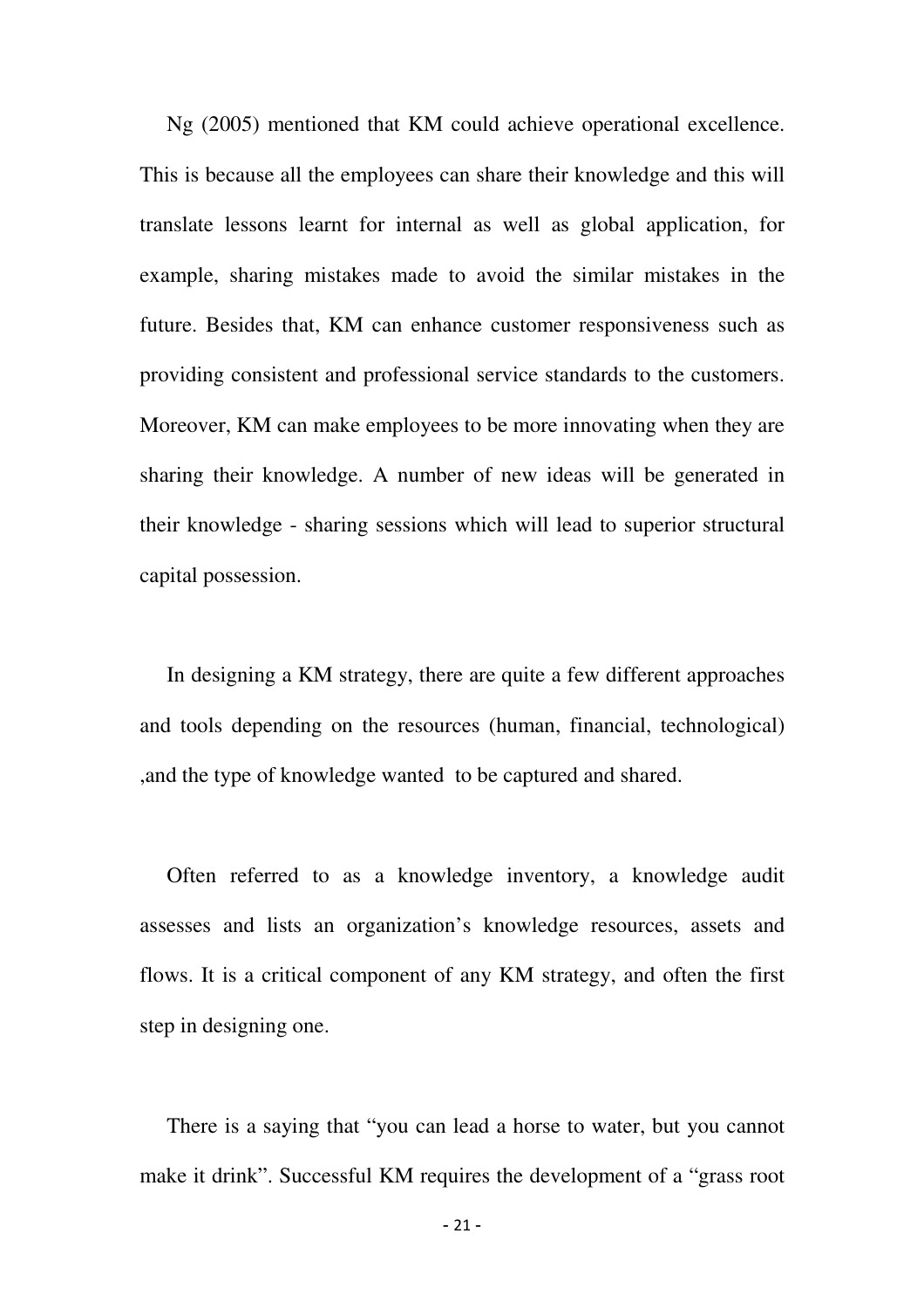Ng (2005) mentioned that KM could achieve operational excellence. This is because all the employees can share their knowledge and this will translate lessons learnt for internal as well as global application, for example, sharing mistakes made to avoid the similar mistakes in the future. Besides that, KM can enhance customer responsiveness such as providing consistent and professional service standards to the customers. Moreover, KM can make employees to be more innovating when they are sharing their knowledge. A number of new ideas will be generated in their knowledge - sharing sessions which will lead to superior structural capital possession.

In designing a KM strategy, there are quite a few different approaches and tools depending on the resources (human, financial, technological) ,and the type of knowledge wanted to be captured and shared.

Often referred to as a knowledge inventory, a knowledge audit assesses and lists an organization's knowledge resources, assets and flows. It is a critical component of any KM strategy, and often the first step in designing one.

There is a saying that "you can lead a horse to water, but you cannot make it drink". Successful KM requires the development of a "grass root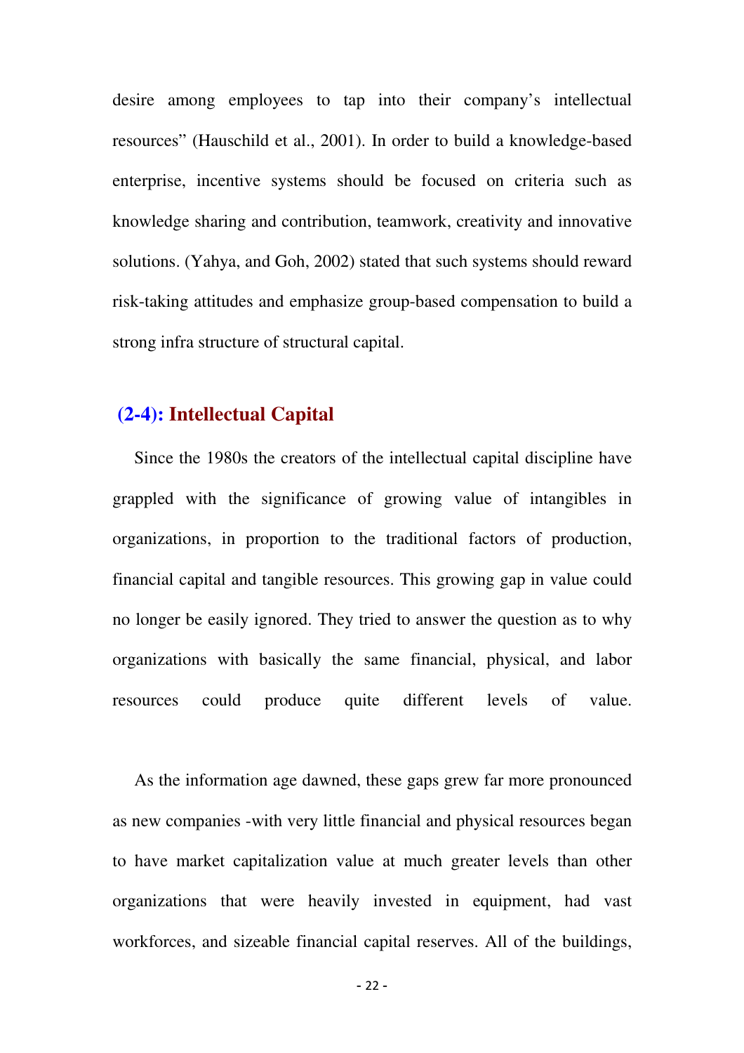desire among employees to tap into their company's intellectual resources" (Hauschild et al., 2001). In order to build a knowledge-based enterprise, incentive systems should be focused on criteria such as knowledge sharing and contribution, teamwork, creativity and innovative solutions. (Yahya, and Goh, 2002) stated that such systems should reward risk-taking attitudes and emphasize group-based compensation to build a strong infra structure of structural capital.

## (2-4): Intellectual Capital

Since the 1980s the creators of the intellectual capital discipline have grappled with the significance of growing value of intangibles in organizations, in proportion to the traditional factors of production, financial capital and tangible resources. This growing gap in value could no longer be easily ignored. They tried to answer the question as to why organizations with basically the same financial, physical, and labor resources could produce quite different levels of value.

As the information age dawned, these gaps grew far more pronounced as new companies -with very little financial and physical resources began to have market capitalization value at much greater levels than other organizations that were heavily invested in equipment, had vast workforces, and sizeable financial capital reserves. All of the buildings,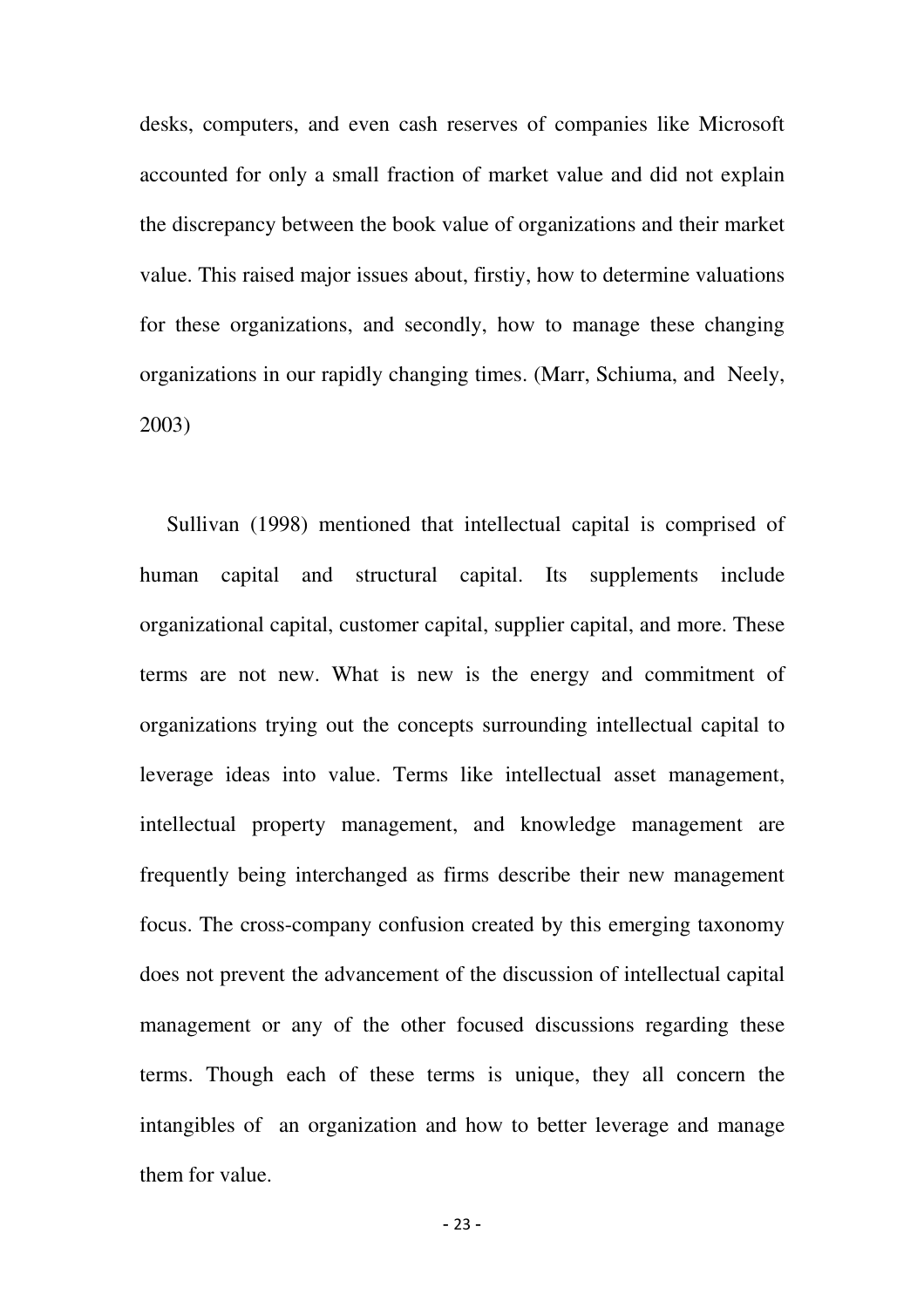desks, computers, and even cash reserves of companies like Microsoft accounted for only a small fraction of market value and did not explain the discrepancy between the book value of organizations and their market value. This raised major issues about, firstiy, how to determine valuations for these organizations, and secondly, how to manage these changing organizations in our rapidly changing times. (Marr, Schiuma, and Neely, 2003)

Sullivan (1998) mentioned that intellectual capital is comprised of human capital and structural capital. Its supplements include organizational capital, customer capital, supplier capital, and more. These terms are not new. What is new is the energy and commitment of organizations trying out the concepts surrounding intellectual capital to leverage ideas into value. Terms like intellectual asset management, intellectual property management, and knowledge management are frequently being interchanged as firms describe their new management focus. The cross-company confusion created by this emerging taxonomy does not prevent the advancement of the discussion of intellectual capital management or any of the other focused discussions regarding these terms. Though each of these terms is unique, they all concern the intangibles of an organization and how to better leverage and manage them for value.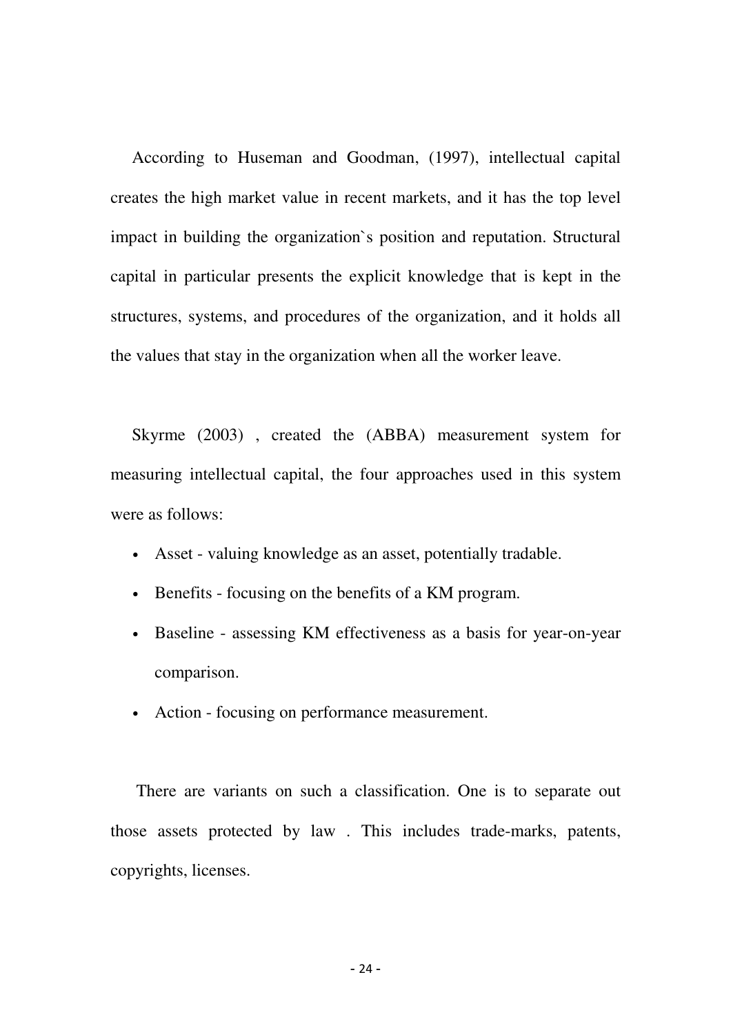According to Huseman and Goodman, (1997), intellectual capital creates the high market value in recent markets, and it has the top level impact in building the organization`s position and reputation. Structural capital in particular presents the explicit knowledge that is kept in the structures, systems, and procedures of the organization, and it holds all the values that stay in the organization when all the worker leave.

Skyrme (2003) , created the (ABBA) measurement system for measuring intellectual capital, the four approaches used in this system were as follows:

- Asset - valuing knowledge as an asset, potentially tradable.
- Benefits - focusing on the benefits of a KM program.
- Baseline - assessing KM effectiveness as a basis for year-on-year comparison.
- Action - focusing on performance measurement.

There are variants on such a classification. One is to separate out those assets protected by law . This includes trade-marks, patents, copyrights, licenses.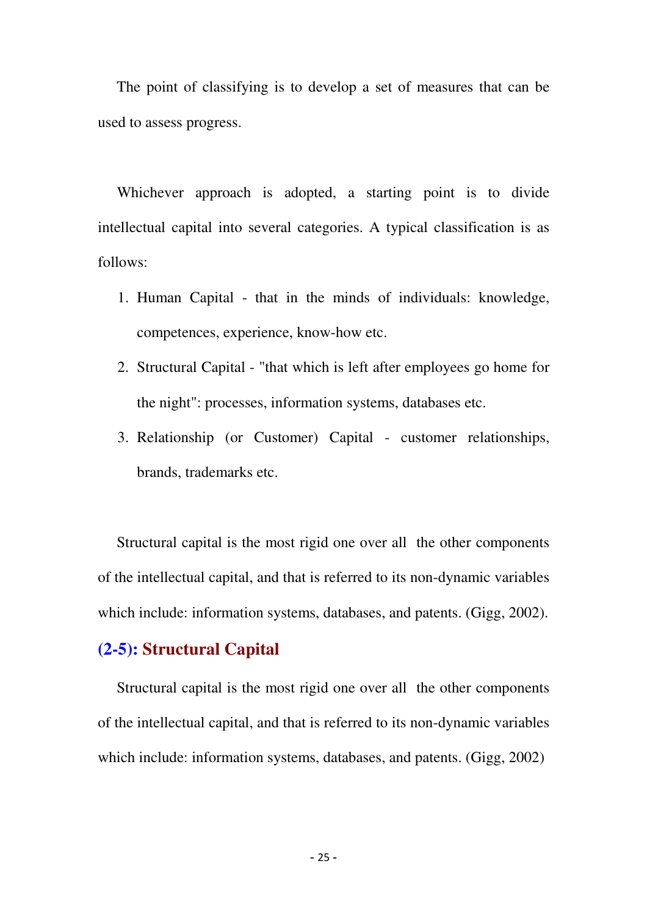The point of classifying is to develop a set of measures that can be used to assess progress.

Whichever approach is adopted, a starting point is to divide intellectual capital into several categories. A typical classification is as follows:

1. Human Capital - that in the minds of individuals: knowledge, competences, experience, know-how etc.
2. Structural Capital - "that which is left after employees go home for the night": processes, information systems, databases etc.
3. Relationship (or Customer) Capital - customer relationships, brands, trademarks etc.

Structural capital is the most rigid one over all the other components of the intellectual capital, and that is referred to its non-dynamic variables which include: information systems, databases, and patents. (Gigg, 2002).

## (2-5): Structural Capital

Structural capital is the most rigid one over all the other components of the intellectual capital, and that is referred to its non-dynamic variables which include: information systems, databases, and patents. (Gigg, 2002)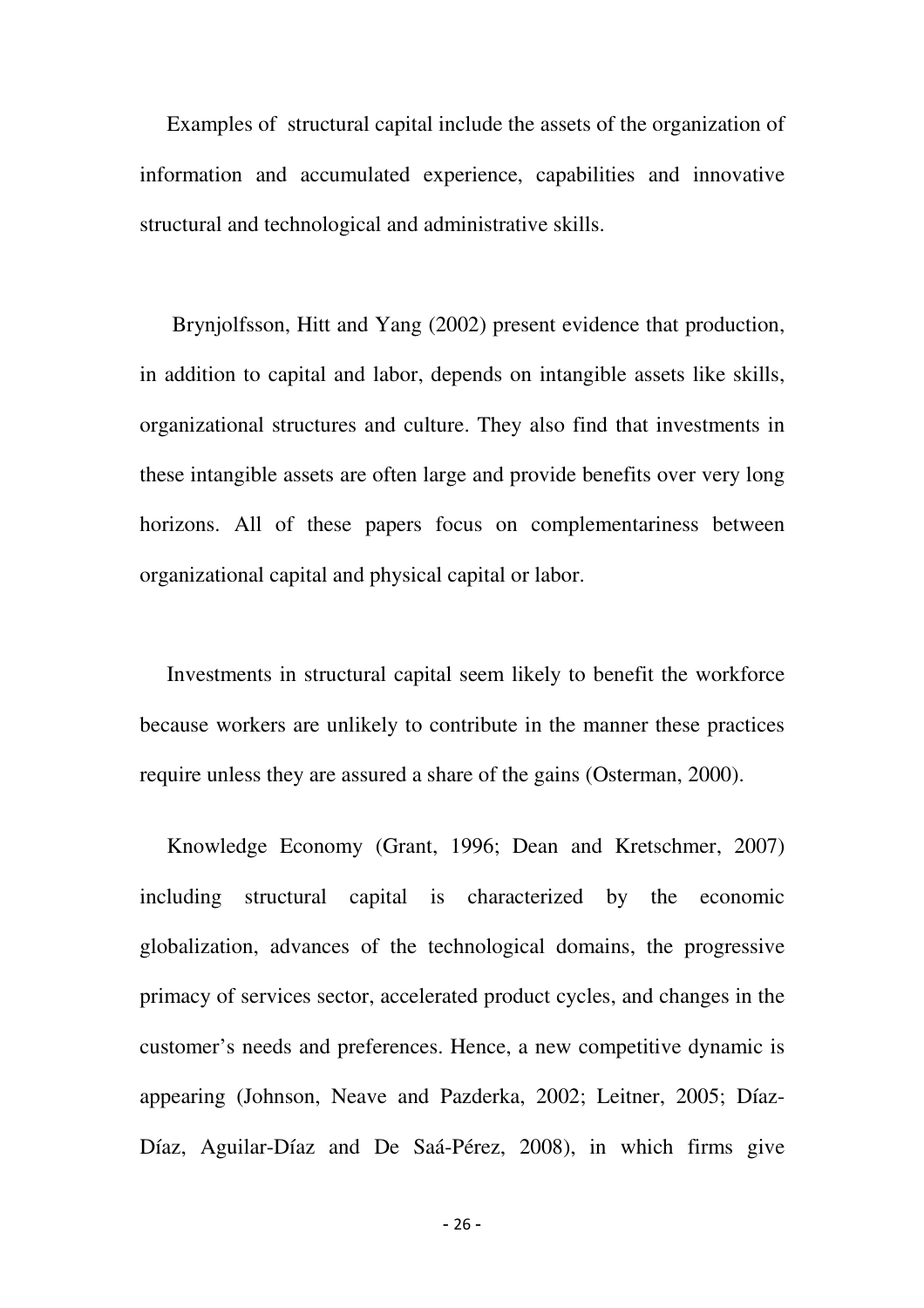Examples of structural capital include the assets of the organization of information and accumulated experience, capabilities and innovative structural and technological and administrative skills.

Brynjolfsson, Hitt and Yang (2002) present evidence that production, in addition to capital and labor, depends on intangible assets like skills, organizational structures and culture. They also find that investments in these intangible assets are often large and provide benefits over very long horizons. All of these papers focus on complementariness between organizational capital and physical capital or labor.

Investments in structural capital seem likely to benefit the workforce because workers are unlikely to contribute in the manner these practices require unless they are assured a share of the gains (Osterman, 2000).

Knowledge Economy (Grant, 1996; Dean and Kretschmer, 2007) including structural capital is characterized by the economic globalization, advances of the technological domains, the progressive primacy of services sector, accelerated product cycles, and changes in the customer's needs and preferences. Hence, a new competitive dynamic is appearing (Johnson, Neave and Pazderka, 2002; Leitner, 2005; Díaz-Díaz, Aguilar-Díaz and De Saá-Pérez, 2008), in which firms give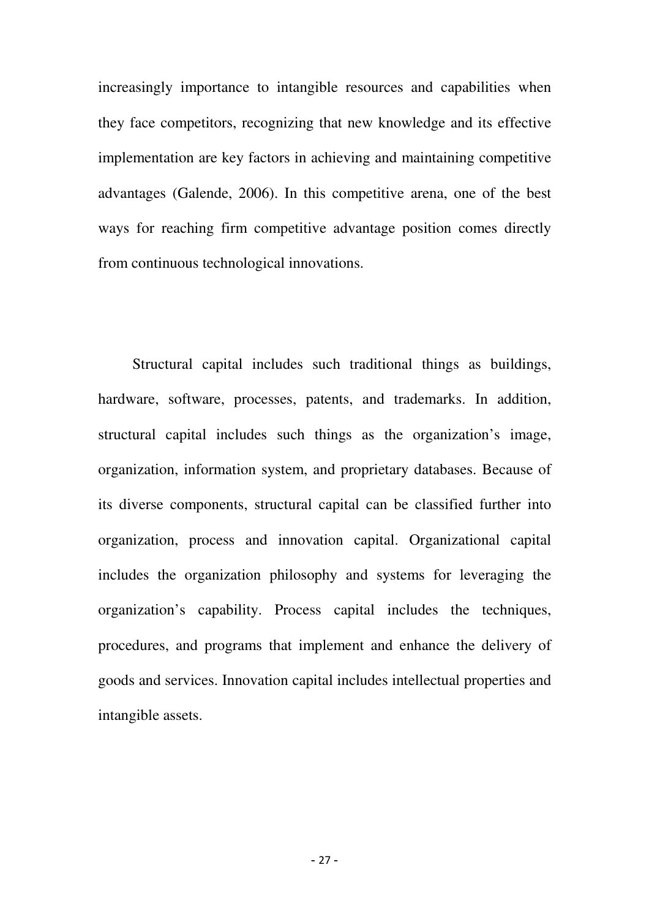increasingly importance to intangible resources and capabilities when they face competitors, recognizing that new knowledge and its effective implementation are key factors in achieving and maintaining competitive advantages (Galende, 2006). In this competitive arena, one of the best ways for reaching firm competitive advantage position comes directly from continuous technological innovations.

Structural capital includes such traditional things as buildings, hardware, software, processes, patents, and trademarks. In addition, structural capital includes such things as the organization's image, organization, information system, and proprietary databases. Because of its diverse components, structural capital can be classified further into organization, process and innovation capital. Organizational capital includes the organization philosophy and systems for leveraging the organization's capability. Process capital includes the techniques, procedures, and programs that implement and enhance the delivery of goods and services. Innovation capital includes intellectual properties and intangible assets.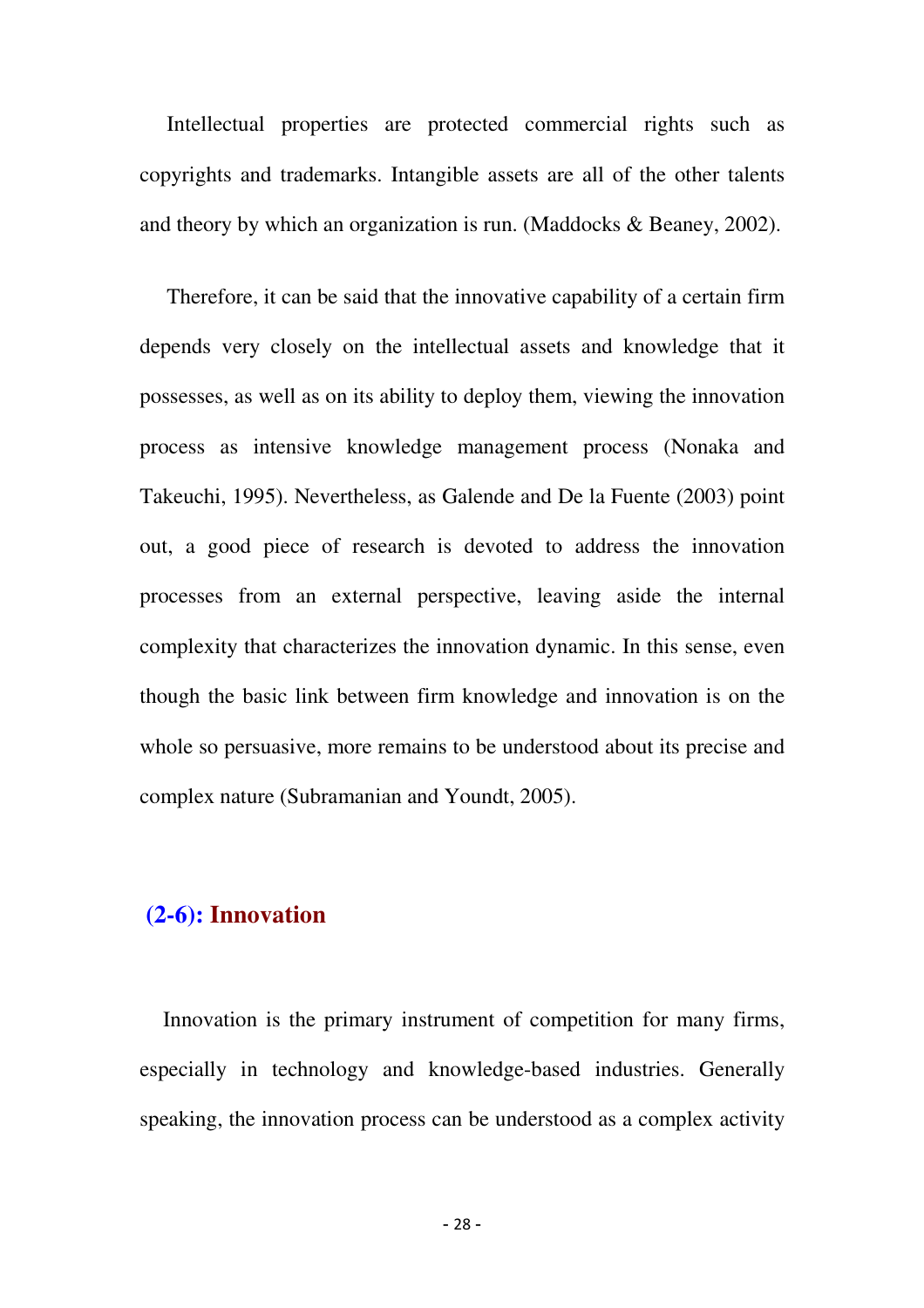Intellectual properties are protected commercial rights such as copyrights and trademarks. Intangible assets are all of the other talents and theory by which an organization is run. (Maddocks & Beaney, 2002).

Therefore, it can be said that the innovative capability of a certain firm depends very closely on the intellectual assets and knowledge that it possesses, as well as on its ability to deploy them, viewing the innovation process as intensive knowledge management process (Nonaka and Takeuchi, 1995). Nevertheless, as Galende and De la Fuente (2003) point out, a good piece of research is devoted to address the innovation processes from an external perspective, leaving aside the internal complexity that characterizes the innovation dynamic. In this sense, even though the basic link between firm knowledge and innovation is on the whole so persuasive, more remains to be understood about its precise and complex nature (Subramanian and Youndt, 2005).

## (2-6): Innovation

Innovation is the primary instrument of competition for many firms, especially in technology and knowledge-based industries. Generally speaking, the innovation process can be understood as a complex activity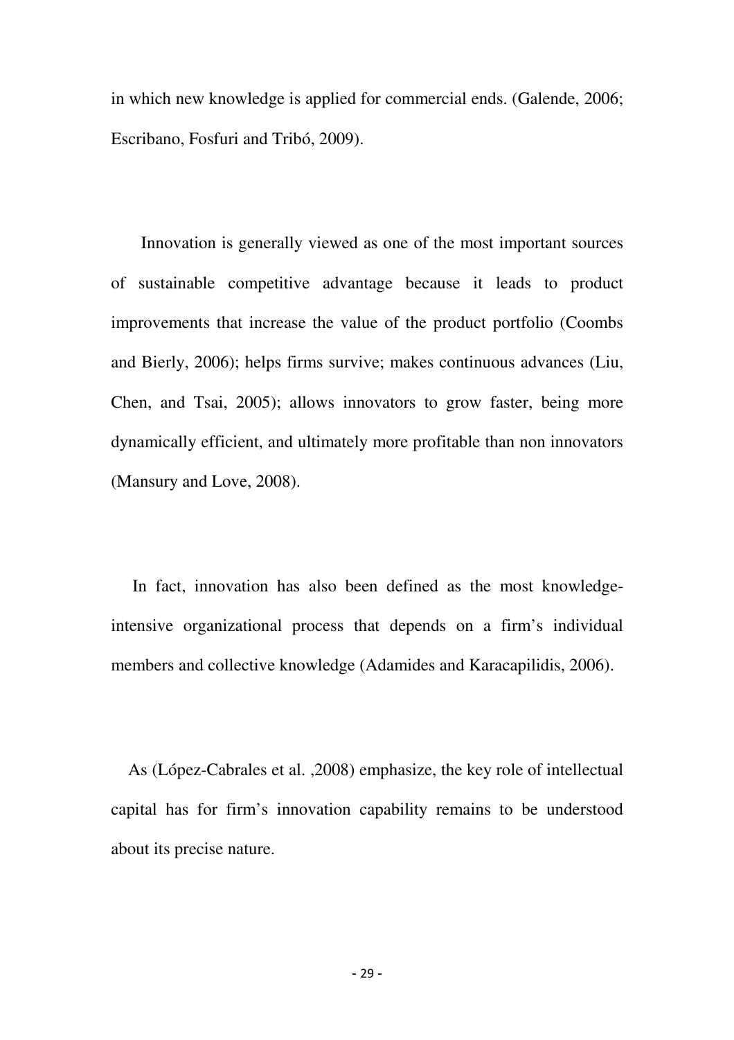in which new knowledge is applied for commercial ends. (Galende, 2006; Escribano, Fosfuri and Tribó, 2009).

Innovation is generally viewed as one of the most important sources of sustainable competitive advantage because it leads to product improvements that increase the value of the product portfolio (Coombs and Bierly, 2006); helps firms survive; makes continuous advances (Liu, Chen, and Tsai, 2005); allows innovators to grow faster, being more dynamically efficient, and ultimately more profitable than non innovators (Mansury and Love, 2008).

In fact, innovation has also been defined as the most knowledge-intensive organizational process that depends on a firm's individual members and collective knowledge (Adamides and Karacapilidis, 2006).

As (López-Cabrales et al. ,2008) emphasize, the key role of intellectual capital has for firm's innovation capability remains to be understood about its precise nature.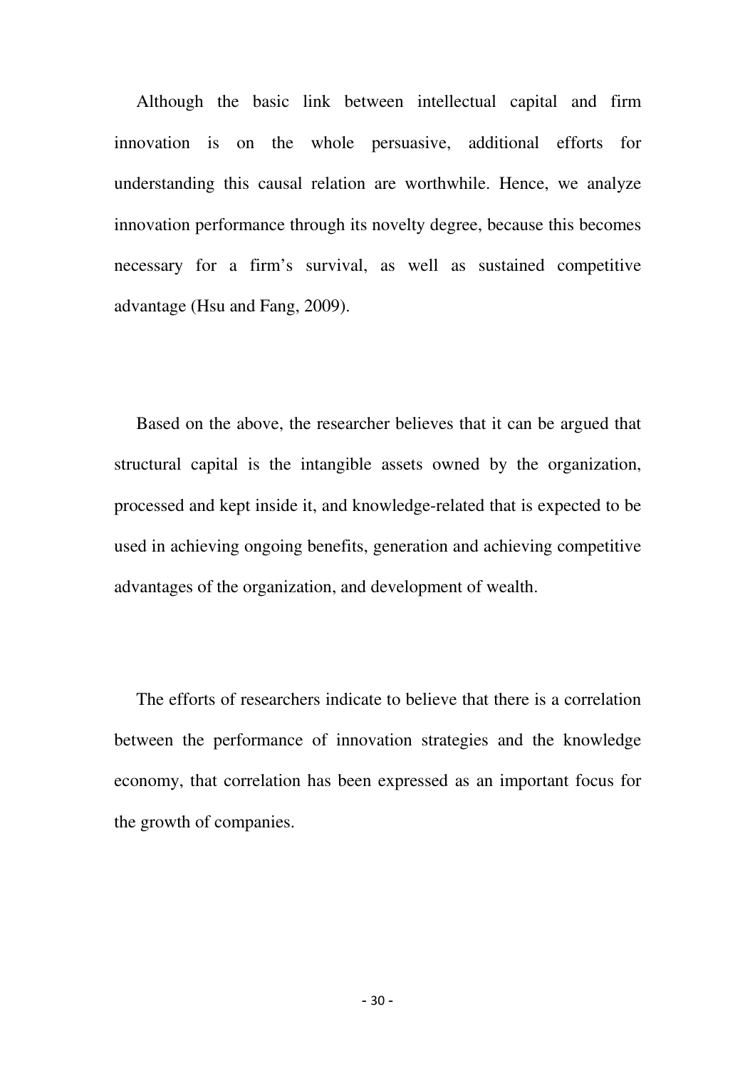Although the basic link between intellectual capital and firm innovation is on the whole persuasive, additional efforts for understanding this causal relation are worthwhile. Hence, we analyze innovation performance through its novelty degree, because this becomes necessary for a firm's survival, as well as sustained competitive advantage (Hsu and Fang, 2009).

Based on the above, the researcher believes that it can be argued that structural capital is the intangible assets owned by the organization, processed and kept inside it, and knowledge-related that is expected to be used in achieving ongoing benefits, generation and achieving competitive advantages of the organization, and development of wealth.

The efforts of researchers indicate to believe that there is a correlation between the performance of innovation strategies and the knowledge economy, that correlation has been expressed as an important focus for the growth of companies.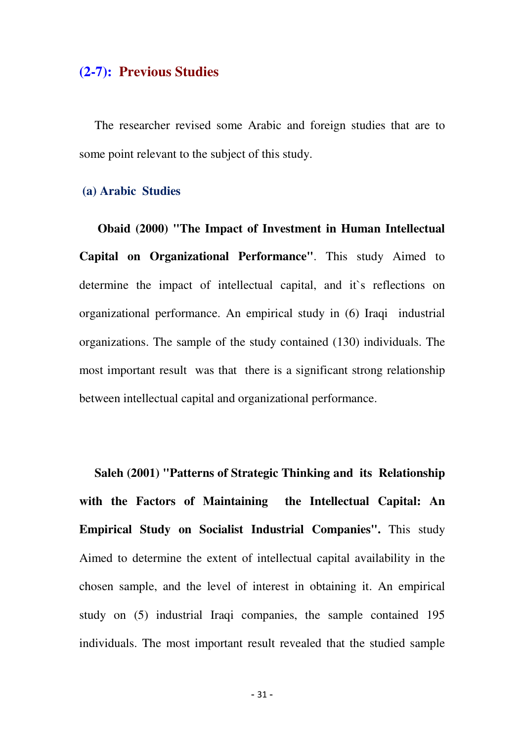## (2-7): Previous Studies

The researcher revised some Arabic and foreign studies that are to some point relevant to the subject of this study.

### (a) Arabic Studies

**Obaid (2000) "The Impact of Investment in Human Intellectual Capital on Organizational Performance"**. This study Aimed to determine the impact of intellectual capital, and it`s reflections on organizational performance. An empirical study in (6) Iraqi industrial organizations. The sample of the study contained (130) individuals. The most important result was that there is a significant strong relationship between intellectual capital and organizational performance.

**Saleh (2001) "Patterns of Strategic Thinking and its Relationship with the Factors of Maintaining the Intellectual Capital: An Empirical Study on Socialist Industrial Companies".** This study Aimed to determine the extent of intellectual capital availability in the chosen sample, and the level of interest in obtaining it. An empirical study on (5) industrial Iraqi companies, the sample contained 195 individuals. The most important result revealed that the studied sample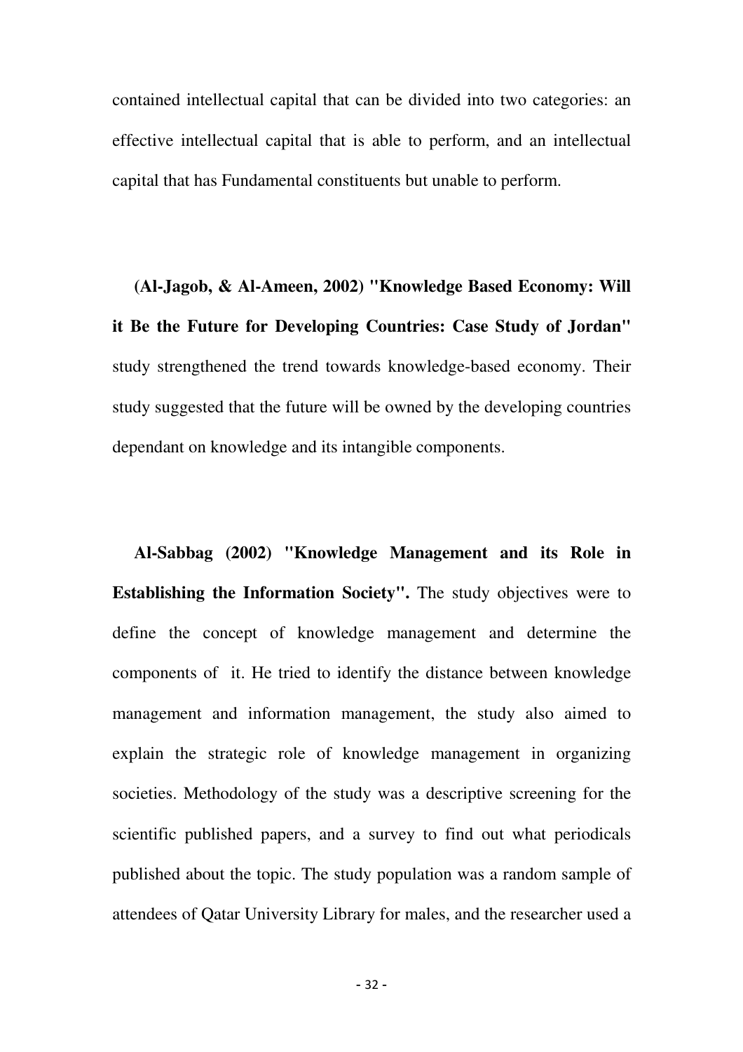contained intellectual capital that can be divided into two categories: an effective intellectual capital that is able to perform, and an intellectual capital that has Fundamental constituents but unable to perform.

**(Al-Jagob, & Al-Ameen, 2002) "Knowledge Based Economy: Will it Be the Future for Developing Countries: Case Study of Jordan"** study strengthened the trend towards knowledge-based economy. Their study suggested that the future will be owned by the developing countries dependant on knowledge and its intangible components.

**Al-Sabbag (2002) "Knowledge Management and its Role in Establishing the Information Society".** The study objectives were to define the concept of knowledge management and determine the components of it. He tried to identify the distance between knowledge management and information management, the study also aimed to explain the strategic role of knowledge management in organizing societies. Methodology of the study was a descriptive screening for the scientific published papers, and a survey to find out what periodicals published about the topic. The study population was a random sample of attendees of Qatar University Library for males, and the researcher used a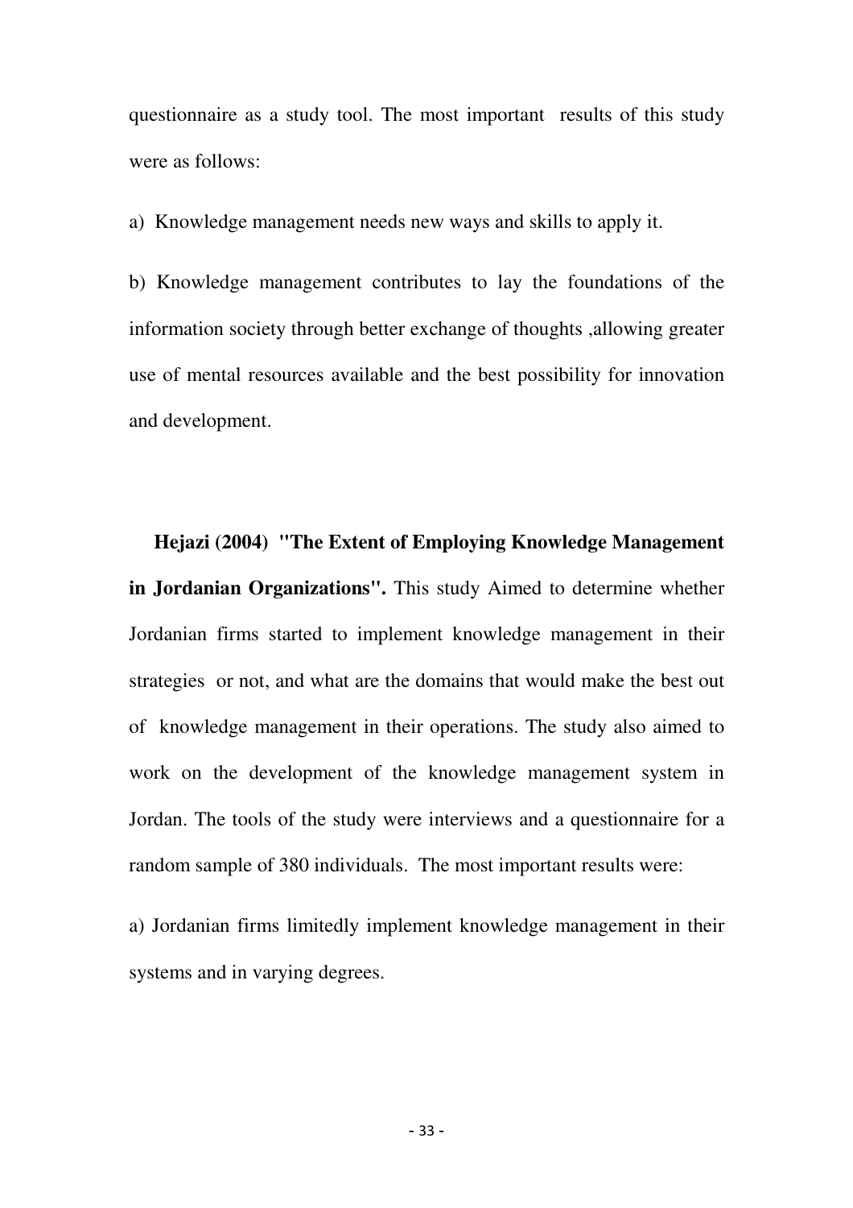questionnaire as a study tool. The most important results of this study were as follows:

a) Knowledge management needs new ways and skills to apply it.

b) Knowledge management contributes to lay the foundations of the information society through better exchange of thoughts ,allowing greater use of mental resources available and the best possibility for innovation and development.

**Hejazi (2004) "The Extent of Employing Knowledge Management in Jordanian Organizations".** This study Aimed to determine whether Jordanian firms started to implement knowledge management in their strategies or not, and what are the domains that would make the best out of knowledge management in their operations. The study also aimed to work on the development of the knowledge management system in Jordan. The tools of the study were interviews and a questionnaire for a random sample of 380 individuals. The most important results were:

a) Jordanian firms limitedly implement knowledge management in their systems and in varying degrees.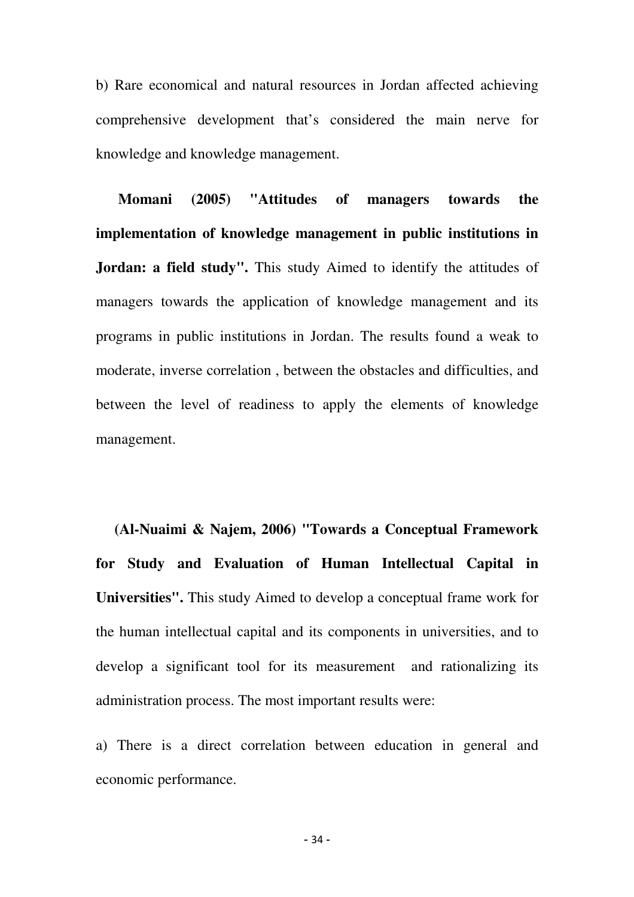b) Rare economical and natural resources in Jordan affected achieving comprehensive development that's considered the main nerve for knowledge and knowledge management.

**Momani (2005) "Attitudes of managers towards the implementation of knowledge management in public institutions in Jordan: a field study".** This study Aimed to identify the attitudes of managers towards the application of knowledge management and its programs in public institutions in Jordan. The results found a weak to moderate, inverse correlation , between the obstacles and difficulties, and between the level of readiness to apply the elements of knowledge management.

**(Al-Nuaimi & Najem, 2006) "Towards a Conceptual Framework for Study and Evaluation of Human Intellectual Capital in Universities".** This study Aimed to develop a conceptual frame work for the human intellectual capital and its components in universities, and to develop a significant tool for its measurement and rationalizing its administration process. The most important results were:

a) There is a direct correlation between education in general and economic performance.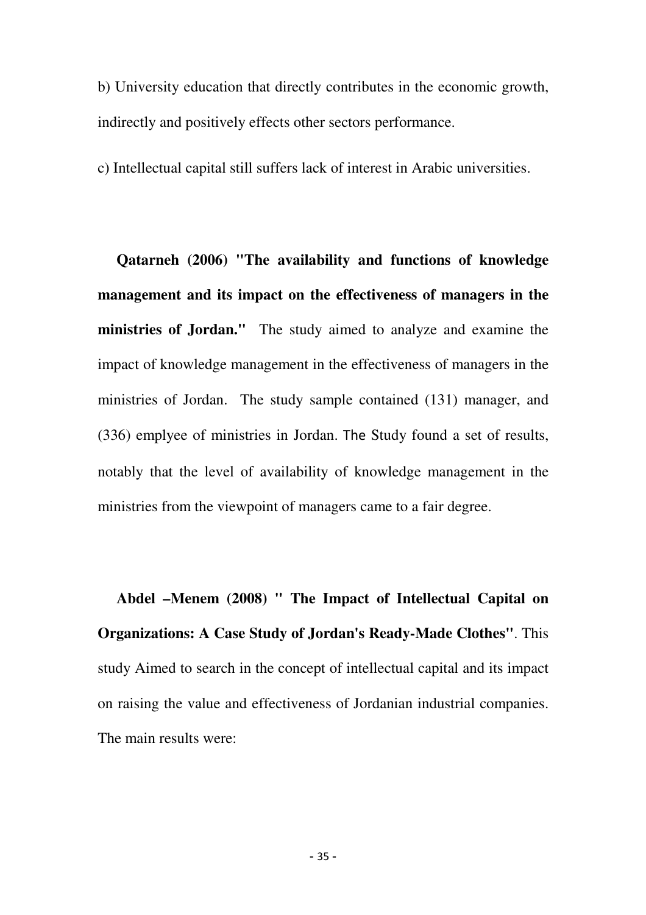b) University education that directly contributes in the economic growth, indirectly and positively effects other sectors performance.

c) Intellectual capital still suffers lack of interest in Arabic universities.

**Qatarneh (2006) "The availability and functions of knowledge management and its impact on the effectiveness of managers in the ministries of Jordan."** The study aimed to analyze and examine the impact of knowledge management in the effectiveness of managers in the ministries of Jordan. The study sample contained (131) manager, and (336) emplyee of ministries in Jordan. The Study found a set of results, notably that the level of availability of knowledge management in the ministries from the viewpoint of managers came to a fair degree.

**Abdel –Menem (2008) " The Impact of Intellectual Capital on Organizations: A Case Study of Jordan's Ready-Made Clothes"**. This study Aimed to search in the concept of intellectual capital and its impact on raising the value and effectiveness of Jordanian industrial companies. The main results were: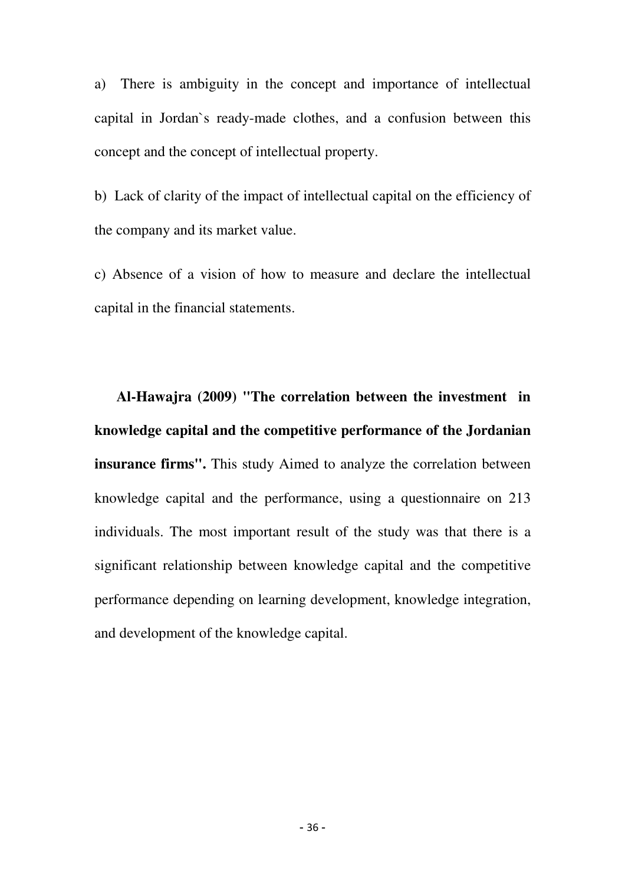a) There is ambiguity in the concept and importance of intellectual capital in Jordan`s ready-made clothes, and a confusion between this concept and the concept of intellectual property.

b) Lack of clarity of the impact of intellectual capital on the efficiency of the company and its market value.

c) Absence of a vision of how to measure and declare the intellectual capital in the financial statements.

**Al-Hawajra (2009) "The correlation between the investment in knowledge capital and the competitive performance of the Jordanian insurance firms".** This study Aimed to analyze the correlation between knowledge capital and the performance, using a questionnaire on 213 individuals. The most important result of the study was that there is a significant relationship between knowledge capital and the competitive performance depending on learning development, knowledge integration, and development of the knowledge capital.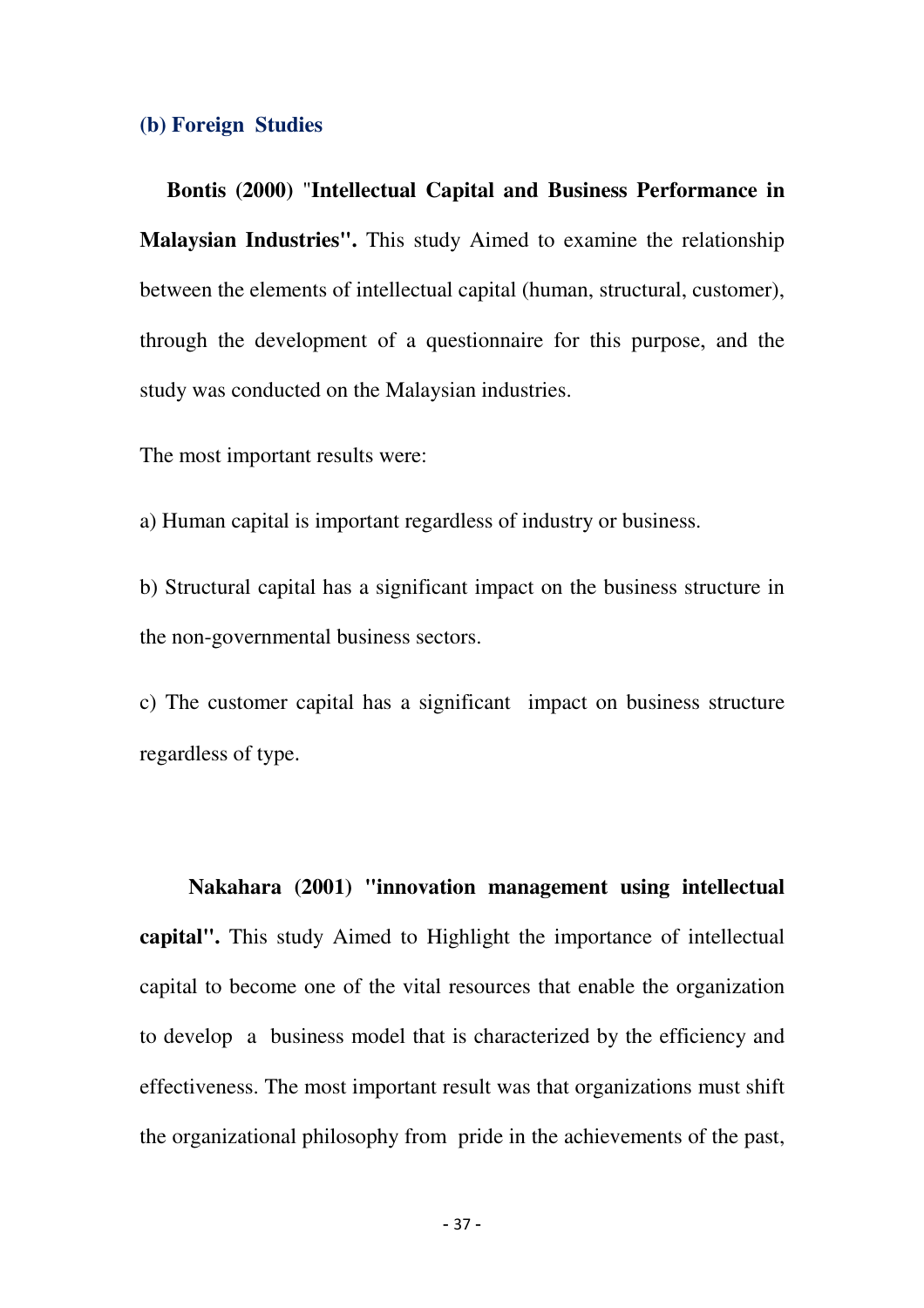### (b) Foreign Studies

**Bontis (2000) "Intellectual Capital and Business Performance in Malaysian Industries".** This study Aimed to examine the relationship between the elements of intellectual capital (human, structural, customer), through the development of a questionnaire for this purpose, and the study was conducted on the Malaysian industries.

The most important results were:

a) Human capital is important regardless of industry or business.

b) Structural capital has a significant impact on the business structure in the non-governmental business sectors.

c) The customer capital has a significant impact on business structure regardless of type.

**Nakahara (2001) "innovation management using intellectual capital".** This study Aimed to Highlight the importance of intellectual capital to become one of the vital resources that enable the organization to develop a business model that is characterized by the efficiency and effectiveness. The most important result was that organizations must shift the organizational philosophy from pride in the achievements of the past,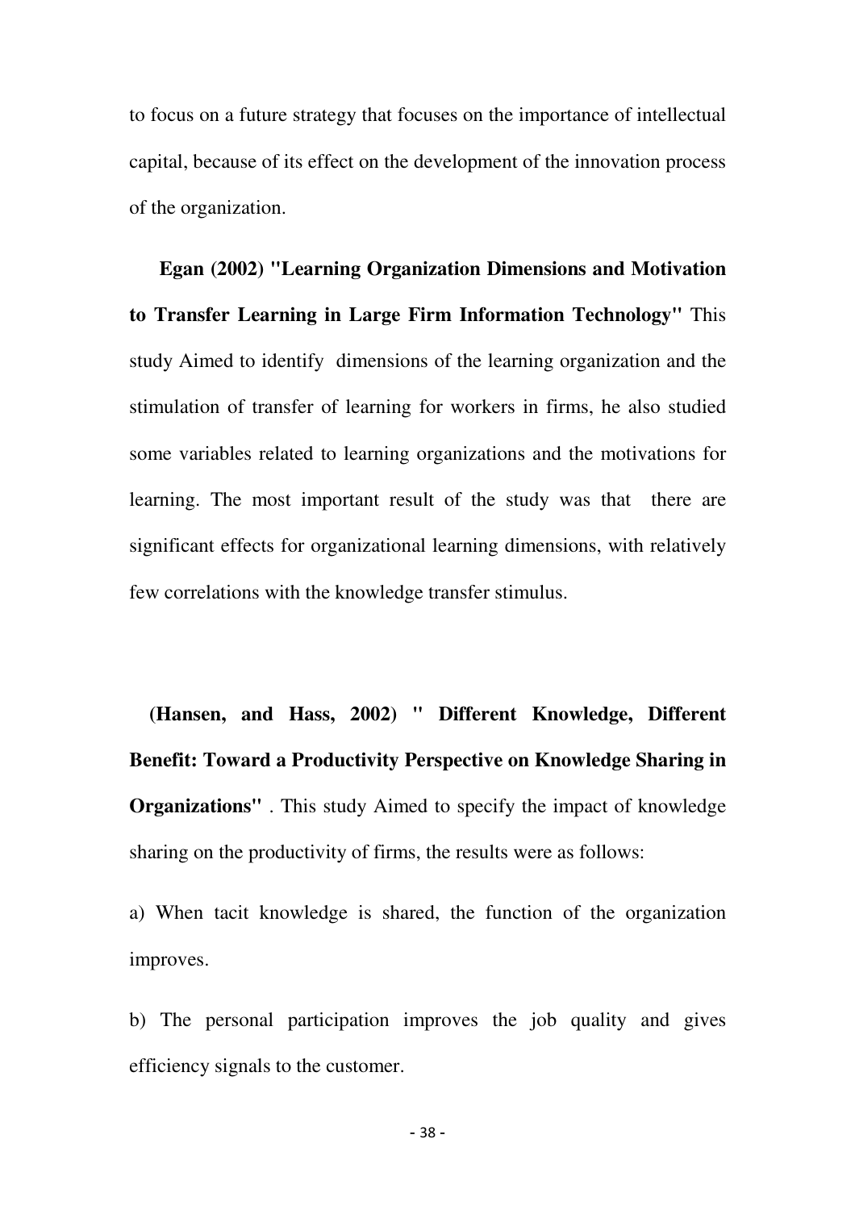to focus on a future strategy that focuses on the importance of intellectual capital, because of its effect on the development of the innovation process of the organization.

**Egan (2002) "Learning Organization Dimensions and Motivation to Transfer Learning in Large Firm Information Technology"** This study Aimed to identify dimensions of the learning organization and the stimulation of transfer of learning for workers in firms, he also studied some variables related to learning organizations and the motivations for learning. The most important result of the study was that there are significant effects for organizational learning dimensions, with relatively few correlations with the knowledge transfer stimulus.

**(Hansen, and Hass, 2002) " Different Knowledge, Different Benefit: Toward a Productivity Perspective on Knowledge Sharing in Organizations"** . This study Aimed to specify the impact of knowledge sharing on the productivity of firms, the results were as follows:

a) When tacit knowledge is shared, the function of the organization improves.

b) The personal participation improves the job quality and gives efficiency signals to the customer.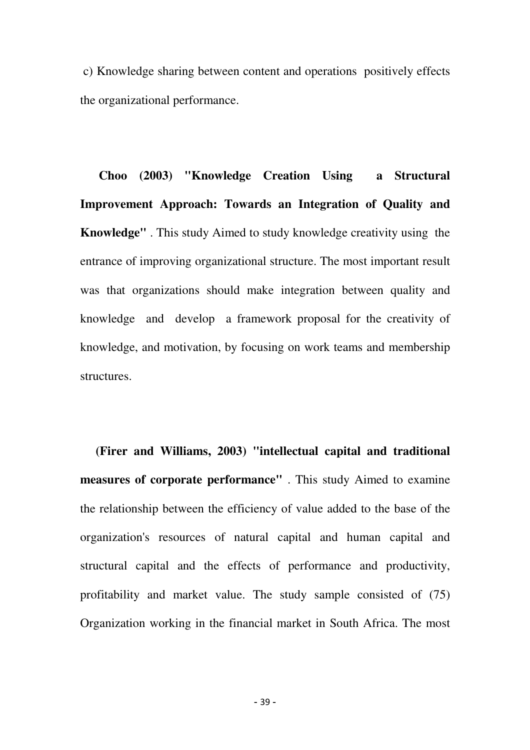c) Knowledge sharing between content and operations positively effects the organizational performance.

**Choo (2003) "Knowledge Creation Using a Structural Improvement Approach: Towards an Integration of Quality and Knowledge"** . This study Aimed to study knowledge creativity using the entrance of improving organizational structure. The most important result was that organizations should make integration between quality and knowledge and develop a framework proposal for the creativity of knowledge, and motivation, by focusing on work teams and membership structures.

**(Firer and Williams, 2003) "intellectual capital and traditional measures of corporate performance"** . This study Aimed to examine the relationship between the efficiency of value added to the base of the organization's resources of natural capital and human capital and structural capital and the effects of performance and productivity, profitability and market value. The study sample consisted of (75) Organization working in the financial market in South Africa. The most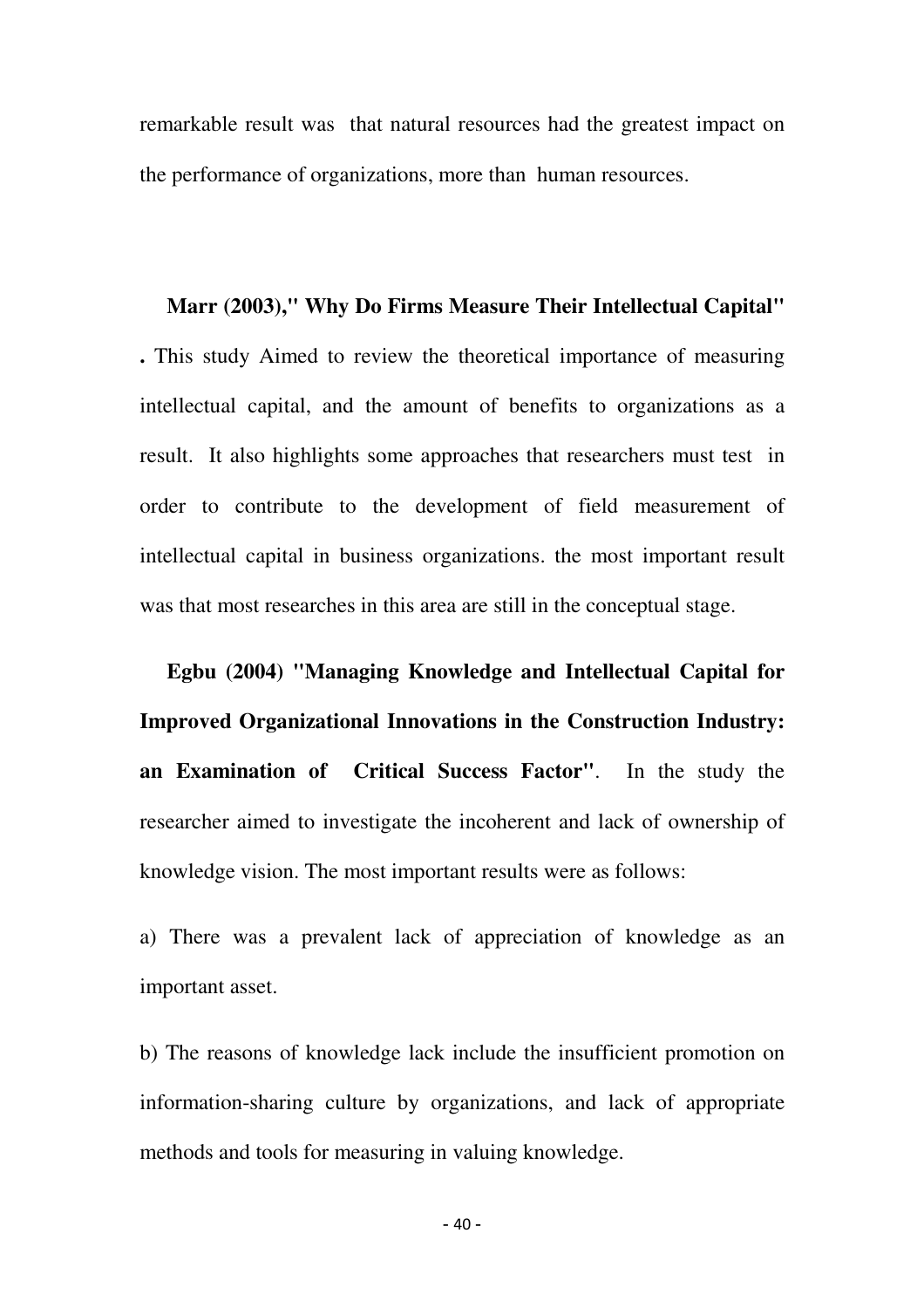remarkable result was that natural resources had the greatest impact on the performance of organizations, more than human resources.

**Marr (2003)," Why Do Firms Measure Their Intellectual Capital"** **.** This study Aimed to review the theoretical importance of measuring intellectual capital, and the amount of benefits to organizations as a result. It also highlights some approaches that researchers must test in order to contribute to the development of field measurement of intellectual capital in business organizations. the most important result was that most researches in this area are still in the conceptual stage.

**Egbu (2004) "Managing Knowledge and Intellectual Capital for Improved Organizational Innovations in the Construction Industry: an Examination of Critical Success Factor"**. In the study the researcher aimed to investigate the incoherent and lack of ownership of knowledge vision. The most important results were as follows:

a) There was a prevalent lack of appreciation of knowledge as an important asset.

b) The reasons of knowledge lack include the insufficient promotion on information-sharing culture by organizations, and lack of appropriate methods and tools for measuring in valuing knowledge.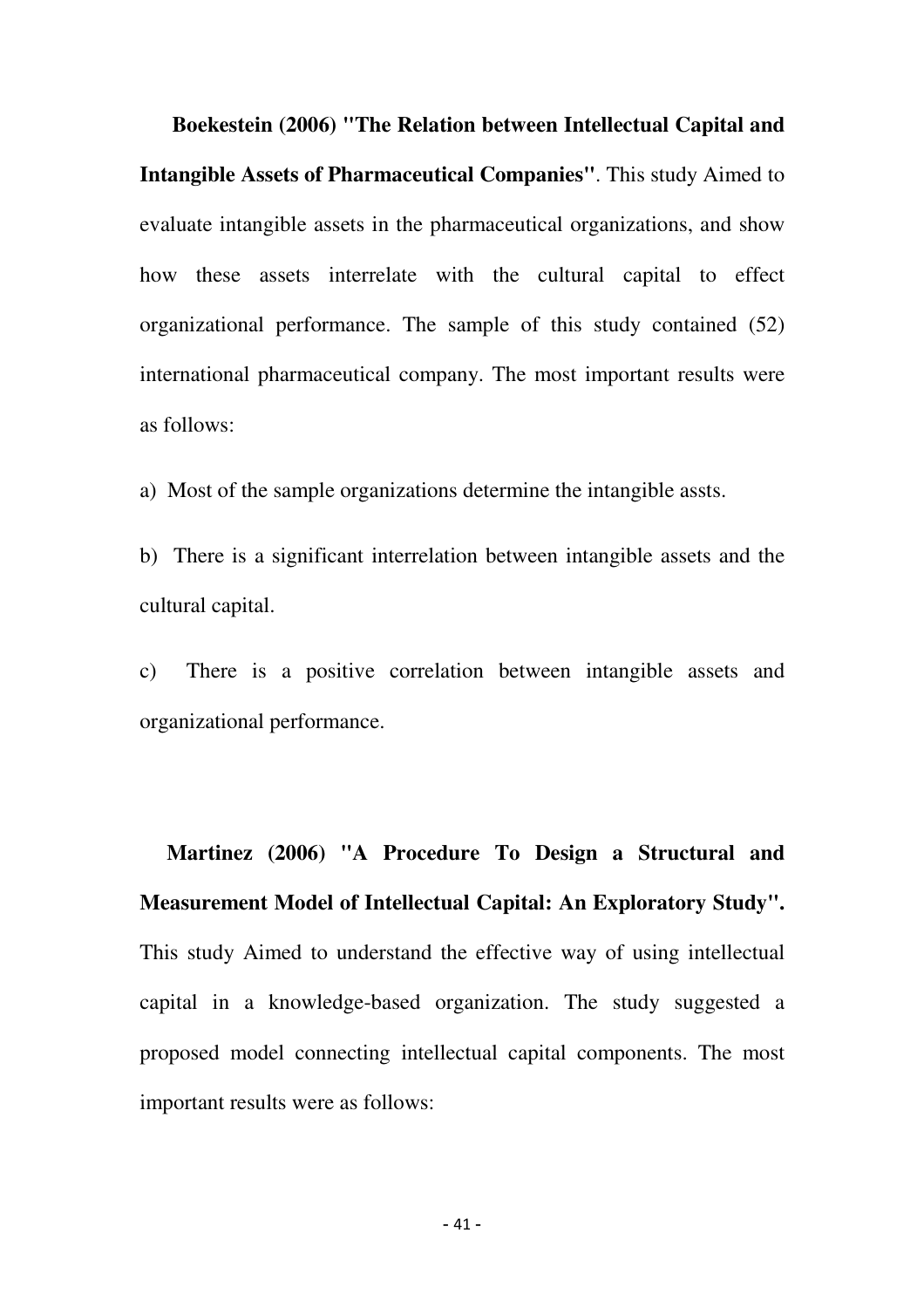**Boekestein (2006) "The Relation between Intellectual Capital and Intangible Assets of Pharmaceutical Companies"**. This study Aimed to evaluate intangible assets in the pharmaceutical organizations, and show how these assets interrelate with the cultural capital to effect organizational performance. The sample of this study contained (52) international pharmaceutical company. The most important results were as follows:

a) Most of the sample organizations determine the intangible assts.

b) There is a significant interrelation between intangible assets and the cultural capital.

c) There is a positive correlation between intangible assets and organizational performance.

**Martinez (2006) "A Procedure To Design a Structural and Measurement Model of Intellectual Capital: An Exploratory Study".** This study Aimed to understand the effective way of using intellectual capital in a knowledge-based organization. The study suggested a proposed model connecting intellectual capital components. The most important results were as follows: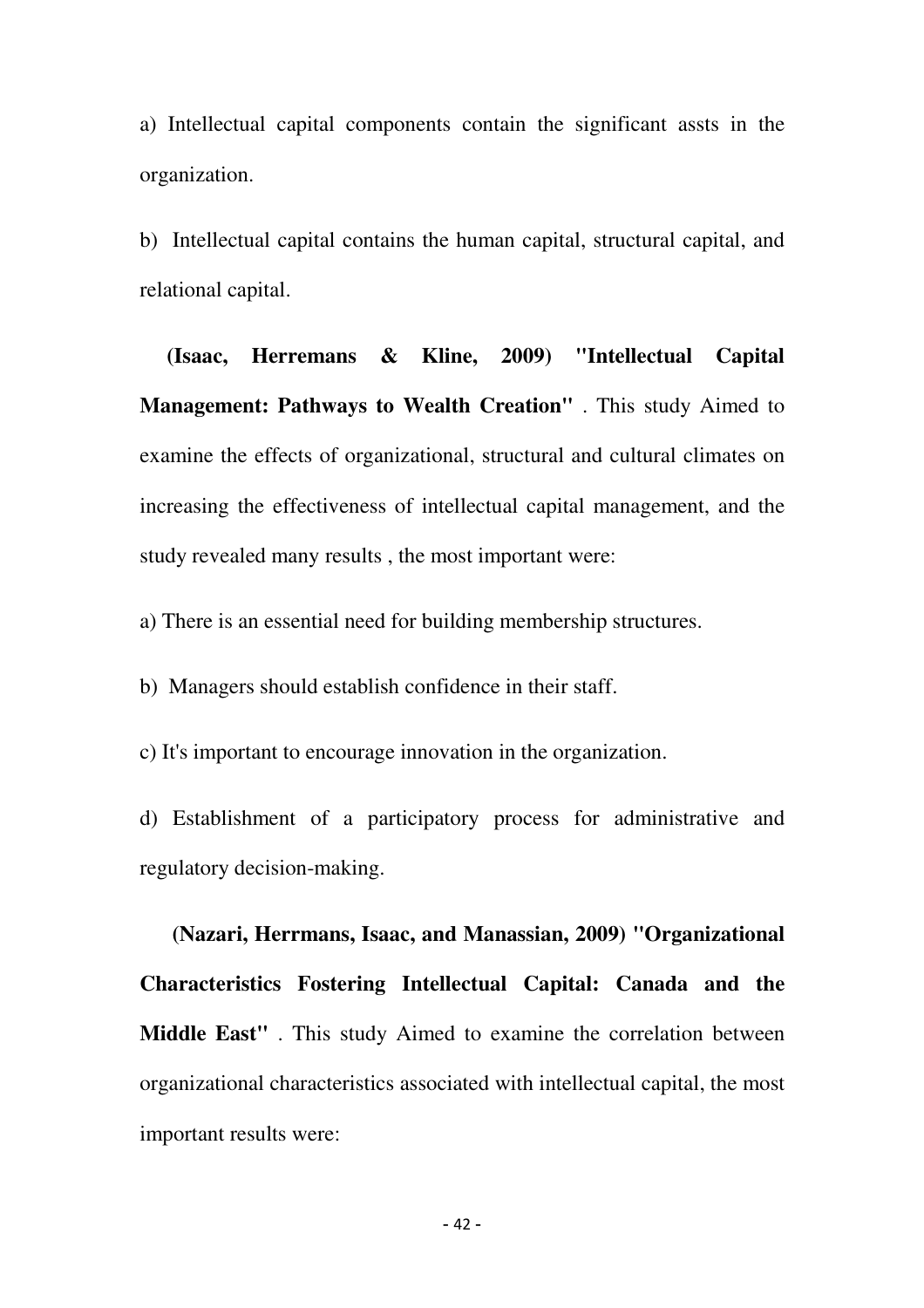a) Intellectual capital components contain the significant assts in the organization.

b) Intellectual capital contains the human capital, structural capital, and relational capital.

**(Isaac, Herremans & Kline, 2009) "Intellectual Capital Management: Pathways to Wealth Creation"** . This study Aimed to examine the effects of organizational, structural and cultural climates on increasing the effectiveness of intellectual capital management, and the study revealed many results , the most important were:

a) There is an essential need for building membership structures.

b) Managers should establish confidence in their staff.

c) It's important to encourage innovation in the organization.

d) Establishment of a participatory process for administrative and regulatory decision-making.

**(Nazari, Herrmans, Isaac, and Manassian, 2009) "Organizational Characteristics Fostering Intellectual Capital: Canada and the Middle East"** . This study Aimed to examine the correlation between organizational characteristics associated with intellectual capital, the most important results were: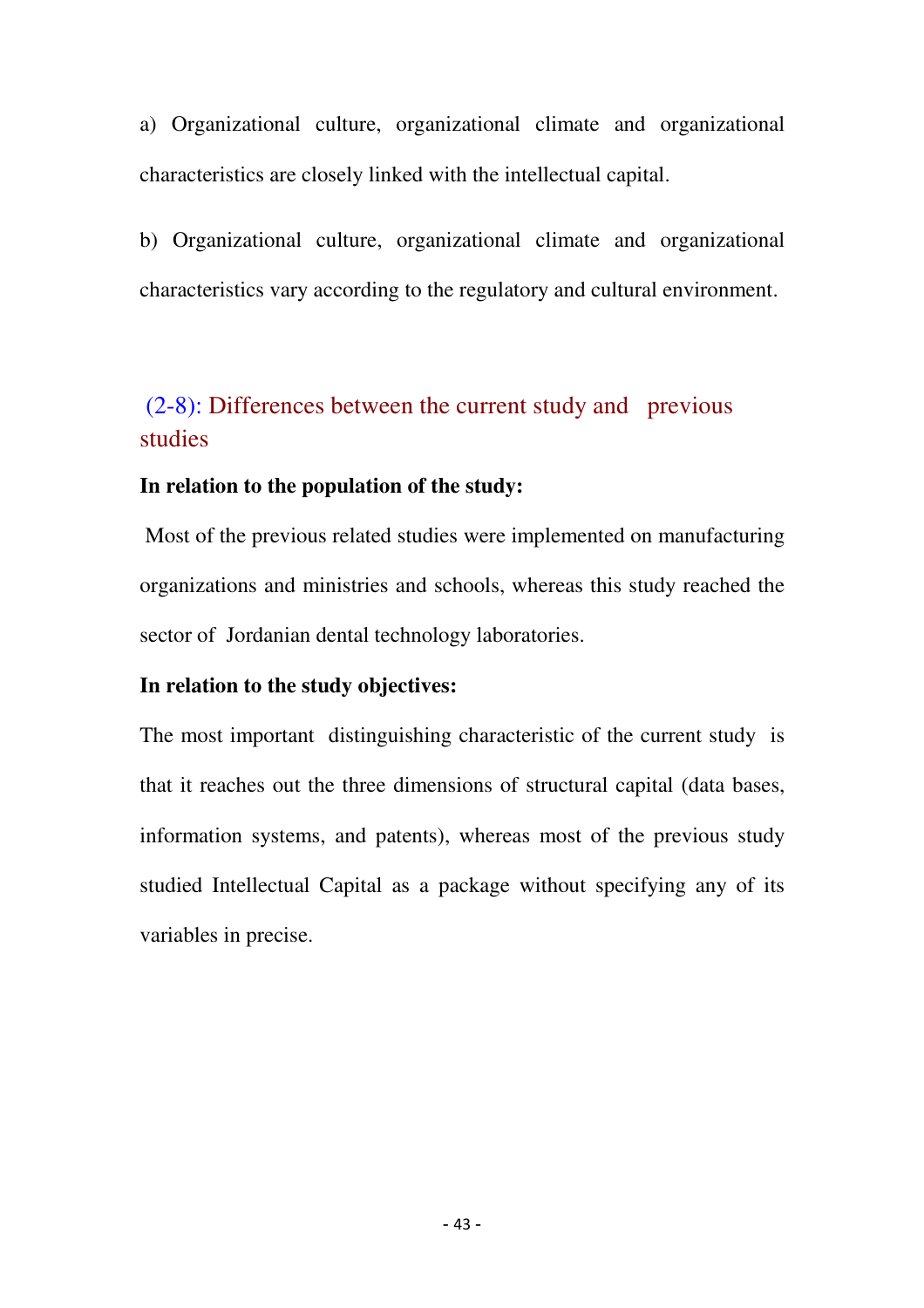a) Organizational culture, organizational climate and organizational characteristics are closely linked with the intellectual capital.

b) Organizational culture, organizational climate and organizational characteristics vary according to the regulatory and cultural environment.

## (2-8): Differences between the current study and previous studies

**In relation to the population of the study:**

Most of the previous related studies were implemented on manufacturing organizations and ministries and schools, whereas this study reached the sector of Jordanian dental technology laboratories.

**In relation to the study objectives:**

The most important distinguishing characteristic of the current study is that it reaches out the three dimensions of structural capital (data bases, information systems, and patents), whereas most of the previous study studied Intellectual Capital as a package without specifying any of its variables in precise.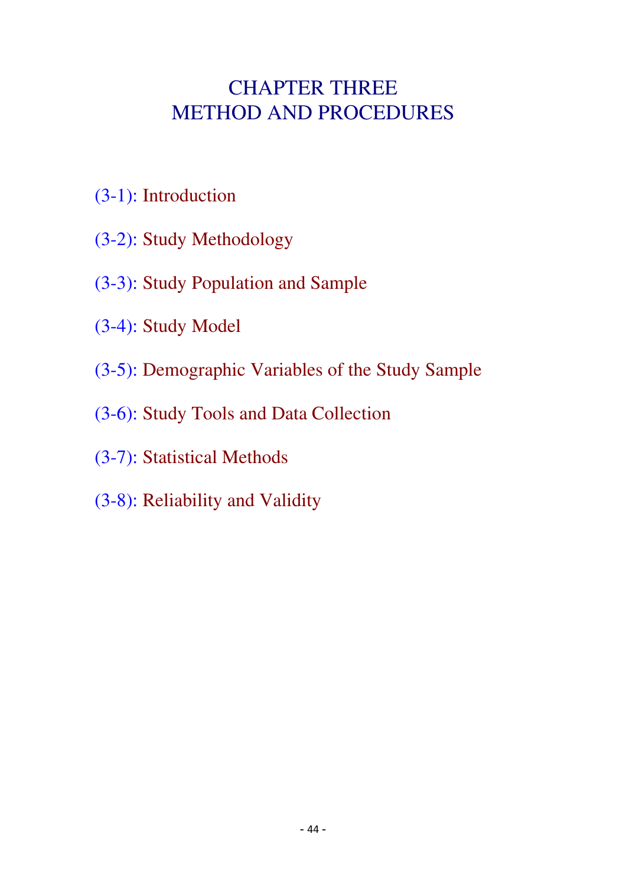# CHAPTER THREE
# METHOD AND PROCEDURES

(3-1): Introduction

(3-2): Study Methodology

(3-3): Study Population and Sample

(3-4): Study Model

(3-5): Demographic Variables of the Study Sample

(3-6): Study Tools and Data Collection

(3-7): Statistical Methods

(3-8): Reliability and Validity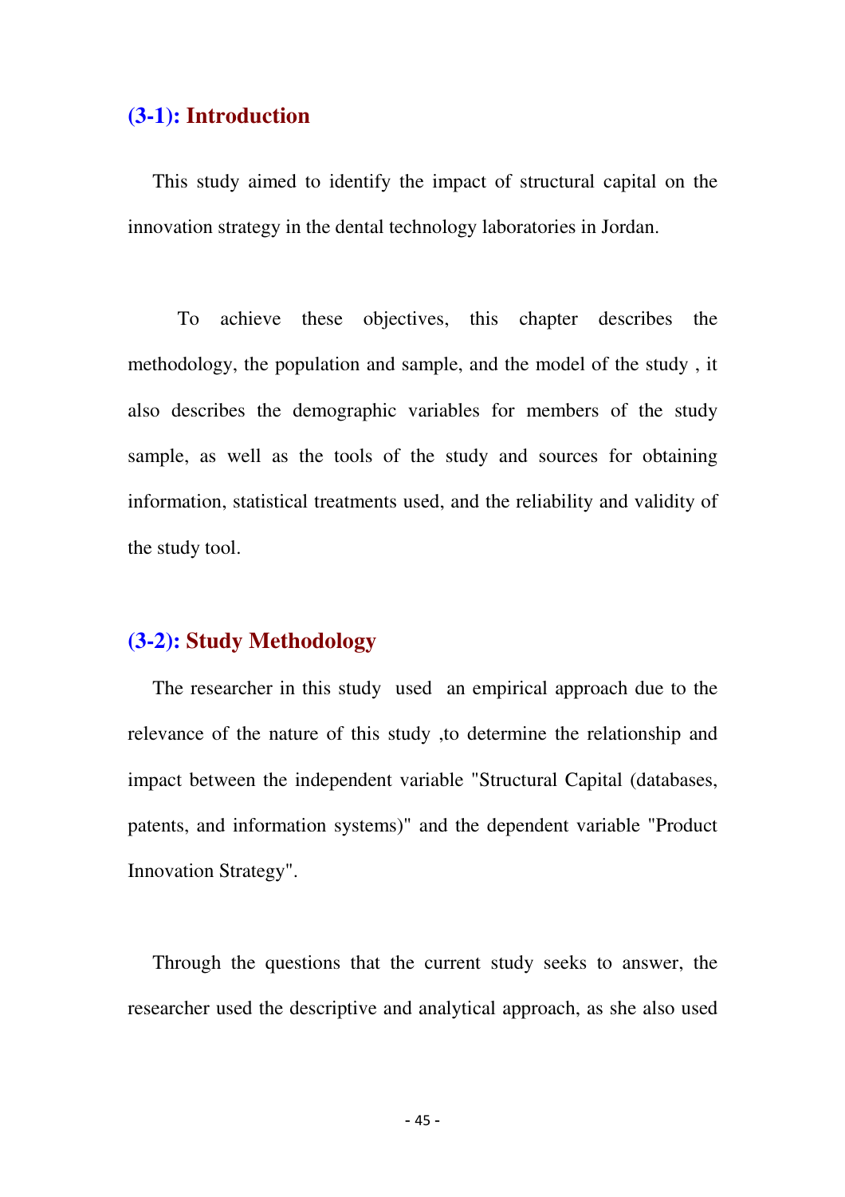## (3-1): Introduction

This study aimed to identify the impact of structural capital on the innovation strategy in the dental technology laboratories in Jordan.

To achieve these objectives, this chapter describes the methodology, the population and sample, and the model of the study , it also describes the demographic variables for members of the study sample, as well as the tools of the study and sources for obtaining information, statistical treatments used, and the reliability and validity of the study tool.

## (3-2): Study Methodology

The researcher in this study used an empirical approach due to the relevance of the nature of this study ,to determine the relationship and impact between the independent variable "Structural Capital (databases, patents, and information systems)" and the dependent variable "Product Innovation Strategy".

Through the questions that the current study seeks to answer, the researcher used the descriptive and analytical approach, as she also used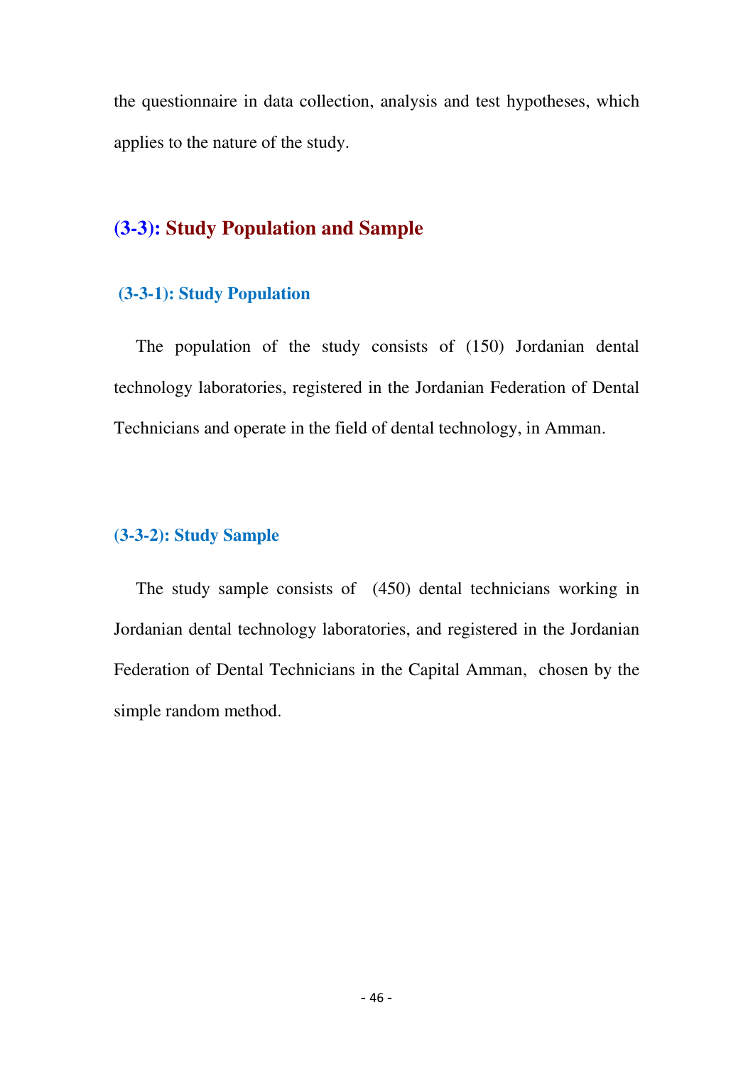the questionnaire in data collection, analysis and test hypotheses, which applies to the nature of the study.

## (3-3): Study Population and Sample

### (3-3-1): Study Population

The population of the study consists of (150) Jordanian dental technology laboratories, registered in the Jordanian Federation of Dental Technicians and operate in the field of dental technology, in Amman.

### (3-3-2): Study Sample

The study sample consists of (450) dental technicians working in Jordanian dental technology laboratories, and registered in the Jordanian Federation of Dental Technicians in the Capital Amman, chosen by the simple random method.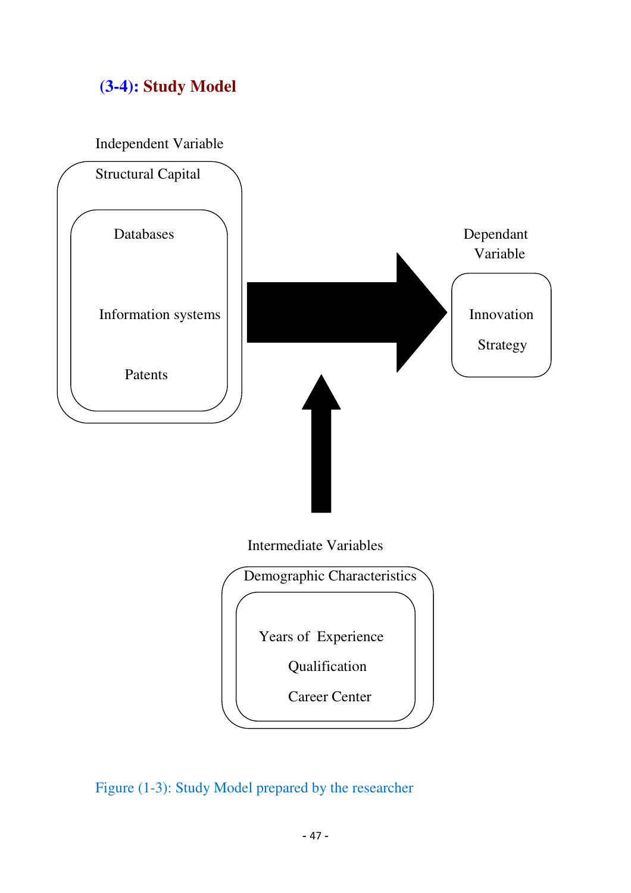## (3-4): Study Model

Independent Variable

Structural Capital

Databases

Information systems

Patents

Dependant Variable

Innovation Strategy

Intermediate Variables

Demographic Characteristics

Years of Experience

Qualification

Career Center

Figure (1-3): Study Model prepared by the researcher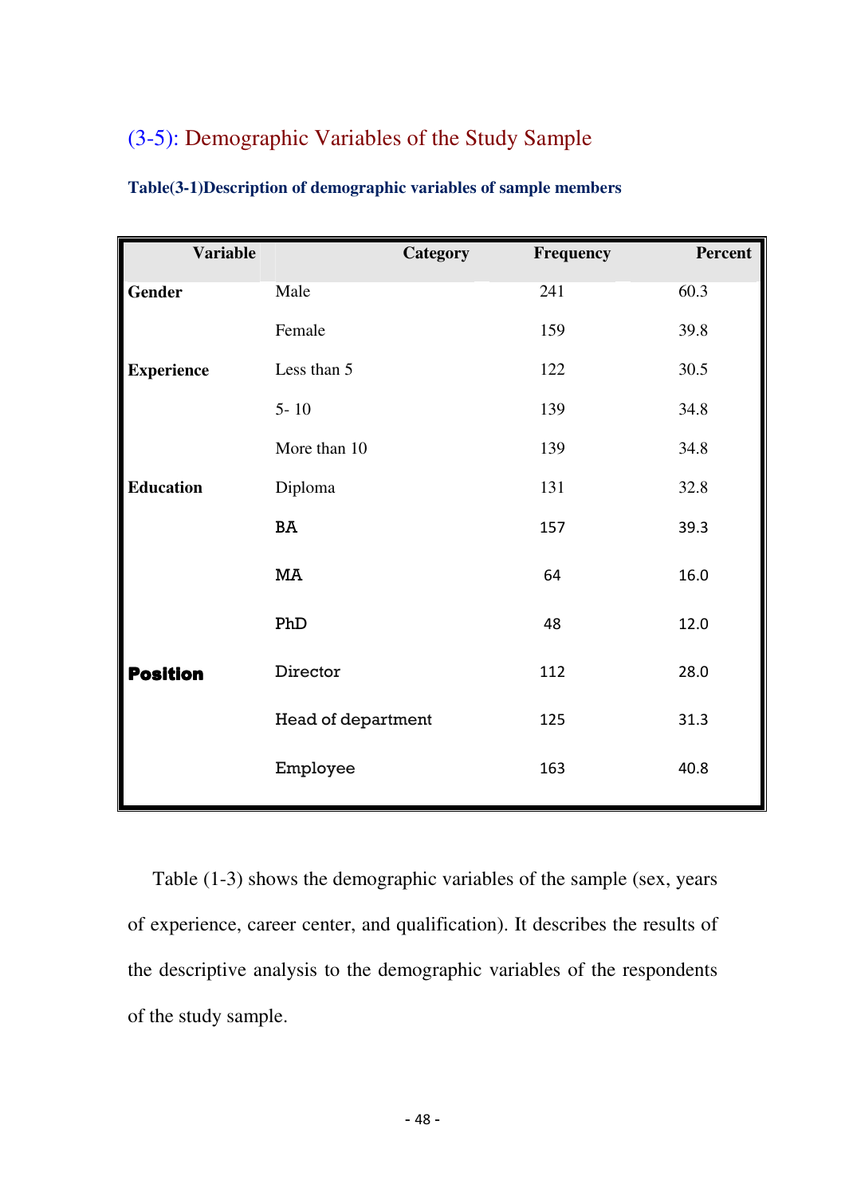## (3-5): Demographic Variables of the Study Sample

**Table(3-1)Description of demographic variables of sample members**

| Variable | Category | Frequency | Percent |
|---|---|---|---|
| **Gender** | Male | 241 | 60.3 |
| | Female | 159 | 39.8 |
| **Experience** | Less than 5 | 122 | 30.5 |
| | 5- 10 | 139 | 34.8 |
| | More than 10 | 139 | 34.8 |
| **Education** | Diploma | 131 | 32.8 |
| | BA | 157 | 39.3 |
| | MA | 64 | 16.0 |
| | PhD | 48 | 12.0 |
| **Position** | Director | 112 | 28.0 |
| | Head of department | 125 | 31.3 |
| | Employee | 163 | 40.8 |

Table (1-3) shows the demographic variables of the sample (sex, years of experience, career center, and qualification). It describes the results of the descriptive analysis to the demographic variables of the respondents of the study sample.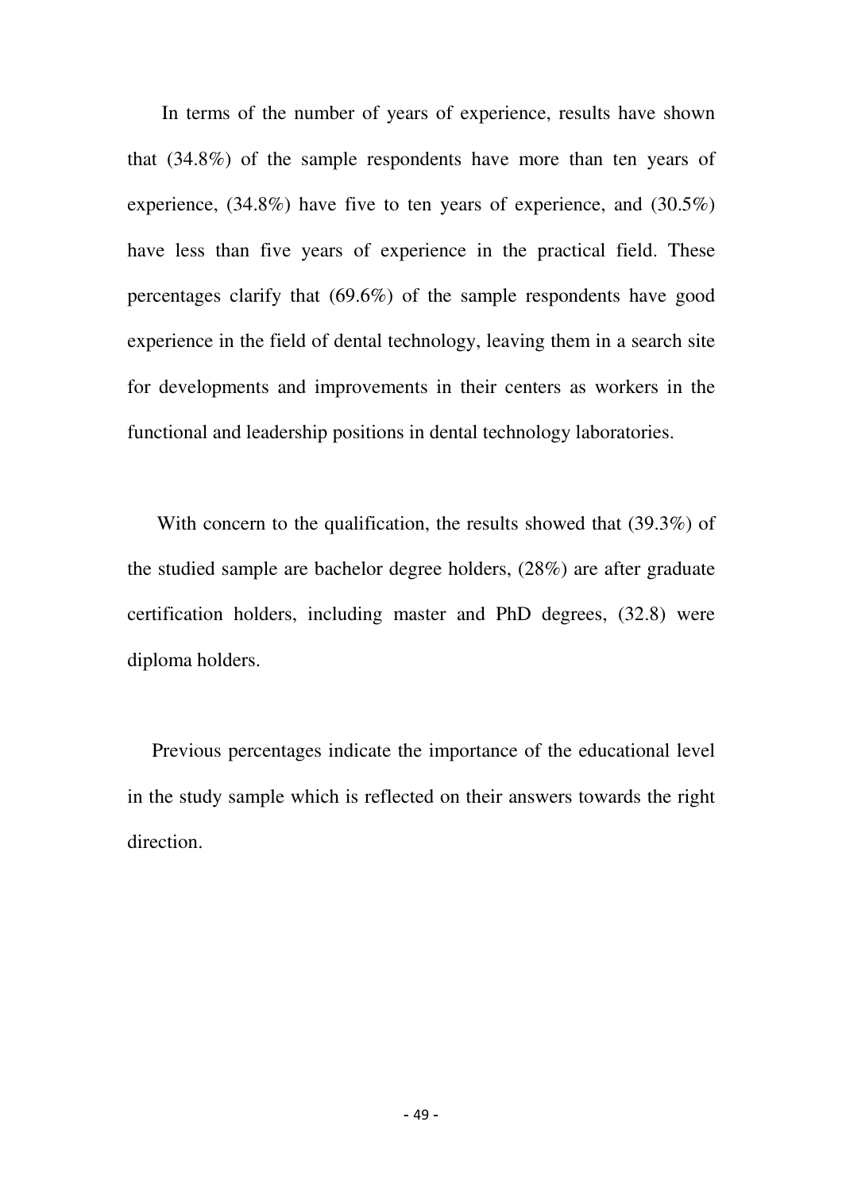In terms of the number of years of experience, results have shown that (34.8%) of the sample respondents have more than ten years of experience, (34.8%) have five to ten years of experience, and (30.5%) have less than five years of experience in the practical field. These percentages clarify that (69.6%) of the sample respondents have good experience in the field of dental technology, leaving them in a search site for developments and improvements in their centers as workers in the functional and leadership positions in dental technology laboratories.

With concern to the qualification, the results showed that (39.3%) of the studied sample are bachelor degree holders, (28%) are after graduate certification holders, including master and PhD degrees, (32.8) were diploma holders.

Previous percentages indicate the importance of the educational level in the study sample which is reflected on their answers towards the right direction.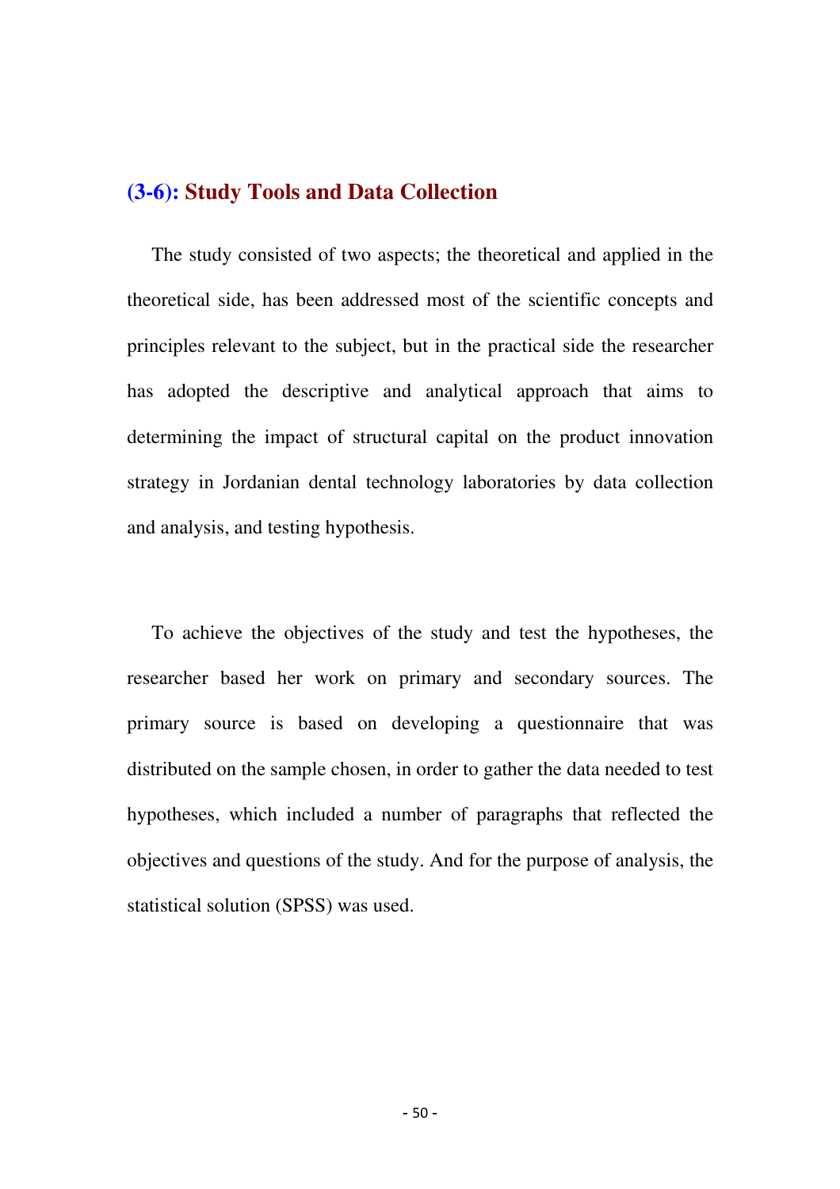## (3-6): Study Tools and Data Collection

The study consisted of two aspects; the theoretical and applied in the theoretical side, has been addressed most of the scientific concepts and principles relevant to the subject, but in the practical side the researcher has adopted the descriptive and analytical approach that aims to determining the impact of structural capital on the product innovation strategy in Jordanian dental technology laboratories by data collection and analysis, and testing hypothesis.

To achieve the objectives of the study and test the hypotheses, the researcher based her work on primary and secondary sources. The primary source is based on developing a questionnaire that was distributed on the sample chosen, in order to gather the data needed to test hypotheses, which included a number of paragraphs that reflected the objectives and questions of the study. And for the purpose of analysis, the statistical solution (SPSS) was used.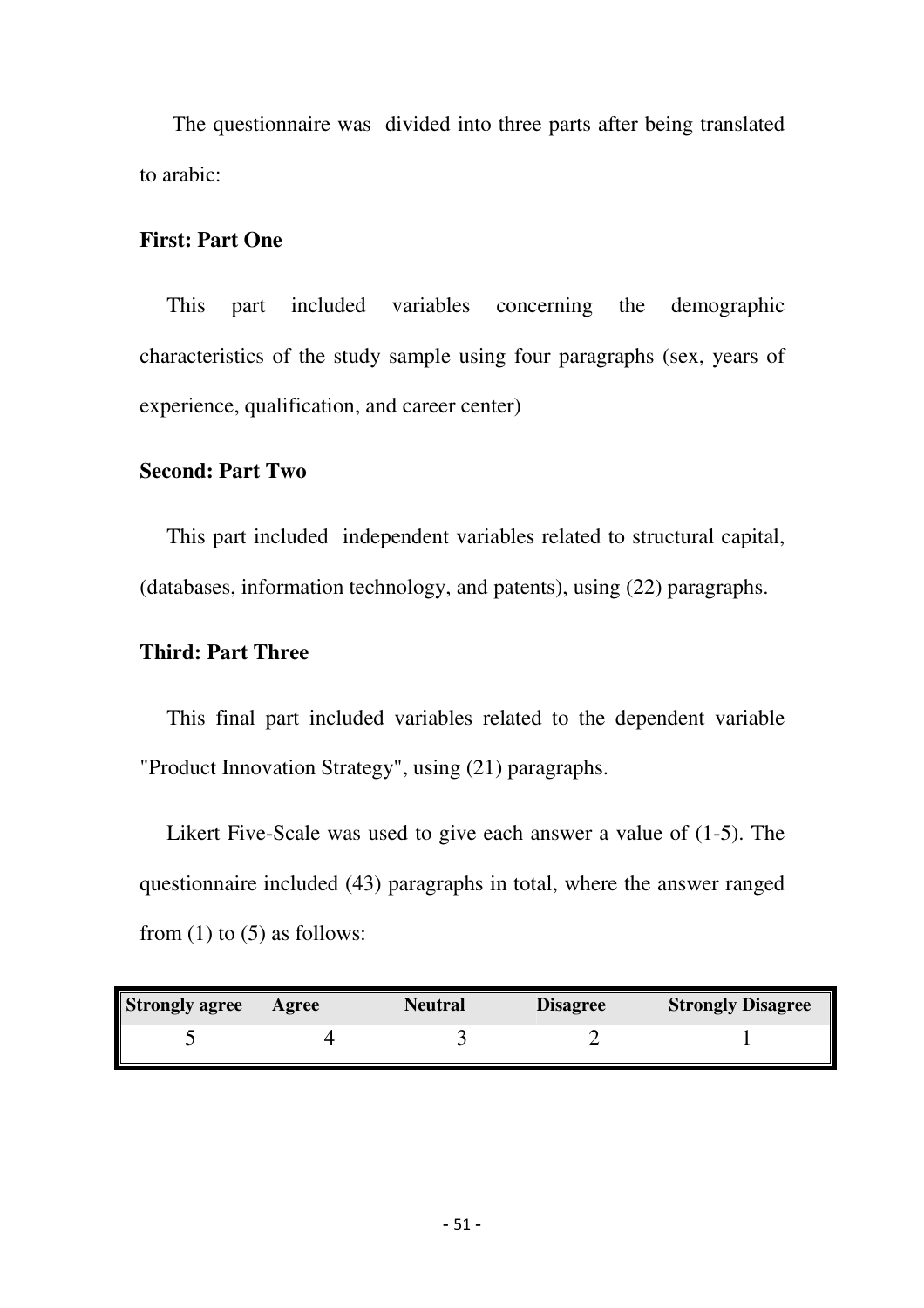The questionnaire was divided into three parts after being translated to arabic:

**First: Part One**

This part included variables concerning the demographic characteristics of the study sample using four paragraphs (sex, years of experience, qualification, and career center)

**Second: Part Two**

This part included independent variables related to structural capital, (databases, information technology, and patents), using (22) paragraphs.

**Third: Part Three**

This final part included variables related to the dependent variable "Product Innovation Strategy", using (21) paragraphs.

Likert Five-Scale was used to give each answer a value of (1-5). The questionnaire included (43) paragraphs in total, where the answer ranged from (1) to (5) as follows:

| Strongly agree | Agree | Neutral | Disagree | Strongly Disagree |
|---|---|---|---|---|
| 5 | 4 | 3 | 2 | 1 |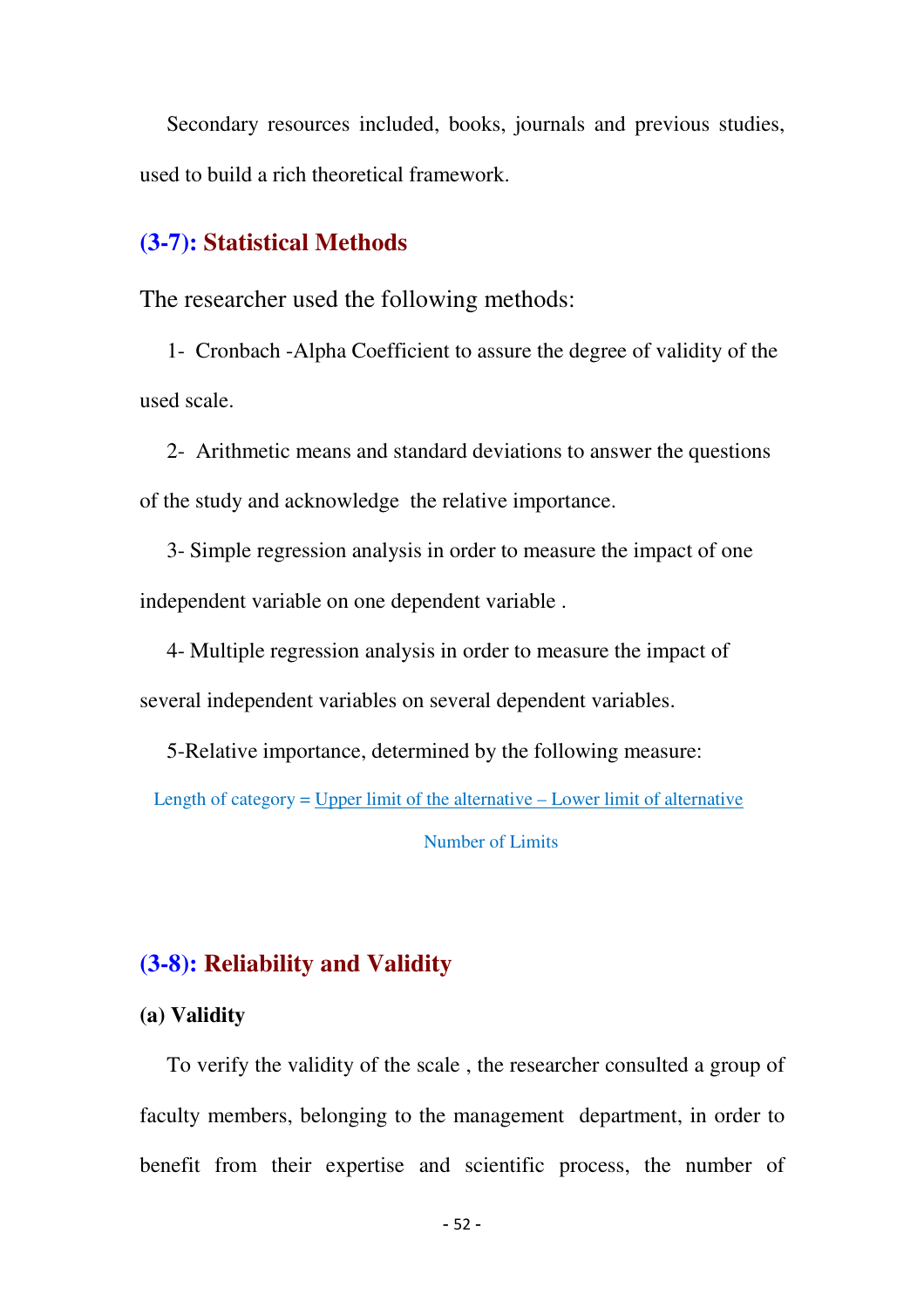Secondary resources included, books, journals and previous studies, used to build a rich theoretical framework.

## (3-7): Statistical Methods

The researcher used the following methods:

1- Cronbach -Alpha Coefficient to assure the degree of validity of the used scale.

2- Arithmetic means and standard deviations to answer the questions of the study and acknowledge the relative importance.

3- Simple regression analysis in order to measure the impact of one independent variable on one dependent variable .

4- Multiple regression analysis in order to measure the impact of several independent variables on several dependent variables.

5-Relative importance, determined by the following measure:

$$\text{Length of category} = \frac{\text{Upper limit of the alternative} - \text{Lower limit of alternative}}{\text{Number of Limits}}$$

## (3-8): Reliability and Validity

### (a) Validity

To verify the validity of the scale , the researcher consulted a group of faculty members, belonging to the management department, in order to benefit from their expertise and scientific process, the number of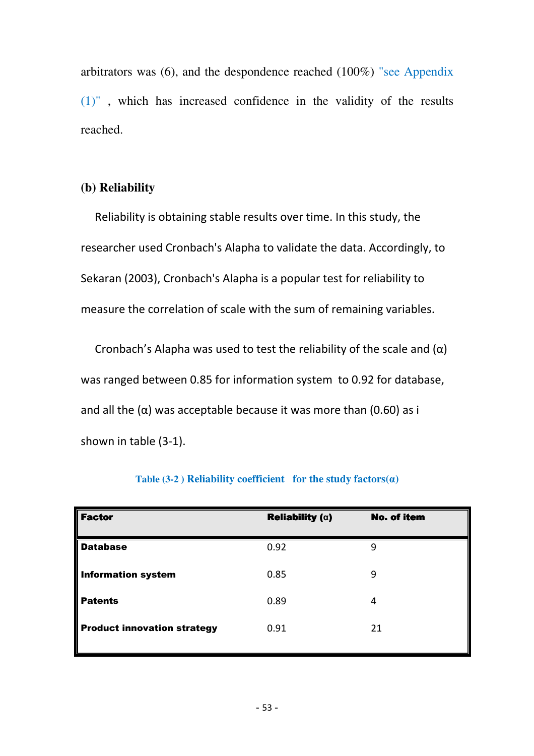arbitrators was (6), and the despondence reached (100%) "see Appendix (1)" , which has increased confidence in the validity of the results reached.

**(b) Reliability**

Reliability is obtaining stable results over time. In this study, the researcher used Cronbach's Alapha to validate the data. Accordingly, to Sekaran (2003), Cronbach's Alapha is a popular test for reliability to measure the correlation of scale with the sum of remaining variables.

Cronbach's Alapha was used to test the reliability of the scale and (α) was ranged between 0.85 for information system to 0.92 for database, and all the (α) was acceptable because it was more than (0.60) as i shown in table (3-1).

**Table (3-2 ) Reliability coefficient for the study factors(α)**

| Factor | Reliability (α) | No. of item |
|---|---|---|
| **Database** | 0.92 | 9 |
| **Information system** | 0.85 | 9 |
| **Patents** | 0.89 | 4 |
| **Product innovation strategy** | 0.91 | 21 |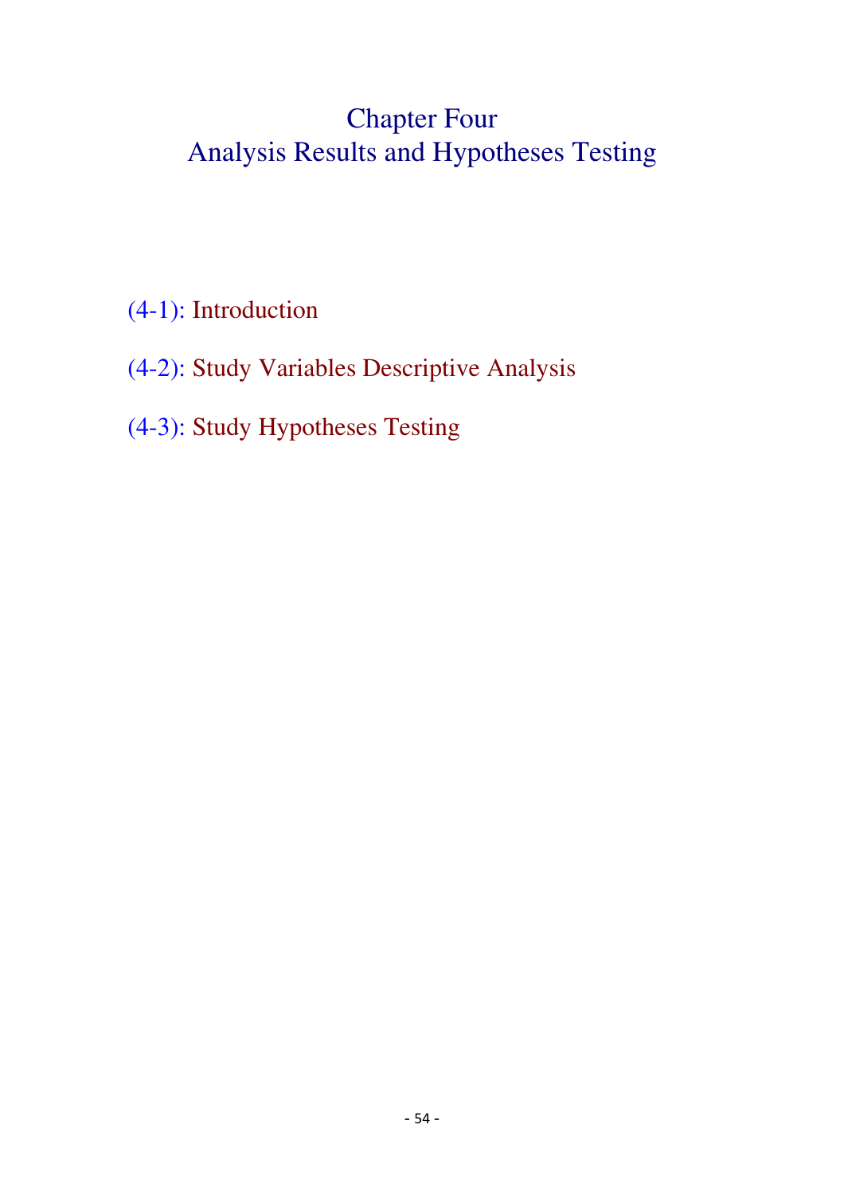# Chapter Four
# Analysis Results and Hypotheses Testing

(4-1): Introduction

(4-2): Study Variables Descriptive Analysis

(4-3): Study Hypotheses Testing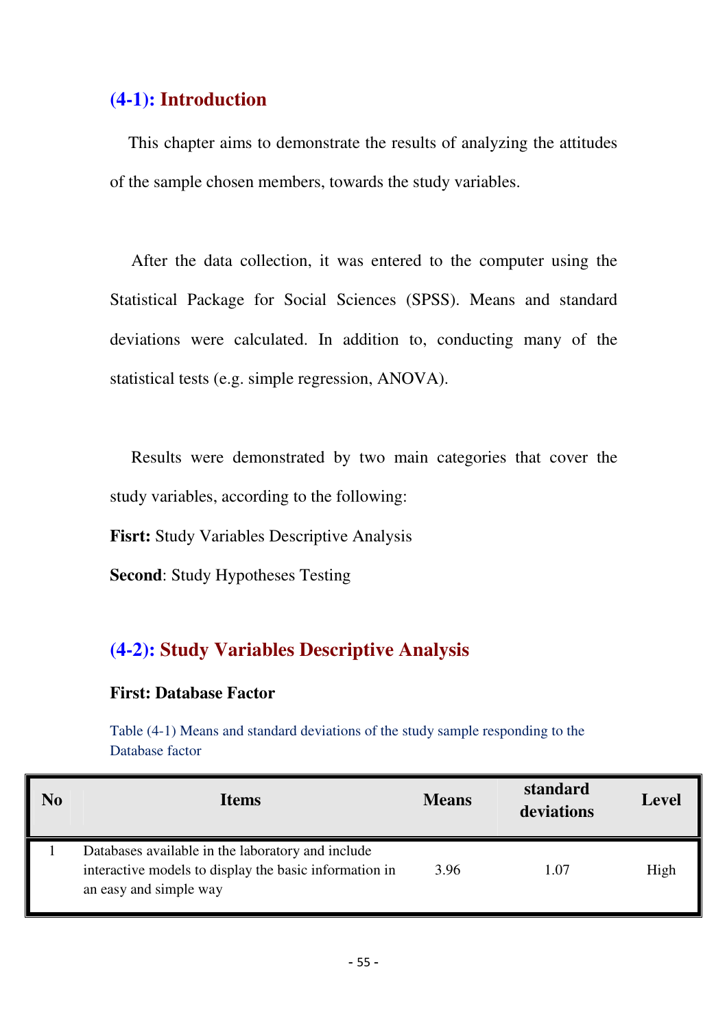## (4-1): Introduction

This chapter aims to demonstrate the results of analyzing the attitudes of the sample chosen members, towards the study variables.

After the data collection, it was entered to the computer using the Statistical Package for Social Sciences (SPSS). Means and standard deviations were calculated. In addition to, conducting many of the statistical tests (e.g. simple regression, ANOVA).

Results were demonstrated by two main categories that cover the study variables, according to the following:

**Fisrt:** Study Variables Descriptive Analysis

**Second**: Study Hypotheses Testing

## (4-2): Study Variables Descriptive Analysis

### First: Database Factor

Table (4-1) Means and standard deviations of the study sample responding to the Database factor

| No | Items | Means | standard deviations | Level |
|---|---|---|---|---|
| 1 | Databases available in the laboratory and include interactive models to display the basic information in an easy and simple way | 3.96 | 1.07 | High |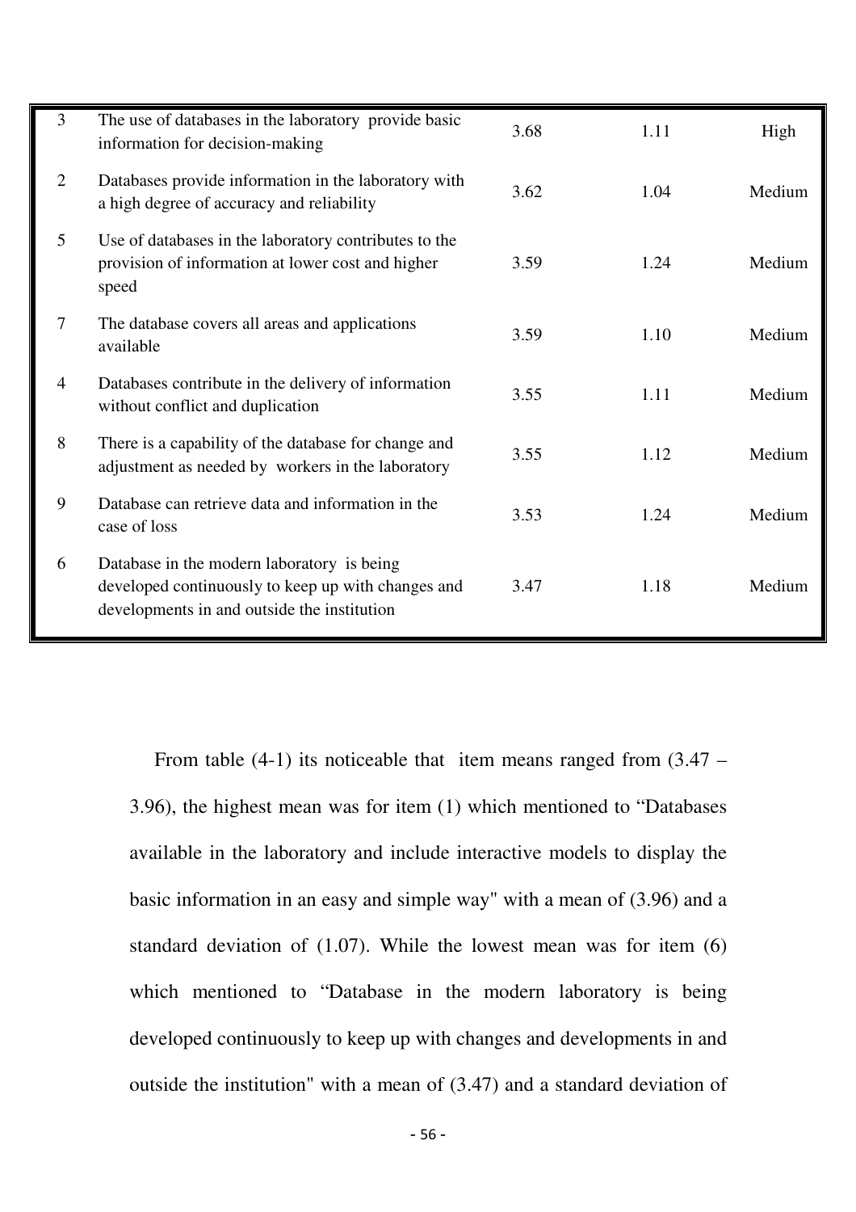| | | | | |
|---|---|---|---|---|
| 3 | The use of databases in the laboratory provide basic information for decision-making | 3.68 | 1.11 | High |
| 2 | Databases provide information in the laboratory with a high degree of accuracy and reliability | 3.62 | 1.04 | Medium |
| 5 | Use of databases in the laboratory contributes to the provision of information at lower cost and higher speed | 3.59 | 1.24 | Medium |
| 7 | The database covers all areas and applications available | 3.59 | 1.10 | Medium |
| 4 | Databases contribute in the delivery of information without conflict and duplication | 3.55 | 1.11 | Medium |
| 8 | There is a capability of the database for change and adjustment as needed by workers in the laboratory | 3.55 | 1.12 | Medium |
| 9 | Database can retrieve data and information in the case of loss | 3.53 | 1.24 | Medium |
| 6 | Database in the modern laboratory is being developed continuously to keep up with changes and developments in and outside the institution | 3.47 | 1.18 | Medium |

From table (4-1) its noticeable that item means ranged from (3.47 – 3.96), the highest mean was for item (1) which mentioned to "Databases available in the laboratory and include interactive models to display the basic information in an easy and simple way" with a mean of (3.96) and a standard deviation of (1.07). While the lowest mean was for item (6) which mentioned to "Database in the modern laboratory is being developed continuously to keep up with changes and developments in and outside the institution" with a mean of (3.47) and a standard deviation of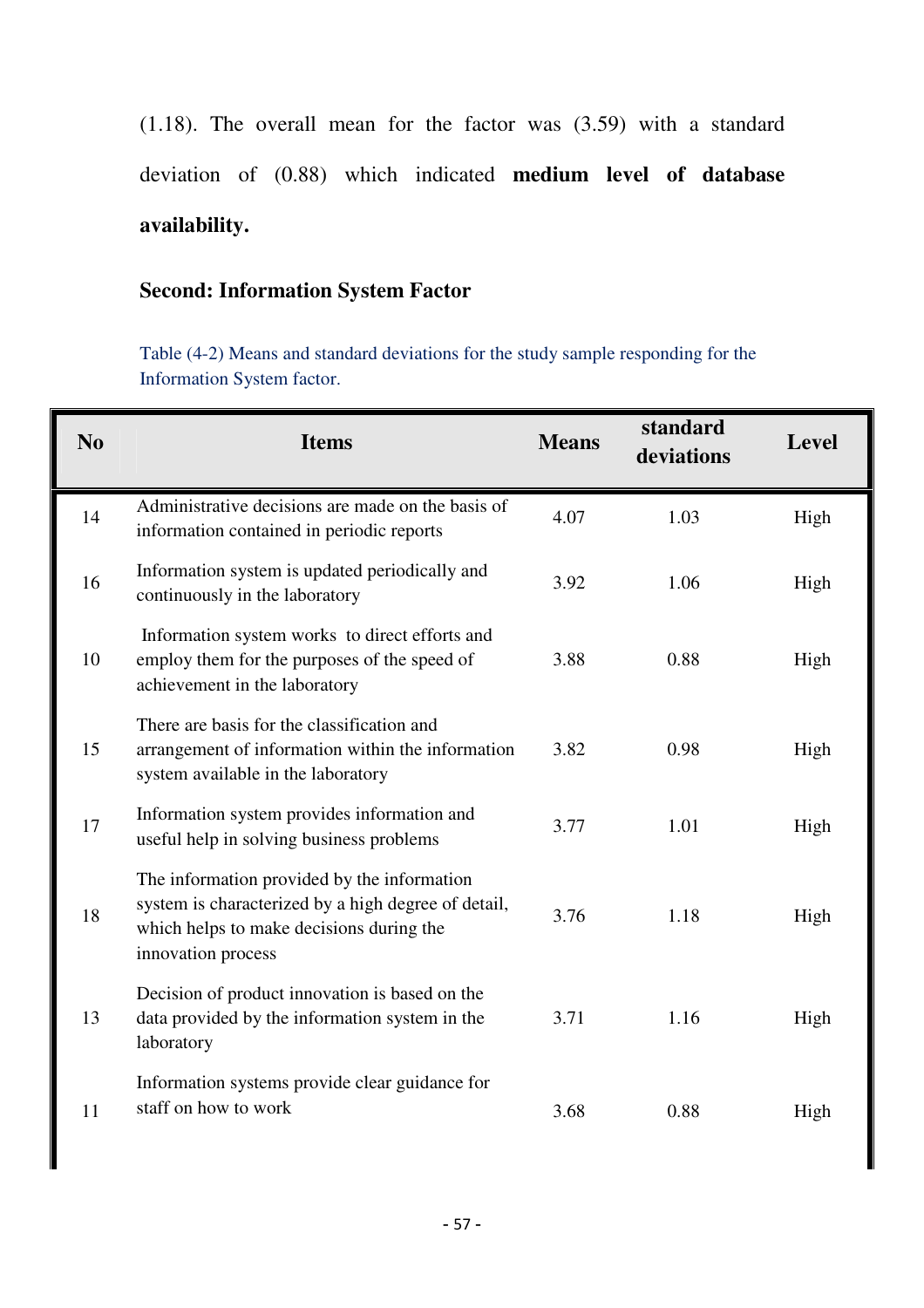(1.18). The overall mean for the factor was (3.59) with a standard deviation of (0.88) which indicated **medium level of database availability.**

**Second: Information System Factor**

Table (4-2) Means and standard deviations for the study sample responding for the Information System factor.

| No | Items | Means | standard deviations | Level |
|---|---|---|---|---|
| 14 | Administrative decisions are made on the basis of information contained in periodic reports | 4.07 | 1.03 | High |
| 16 | Information system is updated periodically and continuously in the laboratory | 3.92 | 1.06 | High |
| 10 | Information system works to direct efforts and employ them for the purposes of the speed of achievement in the laboratory | 3.88 | 0.88 | High |
| 15 | There are basis for the classification and arrangement of information within the information system available in the laboratory | 3.82 | 0.98 | High |
| 17 | Information system provides information and useful help in solving business problems | 3.77 | 1.01 | High |
| 18 | The information provided by the information system is characterized by a high degree of detail, which helps to make decisions during the innovation process | 3.76 | 1.18 | High |
| 13 | Decision of product innovation is based on the data provided by the information system in the laboratory | 3.71 | 1.16 | High |
| 11 | Information systems provide clear guidance for staff on how to work | 3.68 | 0.88 | High |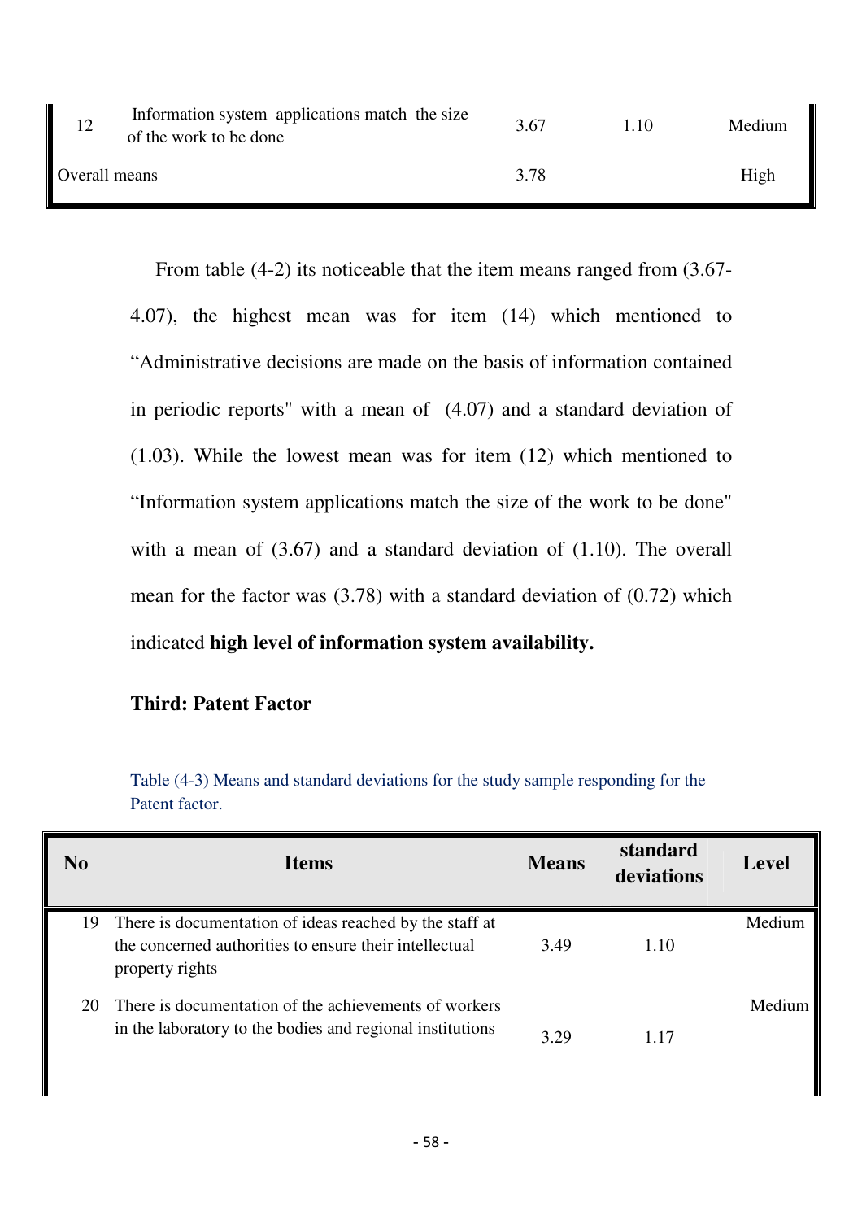| 12 | Information system applications match the size of the work to be done | 3.67 | 1.10 | Medium |
|---|---|---|---|---|
| Overall means | | 3.78 | | High |

From table (4-2) its noticeable that the item means ranged from (3.67-4.07), the highest mean was for item (14) which mentioned to "Administrative decisions are made on the basis of information contained in periodic reports" with a mean of (4.07) and a standard deviation of (1.03). While the lowest mean was for item (12) which mentioned to "Information system applications match the size of the work to be done" with a mean of (3.67) and a standard deviation of (1.10). The overall mean for the factor was (3.78) with a standard deviation of (0.72) which indicated **high level of information system availability.**

**Third: Patent Factor**

Table (4-3) Means and standard deviations for the study sample responding for the Patent factor.

| No | Items | Means | standard deviations | Level |
|---|---|---|---|---|
| 19 | There is documentation of ideas reached by the staff at the concerned authorities to ensure their intellectual property rights | 3.49 | 1.10 | Medium |
| 20 | There is documentation of the achievements of workers in the laboratory to the bodies and regional institutions | 3.29 | 1.17 | Medium |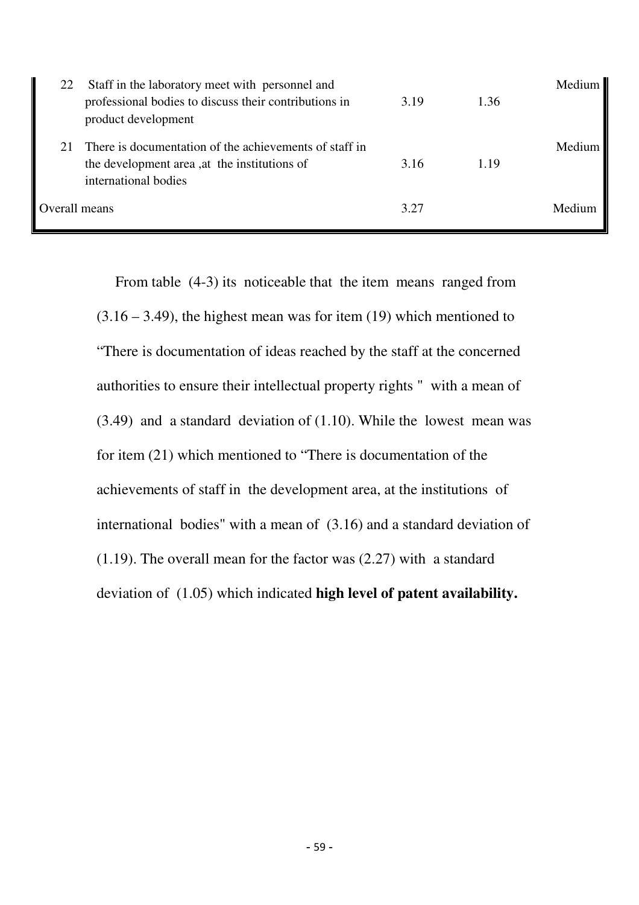| | | | | |
|---|---|---|---|---|
| 22 | Staff in the laboratory meet with personnel and professional bodies to discuss their contributions in product development | 3.19 | 1.36 | Medium |
| 21 | There is documentation of the achievements of staff in the development area ,at the institutions of international bodies | 3.16 | 1.19 | Medium |
| Overall means | | 3.27 | | Medium |

From table (4-3) its noticeable that the item means ranged from (3.16 – 3.49), the highest mean was for item (19) which mentioned to "There is documentation of ideas reached by the staff at the concerned authorities to ensure their intellectual property rights " with a mean of (3.49) and a standard deviation of (1.10). While the lowest mean was for item (21) which mentioned to "There is documentation of the achievements of staff in the development area, at the institutions of international bodies" with a mean of (3.16) and a standard deviation of (1.19). The overall mean for the factor was (2.27) with a standard deviation of (1.05) which indicated **high level of patent availability.**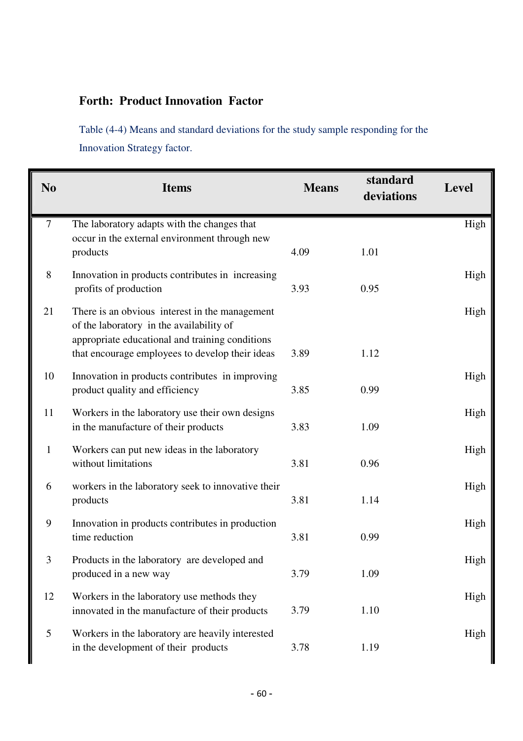**Forth: Product Innovation Factor**

Table (4-4) Means and standard deviations for the study sample responding for the Innovation Strategy factor.

| No | Items | Means | standard deviations | Level |
|---|---|---|---|---|
| 7 | The laboratory adapts with the changes that occur in the external environment through new products | 4.09 | 1.01 | High |
| 8 | Innovation in products contributes in increasing profits of production | 3.93 | 0.95 | High |
| 21 | There is an obvious interest in the management of the laboratory in the availability of appropriate educational and training conditions that encourage employees to develop their ideas | 3.89 | 1.12 | High |
| 10 | Innovation in products contributes in improving product quality and efficiency | 3.85 | 0.99 | High |
| 11 | Workers in the laboratory use their own designs in the manufacture of their products | 3.83 | 1.09 | High |
| 1 | Workers can put new ideas in the laboratory without limitations | 3.81 | 0.96 | High |
| 6 | workers in the laboratory seek to innovative their products | 3.81 | 1.14 | High |
| 9 | Innovation in products contributes in production time reduction | 3.81 | 0.99 | High |
| 3 | Products in the laboratory are developed and produced in a new way | 3.79 | 1.09 | High |
| 12 | Workers in the laboratory use methods they innovated in the manufacture of their products | 3.79 | 1.10 | High |
| 5 | Workers in the laboratory are heavily interested in the development of their products | 3.78 | 1.19 | High |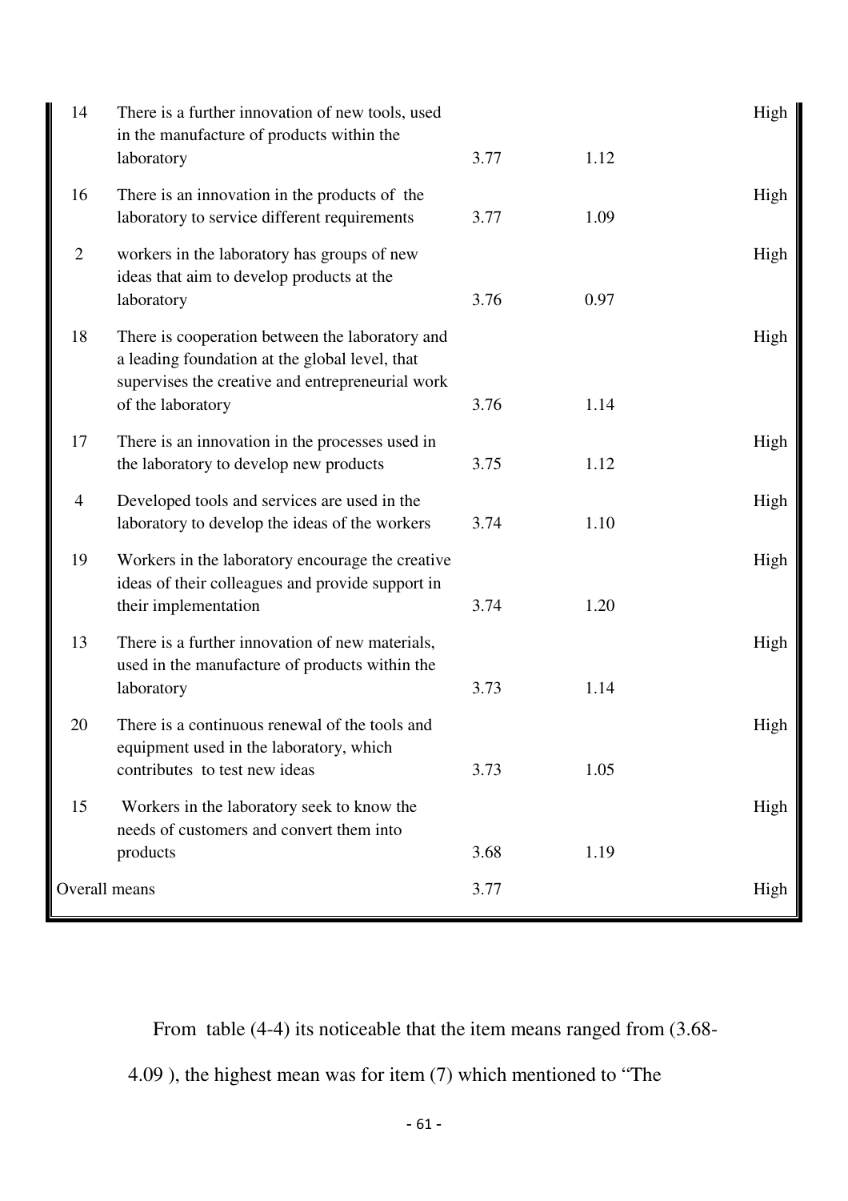| | | | | |
|---|---|---|---|---|
| 14 | There is a further innovation of new tools, used in the manufacture of products within the laboratory | 3.77 | 1.12 | High |
| 16 | There is an innovation in the products of the laboratory to service different requirements | 3.77 | 1.09 | High |
| 2 | workers in the laboratory has groups of new ideas that aim to develop products at the laboratory | 3.76 | 0.97 | High |
| 18 | There is cooperation between the laboratory and a leading foundation at the global level, that supervises the creative and entrepreneurial work of the laboratory | 3.76 | 1.14 | High |
| 17 | There is an innovation in the processes used in the laboratory to develop new products | 3.75 | 1.12 | High |
| 4 | Developed tools and services are used in the laboratory to develop the ideas of the workers | 3.74 | 1.10 | High |
| 19 | Workers in the laboratory encourage the creative ideas of their colleagues and provide support in their implementation | 3.74 | 1.20 | High |
| 13 | There is a further innovation of new materials, used in the manufacture of products within the laboratory | 3.73 | 1.14 | High |
| 20 | There is a continuous renewal of the tools and equipment used in the laboratory, which contributes to test new ideas | 3.73 | 1.05 | High |
| 15 | Workers in the laboratory seek to know the needs of customers and convert them into products | 3.68 | 1.19 | High |
| Overall means | | 3.77 | | High |

From table (4-4) its noticeable that the item means ranged from (3.68-4.09 ), the highest mean was for item (7) which mentioned to "The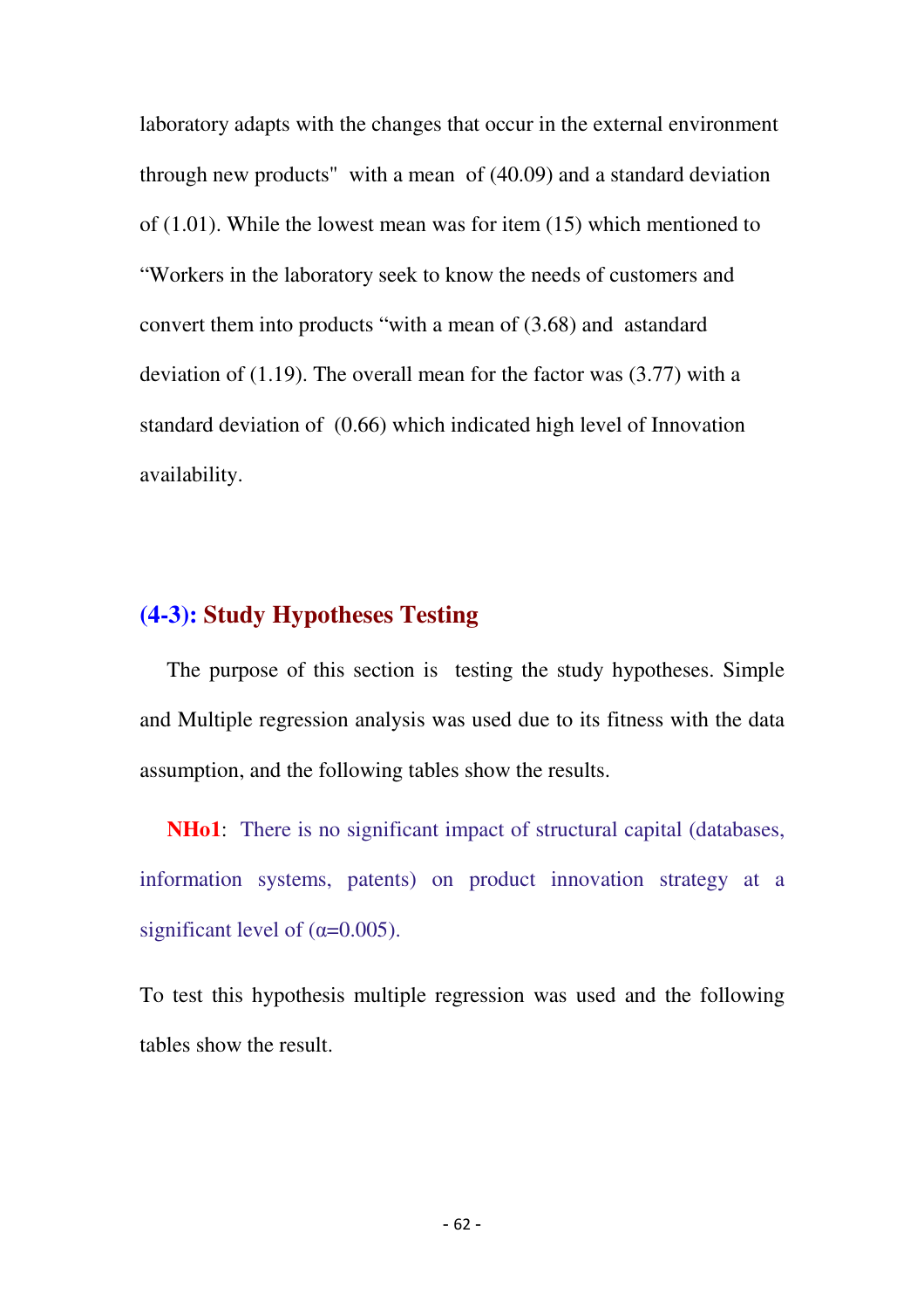laboratory adapts with the changes that occur in the external environment through new products" with a mean of (40.09) and a standard deviation of (1.01). While the lowest mean was for item (15) which mentioned to "Workers in the laboratory seek to know the needs of customers and convert them into products "with a mean of (3.68) and astandard deviation of (1.19). The overall mean for the factor was (3.77) with a standard deviation of (0.66) which indicated high level of Innovation availability.

## (4-3): Study Hypotheses Testing

The purpose of this section is testing the study hypotheses. Simple and Multiple regression analysis was used due to its fitness with the data assumption, and the following tables show the results.

**NHo1**: There is no significant impact of structural capital (databases, information systems, patents) on product innovation strategy at a significant level of ($\alpha$=0.005).

To test this hypothesis multiple regression was used and the following tables show the result.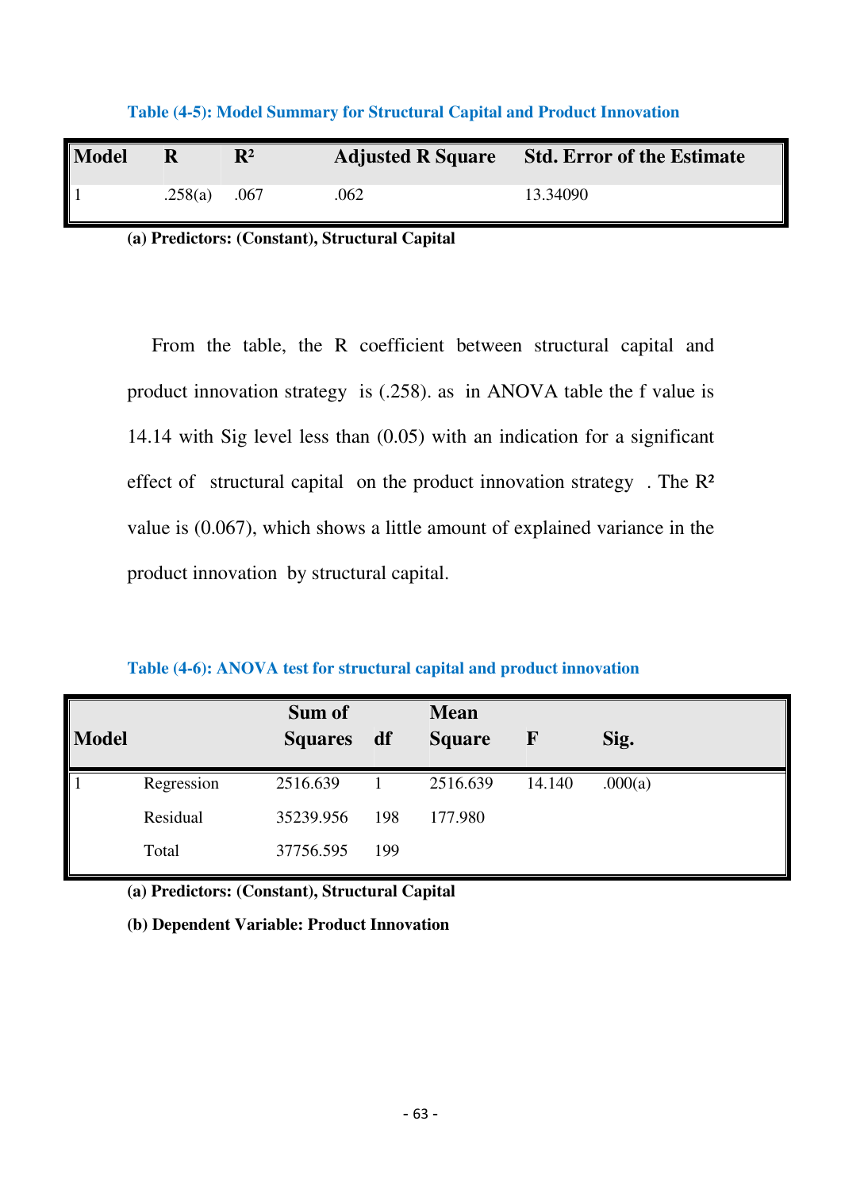**Table (4-5): Model Summary for Structural Capital and Product Innovation**

| Model | R | $R^2$ | Adjusted R Square | Std. Error of the Estimate |
|---|---|---|---|---|
| 1 | .258(a) | .067 | .062 | 13.34090 |

**(a) Predictors: (Constant), Structural Capital**

From the table, the R coefficient between structural capital and product innovation strategy is (.258). as in ANOVA table the f value is 14.14 with Sig level less than (0.05) with an indication for a significant effect of structural capital on the product innovation strategy . The $R^2$ value is (0.067), which shows a little amount of explained variance in the product innovation by structural capital.

**Table (4-6): ANOVA test for structural capital and product innovation**

| Model | | Sum of Squares | df | Mean Square | F | Sig. |
|---|---|---|---|---|---|---|
| 1 | Regression | 2516.639 | 1 | 2516.639 | 14.140 | .000(a) |
| | Residual | 35239.956 | 198 | 177.980 | | |
| | Total | 37756.595 | 199 | | | |

**(a) Predictors: (Constant), Structural Capital**

**(b) Dependent Variable: Product Innovation**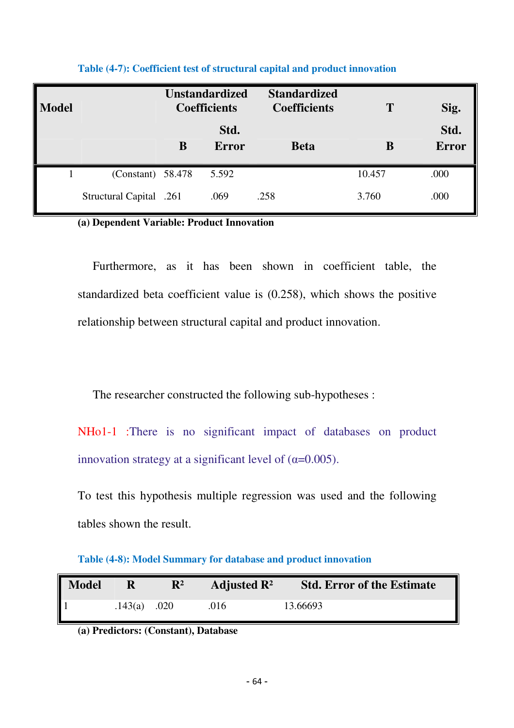**Table (4-7): Coefficient test of structural capital and product innovation**

| Model | | Unstandardized Coefficients | | Standardized Coefficients | T | Sig. |
|---|---|---|---|---|---|---|
| | | B | Std. Error | Beta | B | Std. Error |
| 1 | (Constant) | 58.478 | 5.592 | | 10.457 | .000 |
| | Structural Capital | .261 | .069 | .258 | 3.760 | .000 |

**(a) Dependent Variable: Product Innovation**

Furthermore, as it has been shown in coefficient table, the standardized beta coefficient value is (0.258), which shows the positive relationship between structural capital and product innovation.

The researcher constructed the following sub-hypotheses :

NHo1-1 :There is no significant impact of databases on product innovation strategy at a significant level of (α=0.005).

To test this hypothesis multiple regression was used and the following tables shown the result.

**Table (4-8): Model Summary for database and product innovation**

| Model | R | $R^2$ | Adjusted $R^2$ | Std. Error of the Estimate |
|---|---|---|---|---|
| 1 | .143(a) | .020 | .016 | 13.66693 |

**(a) Predictors: (Constant), Database**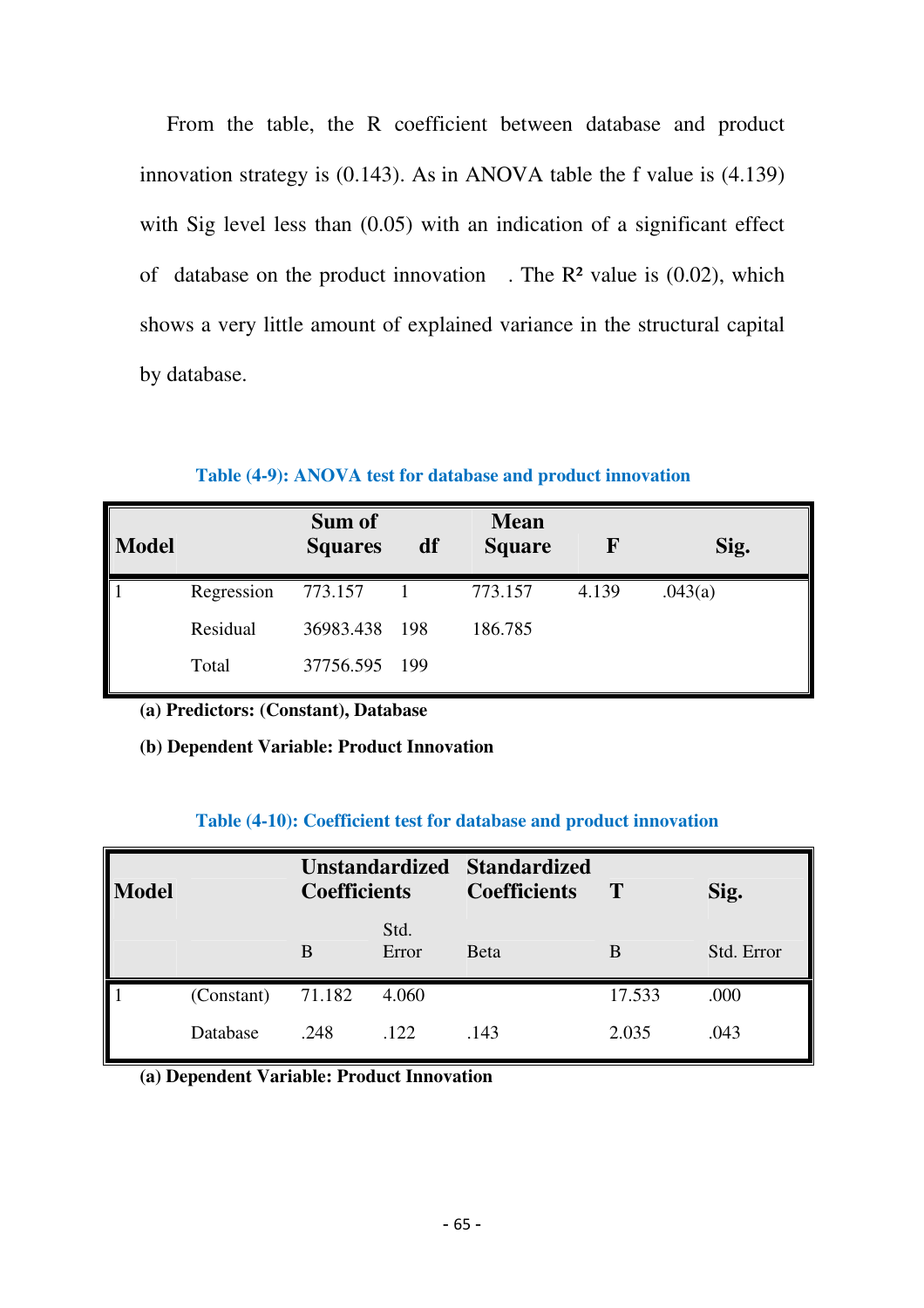From the table, the R coefficient between database and product innovation strategy is (0.143). As in ANOVA table the f value is (4.139) with Sig level less than (0.05) with an indication of a significant effect of database on the product innovation . The $R^2$ value is (0.02), which shows a very little amount of explained variance in the structural capital by database.

**Table (4-9): ANOVA test for database and product innovation**

| Model | | Sum of Squares | df | Mean Square | F | Sig. |
|---|---|---|---|---|---|---|
| 1 | Regression | 773.157 | 1 | 773.157 | 4.139 | .043(a) |
| | Residual | 36983.438 | 198 | 186.785 | | |
| | Total | 37756.595 | 199 | | | |

**(a) Predictors: (Constant), Database**

**(b) Dependent Variable: Product Innovation**

**Table (4-10): Coefficient test for database and product innovation**

| Model | | Unstandardized Coefficients | | Standardized Coefficients | T | Sig. |
|---|---|---|---|---|---|---|
| | | B | Std. Error | Beta | B | Std. Error |
| 1 | (Constant) | 71.182 | 4.060 | | 17.533 | .000 |
| | Database | .248 | .122 | .143 | 2.035 | .043 |

**(a) Dependent Variable: Product Innovation**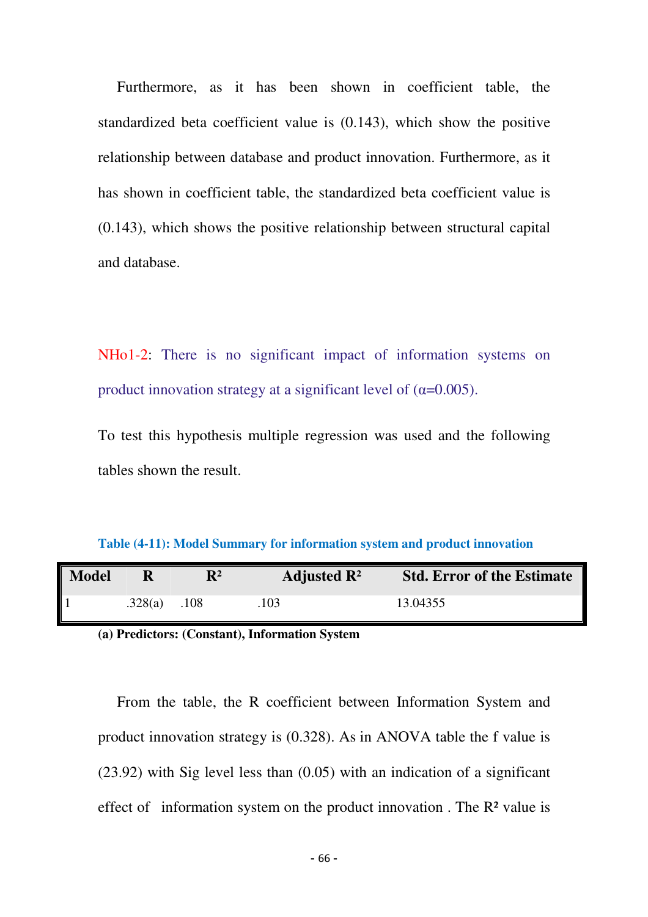Furthermore, as it has been shown in coefficient table, the standardized beta coefficient value is (0.143), which show the positive relationship between database and product innovation. Furthermore, as it has shown in coefficient table, the standardized beta coefficient value is (0.143), which shows the positive relationship between structural capital and database.

NHo1-2: There is no significant impact of information systems on product innovation strategy at a significant level of (α=0.005).

To test this hypothesis multiple regression was used and the following tables shown the result.

**Table (4-11): Model Summary for information system and product innovation**

| Model | R | $R^2$ | Adjusted $R^2$ | Std. Error of the Estimate |
|---|---|---|---|---|
| 1 | .328(a) | .108 | .103 | 13.04355 |

**(a) Predictors: (Constant), Information System**

From the table, the R coefficient between Information System and product innovation strategy is (0.328). As in ANOVA table the f value is (23.92) with Sig level less than (0.05) with an indication of a significant effect of information system on the product innovation . The $R^2$ value is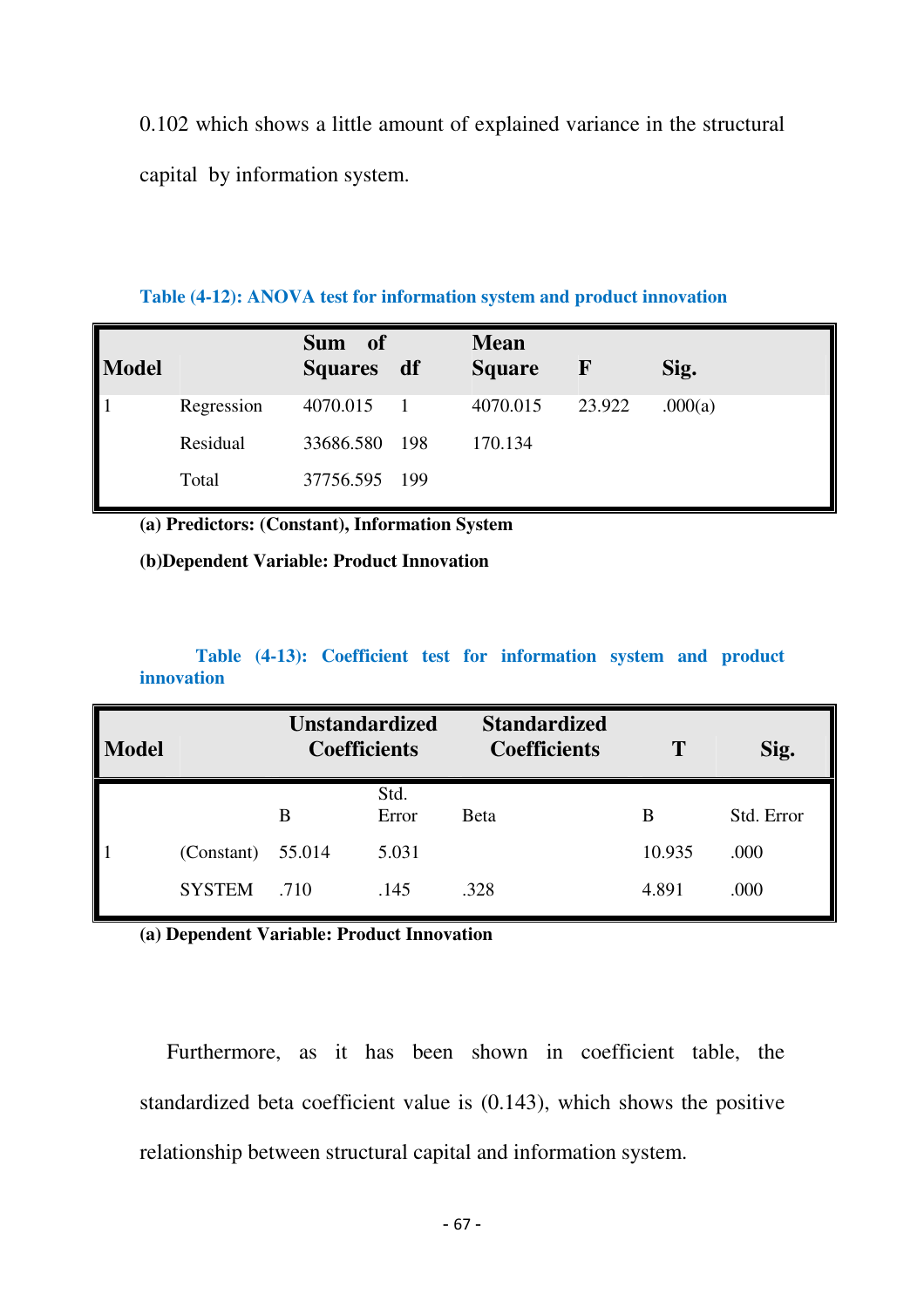0.102 which shows a little amount of explained variance in the structural capital by information system.

**Table (4-12): ANOVA test for information system and product innovation**

| Model | | Sum of Squares | df | Mean Square | F | Sig. |
|---|---|---|---|---|---|---|
| 1 | Regression | 4070.015 | 1 | 4070.015 | 23.922 | .000(a) |
| | Residual | 33686.580 | 198 | 170.134 | | |
| | Total | 37756.595 | 199 | | | |

**(a) Predictors: (Constant), Information System**

**(b)Dependent Variable: Product Innovation**

**Table (4-13): Coefficient test for information system and product innovation**

| Model | | Unstandardized Coefficients | | Standardized Coefficients | T | Sig. |
|---|---|---|---|---|---|---|
| | | B | Std. Error | Beta | B | Std. Error |
| 1 | (Constant) | 55.014 | 5.031 | | 10.935 | .000 |
| | SYSTEM | .710 | .145 | .328 | 4.891 | .000 |

**(a) Dependent Variable: Product Innovation**

Furthermore, as it has been shown in coefficient table, the standardized beta coefficient value is (0.143), which shows the positive relationship between structural capital and information system.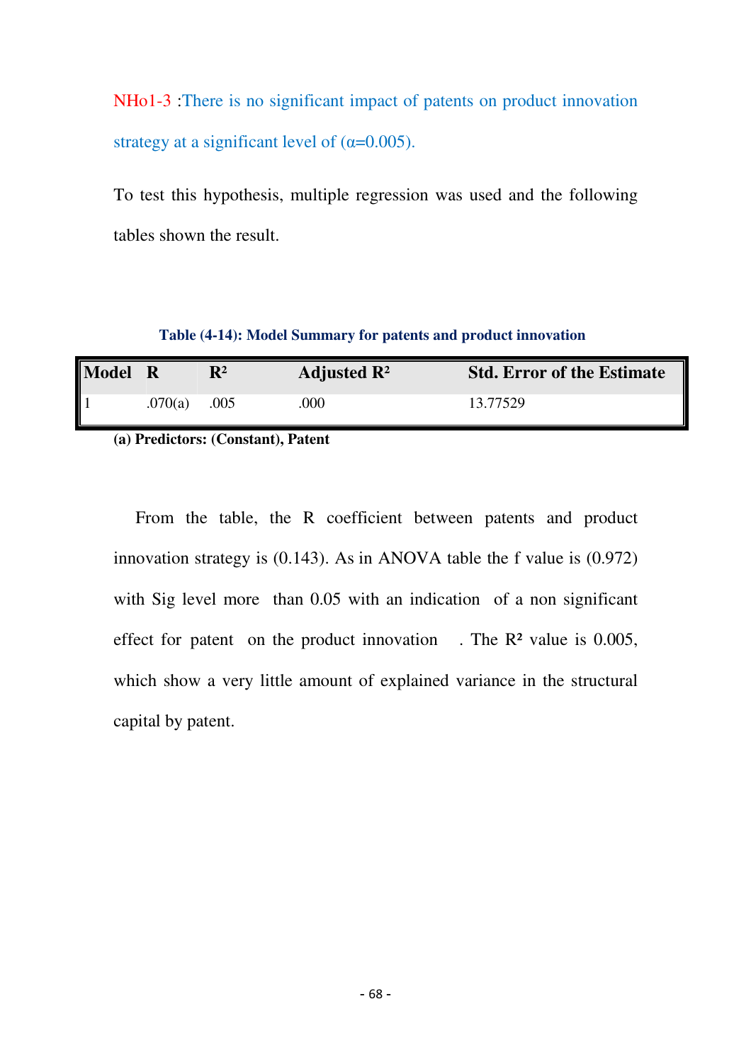NHo1-3 :There is no significant impact of patents on product innovation strategy at a significant level of (α=0.005).

To test this hypothesis, multiple regression was used and the following tables shown the result.

**Table (4-14): Model Summary for patents and product innovation**

| Model | R | $R^2$ | Adjusted $R^2$ | Std. Error of the Estimate |
|---|---|---|---|---|
| 1 | .070(a) | .005 | .000 | 13.77529 |

**(a) Predictors: (Constant), Patent**

From the table, the R coefficient between patents and product innovation strategy is (0.143). As in ANOVA table the f value is (0.972) with Sig level more than 0.05 with an indication of a non significant effect for patent on the product innovation . The $R^2$ value is 0.005, which show a very little amount of explained variance in the structural capital by patent.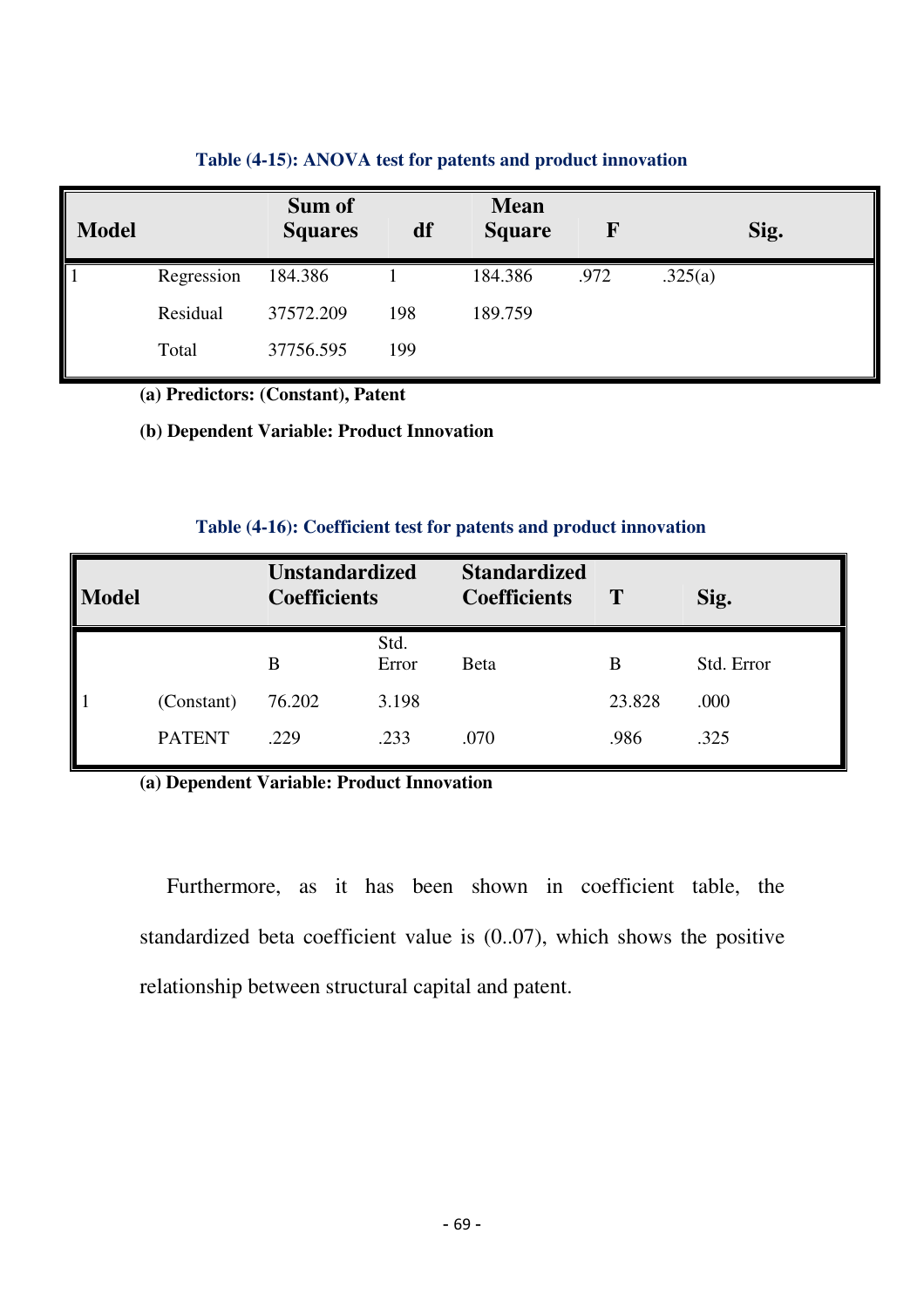**Table (4-15): ANOVA test for patents and product innovation**

| Model | | Sum of Squares | df | Mean Square | F | Sig. |
|---|---|---|---|---|---|---|
| 1 | Regression | 184.386 | 1 | 184.386 | .972 | .325(a) |
| | Residual | 37572.209 | 198 | 189.759 | | |
| | Total | 37756.595 | 199 | | | |

**(a) Predictors: (Constant), Patent**

**(b) Dependent Variable: Product Innovation**

**Table (4-16): Coefficient test for patents and product innovation**

| Model | | Unstandardized Coefficients | | Standardized Coefficients | T | Sig. |
|---|---|---|---|---|---|---|
| | | B | Std. Error | Beta | B | Std. Error |
| 1 | (Constant) | 76.202 | 3.198 | | 23.828 | .000 |
| | PATENT | .229 | .233 | .070 | .986 | .325 |

**(a) Dependent Variable: Product Innovation**

Furthermore, as it has been shown in coefficient table, the standardized beta coefficient value is (0..07), which shows the positive relationship between structural capital and patent.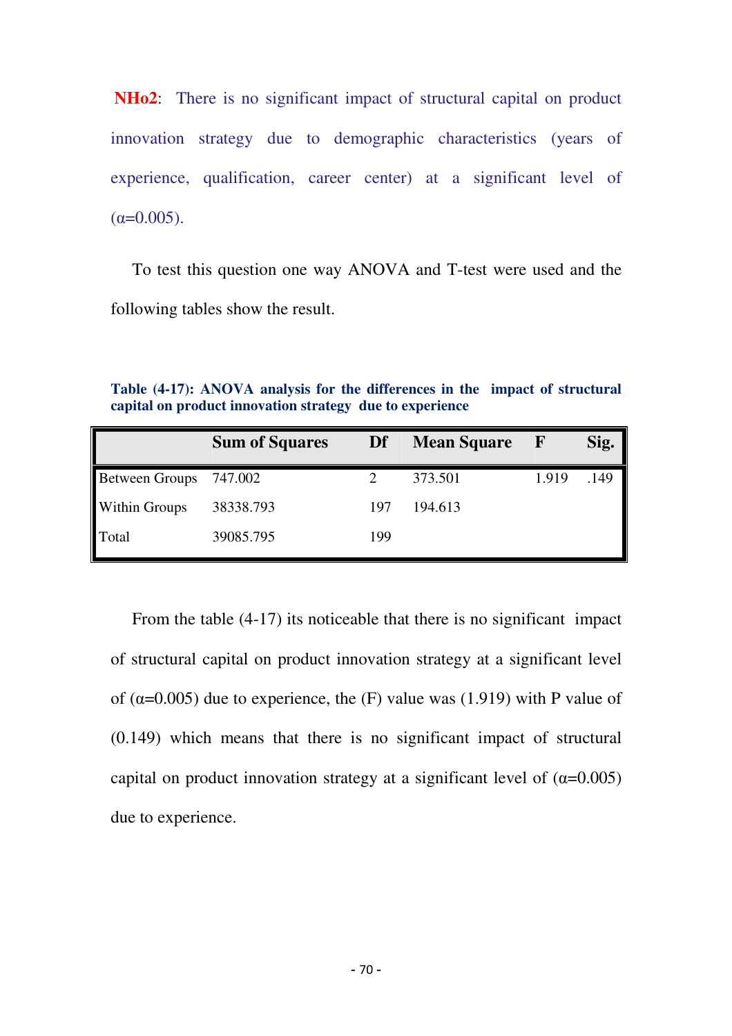**NHo2**: There is no significant impact of structural capital on product innovation strategy due to demographic characteristics (years of experience, qualification, career center) at a significant level of (α=0.005).

To test this question one way ANOVA and T-test were used and the following tables show the result.

**Table (4-17): ANOVA analysis for the differences in the impact of structural capital on product innovation strategy due to experience**

| | Sum of Squares | Df | Mean Square | F | Sig. |
|---|---|---|---|---|---|
| Between Groups | 747.002 | 2 | 373.501 | 1.919 | .149 |
| Within Groups | 38338.793 | 197 | 194.613 | | |
| Total | 39085.795 | 199 | | | |

From the table (4-17) its noticeable that there is no significant impact of structural capital on product innovation strategy at a significant level of (α=0.005) due to experience, the (F) value was (1.919) with P value of (0.149) which means that there is no significant impact of structural capital on product innovation strategy at a significant level of (α=0.005) due to experience.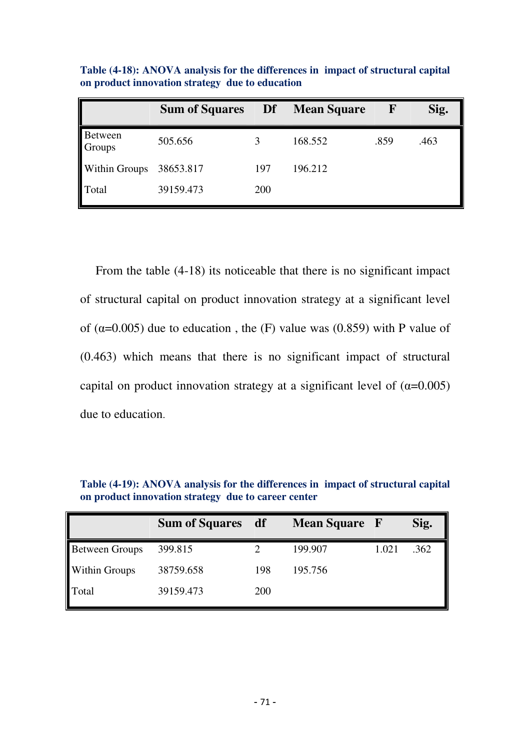**Table (4-18): ANOVA analysis for the differences in impact of structural capital on product innovation strategy due to education**

| | Sum of Squares | Df | Mean Square | F | Sig. |
|---|---|---|---|---|---|
| Between Groups | 505.656 | 3 | 168.552 | .859 | .463 |
| Within Groups | 38653.817 | 197 | 196.212 | | |
| Total | 39159.473 | 200 | | | |

From the table (4-18) its noticeable that there is no significant impact of structural capital on product innovation strategy at a significant level of ($\alpha$=0.005) due to education , the (F) value was (0.859) with P value of (0.463) which means that there is no significant impact of structural capital on product innovation strategy at a significant level of ($\alpha$=0.005) due to education.

**Table (4-19): ANOVA analysis for the differences in impact of structural capital on product innovation strategy due to career center**

| | Sum of Squares | df | Mean Square | F | Sig. |
|---|---|---|---|---|---|
| Between Groups | 399.815 | 2 | 199.907 | 1.021 | .362 |
| Within Groups | 38759.658 | 198 | 195.756 | | |
| Total | 39159.473 | 200 | | | |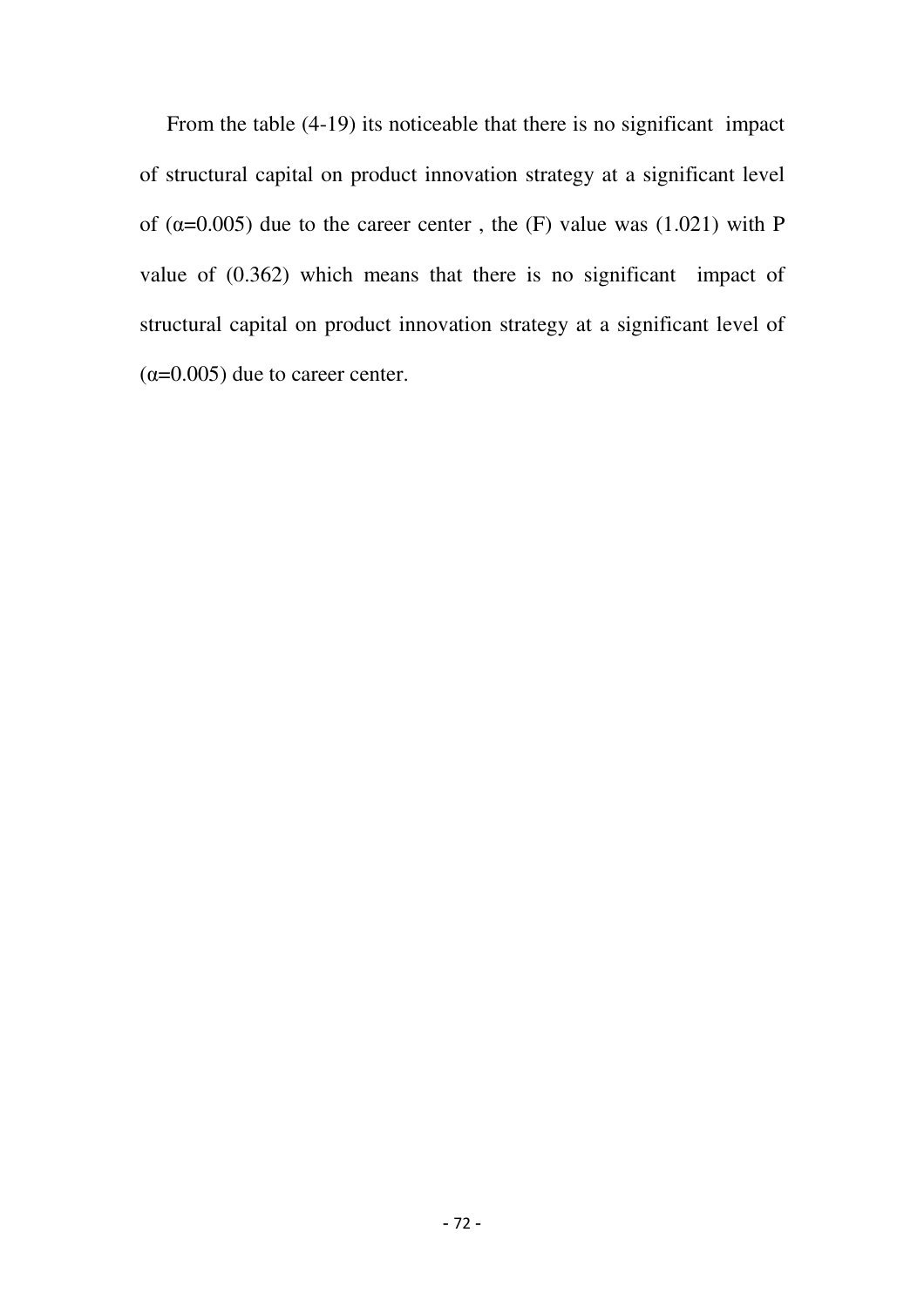From the table (4-19) its noticeable that there is no significant impact of structural capital on product innovation strategy at a significant level of ($\alpha$=0.005) due to the career center , the (F) value was (1.021) with P value of (0.362) which means that there is no significant impact of structural capital on product innovation strategy at a significant level of ($\alpha$=0.005) due to career center.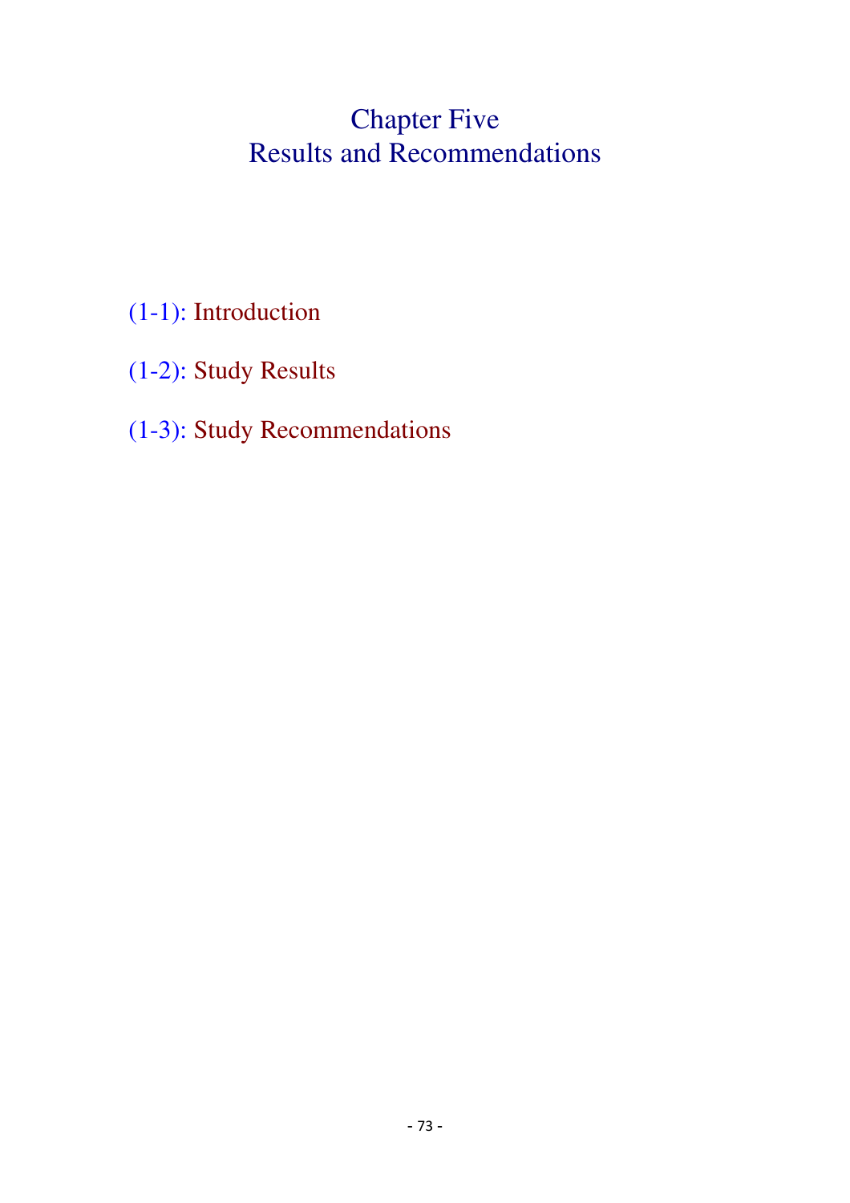# Chapter Five
# Results and Recommendations

(1-1): Introduction

(1-2): Study Results

(1-3): Study Recommendations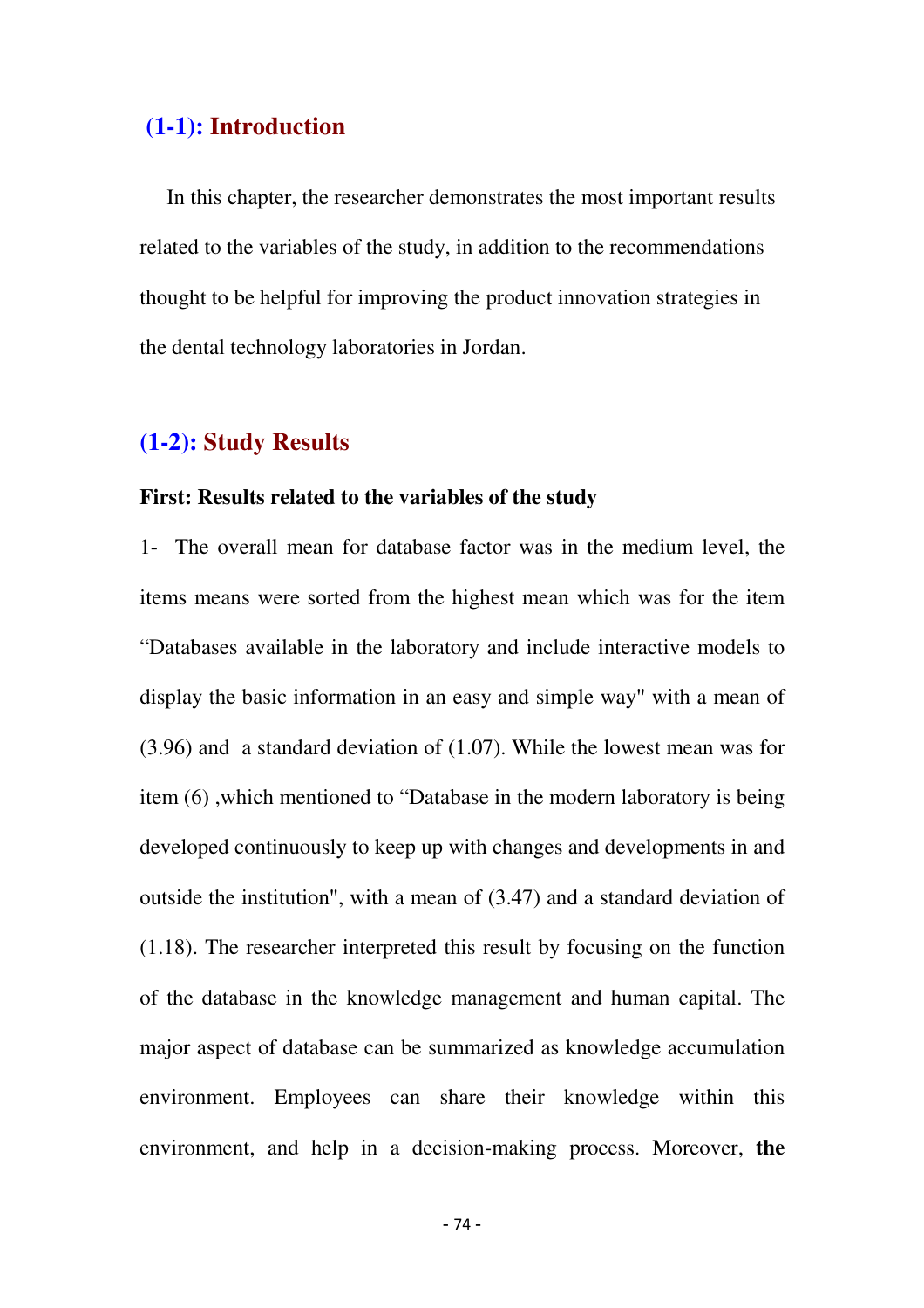## (1-1): Introduction

In this chapter, the researcher demonstrates the most important results related to the variables of the study, in addition to the recommendations thought to be helpful for improving the product innovation strategies in the dental technology laboratories in Jordan.

## (1-2): Study Results

**First: Results related to the variables of the study**

1- The overall mean for database factor was in the medium level, the items means were sorted from the highest mean which was for the item "Databases available in the laboratory and include interactive models to display the basic information in an easy and simple way" with a mean of (3.96) and a standard deviation of (1.07). While the lowest mean was for item (6) ,which mentioned to "Database in the modern laboratory is being developed continuously to keep up with changes and developments in and outside the institution", with a mean of (3.47) and a standard deviation of (1.18). The researcher interpreted this result by focusing on the function of the database in the knowledge management and human capital. The major aspect of database can be summarized as knowledge accumulation environment. Employees can share their knowledge within this environment, and help in a decision-making process. Moreover, **the**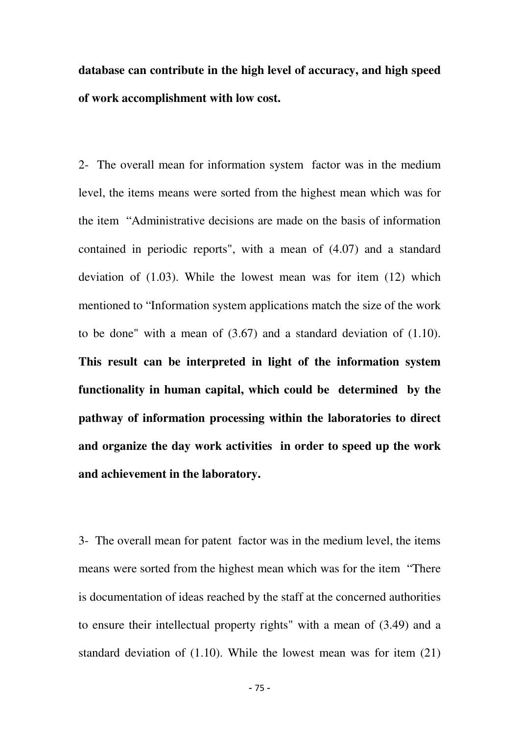**database can contribute in the high level of accuracy, and high speed of work accomplishment with low cost.**

2- The overall mean for information system factor was in the medium level, the items means were sorted from the highest mean which was for the item "Administrative decisions are made on the basis of information contained in periodic reports", with a mean of (4.07) and a standard deviation of (1.03). While the lowest mean was for item (12) which mentioned to "Information system applications match the size of the work to be done" with a mean of (3.67) and a standard deviation of (1.10). **This result can be interpreted in light of the information system functionality in human capital, which could be determined by the pathway of information processing within the laboratories to direct and organize the day work activities in order to speed up the work and achievement in the laboratory.**

3- The overall mean for patent factor was in the medium level, the items means were sorted from the highest mean which was for the item "There is documentation of ideas reached by the staff at the concerned authorities to ensure their intellectual property rights" with a mean of (3.49) and a standard deviation of (1.10). While the lowest mean was for item (21)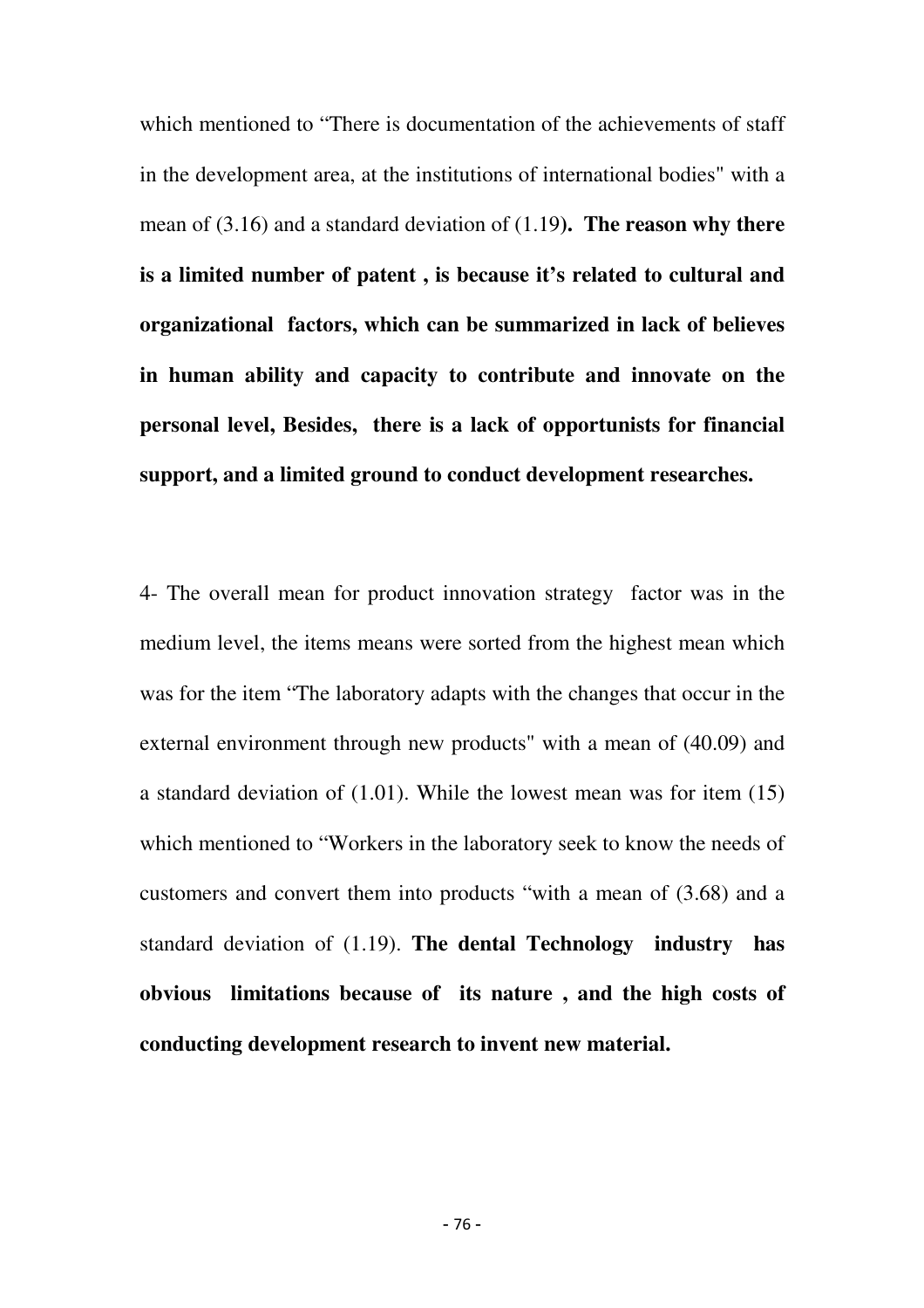which mentioned to "There is documentation of the achievements of staff in the development area, at the institutions of international bodies" with a mean of (3.16) and a standard deviation of (1.19)**. The reason why there is a limited number of patent , is because it's related to cultural and organizational factors, which can be summarized in lack of believes in human ability and capacity to contribute and innovate on the personal level, Besides, there is a lack of opportunists for financial support, and a limited ground to conduct development researches.**

4- The overall mean for product innovation strategy factor was in the medium level, the items means were sorted from the highest mean which was for the item "The laboratory adapts with the changes that occur in the external environment through new products" with a mean of (40.09) and a standard deviation of (1.01). While the lowest mean was for item (15) which mentioned to "Workers in the laboratory seek to know the needs of customers and convert them into products "with a mean of (3.68) and a standard deviation of (1.19). **The dental Technology industry has obvious limitations because of its nature , and the high costs of conducting development research to invent new material.**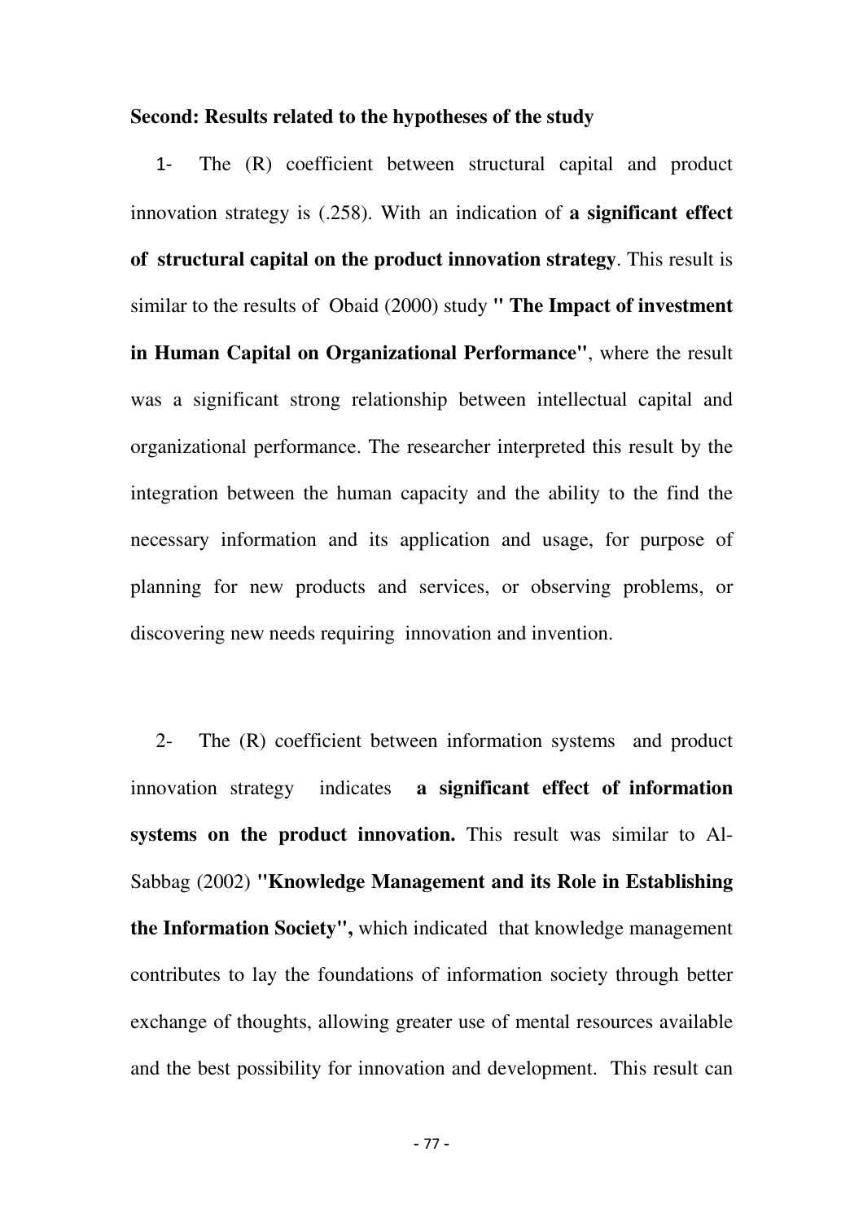**Second: Results related to the hypotheses of the study**

1- The (R) coefficient between structural capital and product innovation strategy is (.258). With an indication of **a significant effect of structural capital on the product innovation strategy**. This result is similar to the results of Obaid (2000) study **" The Impact of investment in Human Capital on Organizational Performance"**, where the result was a significant strong relationship between intellectual capital and organizational performance. The researcher interpreted this result by the integration between the human capacity and the ability to the find the necessary information and its application and usage, for purpose of planning for new products and services, or observing problems, or discovering new needs requiring innovation and invention.

2- The (R) coefficient between information systems and product innovation strategy indicates **a significant effect of information systems on the product innovation.** This result was similar to Al-Sabbag (2002) **"Knowledge Management and its Role in Establishing the Information Society",** which indicated that knowledge management contributes to lay the foundations of information society through better exchange of thoughts, allowing greater use of mental resources available and the best possibility for innovation and development. This result can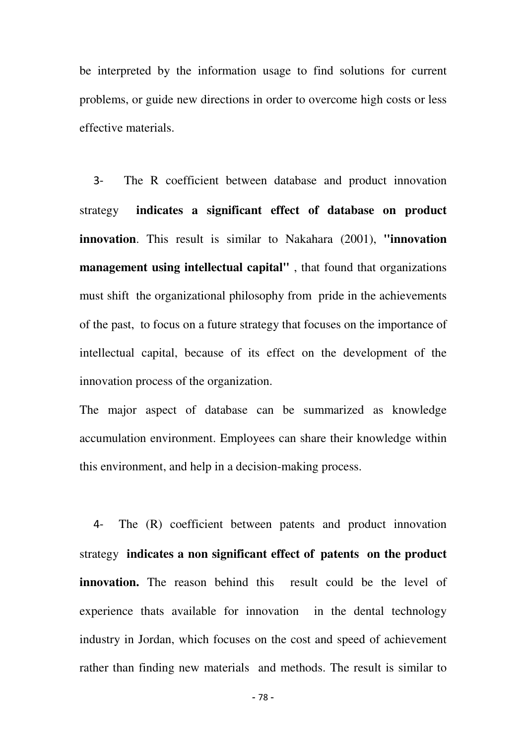be interpreted by the information usage to find solutions for current problems, or guide new directions in order to overcome high costs or less effective materials.

3- The R coefficient between database and product innovation strategy **indicates a significant effect of database on product innovation**. This result is similar to Nakahara (2001), **"innovation management using intellectual capital"** , that found that organizations must shift the organizational philosophy from pride in the achievements of the past, to focus on a future strategy that focuses on the importance of intellectual capital, because of its effect on the development of the innovation process of the organization.

The major aspect of database can be summarized as knowledge accumulation environment. Employees can share their knowledge within this environment, and help in a decision-making process.

4- The (R) coefficient between patents and product innovation strategy **indicates a non significant effect of patents on the product innovation.** The reason behind this result could be the level of experience thats available for innovation in the dental technology industry in Jordan, which focuses on the cost and speed of achievement rather than finding new materials and methods. The result is similar to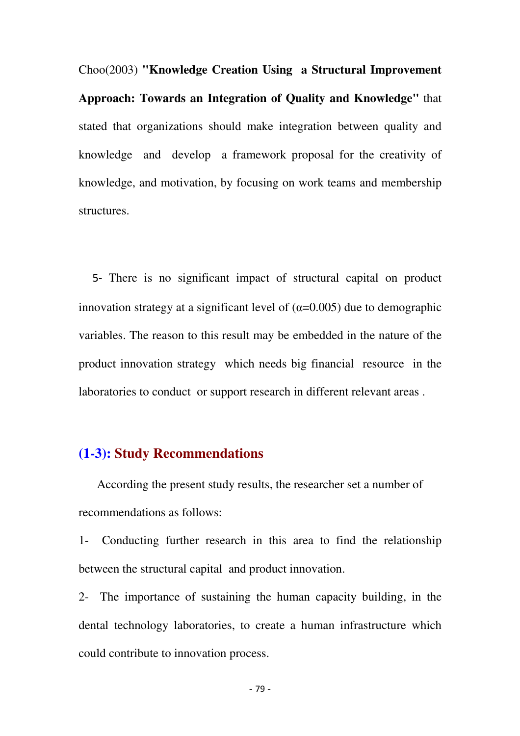Choo(2003) **"Knowledge Creation Using a Structural Improvement Approach: Towards an Integration of Quality and Knowledge"** that stated that organizations should make integration between quality and knowledge and develop a framework proposal for the creativity of knowledge, and motivation, by focusing on work teams and membership structures.

5- There is no significant impact of structural capital on product innovation strategy at a significant level of ($\alpha$=0.005) due to demographic variables. The reason to this result may be embedded in the nature of the product innovation strategy which needs big financial resource in the laboratories to conduct or support research in different relevant areas .

## (1-3): Study Recommendations

According the present study results, the researcher set a number of recommendations as follows:

1- Conducting further research in this area to find the relationship between the structural capital and product innovation.

2- The importance of sustaining the human capacity building, in the dental technology laboratories, to create a human infrastructure which could contribute to innovation process.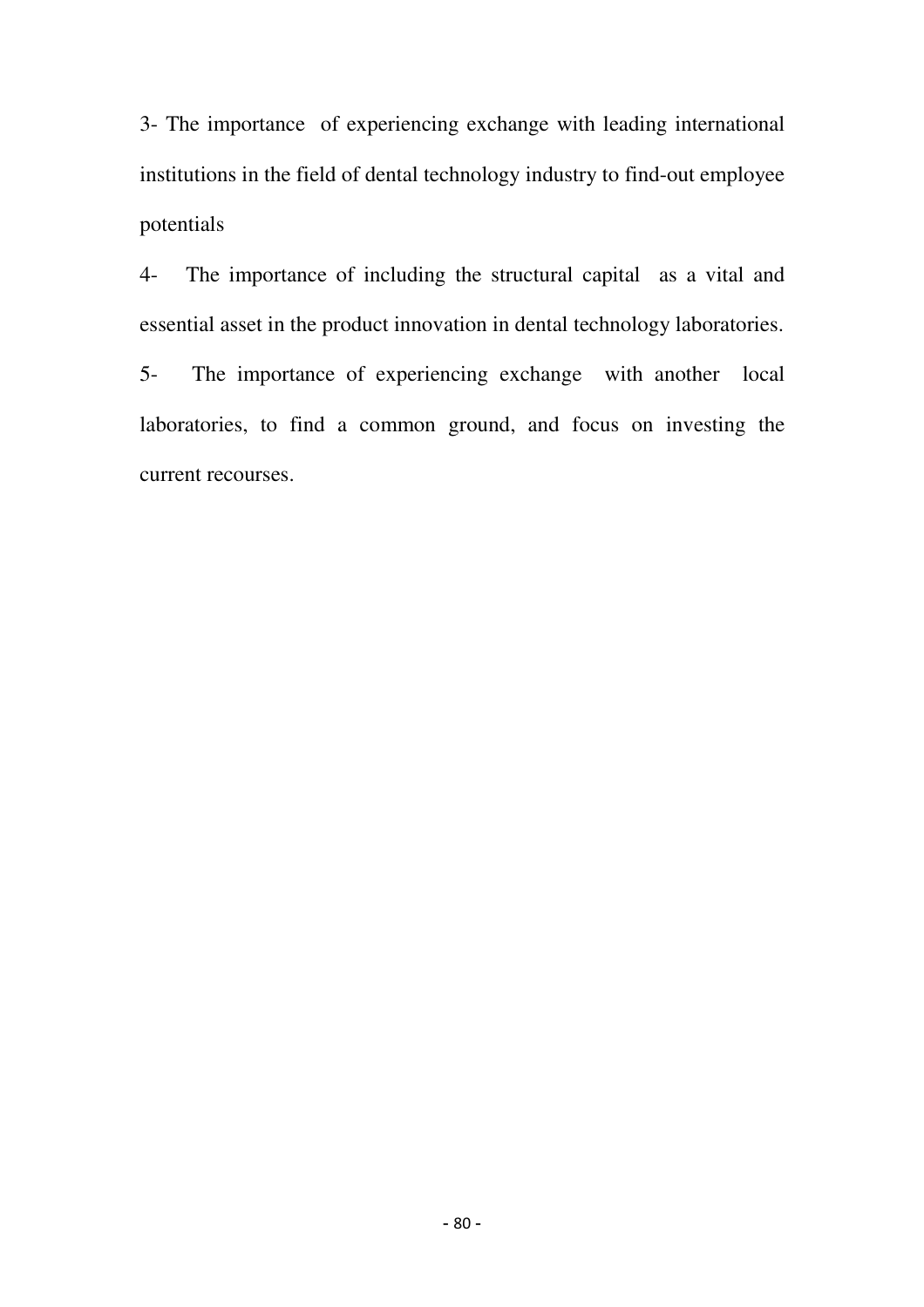3- The importance of experiencing exchange with leading international institutions in the field of dental technology industry to find-out employee potentials

4- The importance of including the structural capital as a vital and essential asset in the product innovation in dental technology laboratories.

5- The importance of experiencing exchange with another local laboratories, to find a common ground, and focus on investing the current recourses.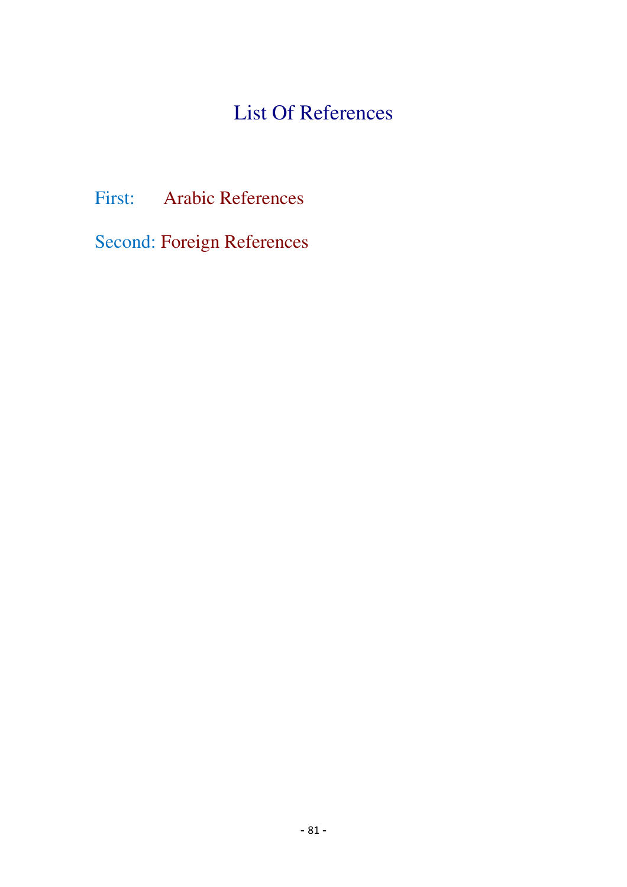# List Of References

First: Arabic References

Second: Foreign References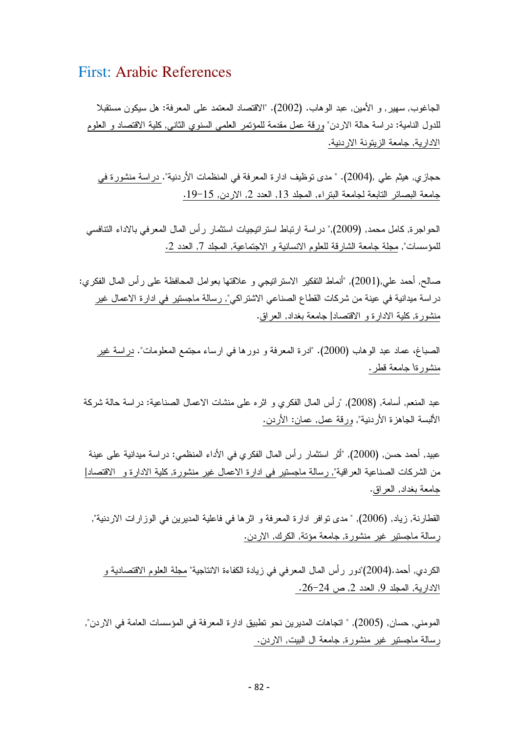## First: Arabic References

الجاغوب, سهير, و الأمين, عبد الوهاب. (2002). "الاقتصاد المعتمد على المعرفة: هل سيكون مستقبلا للدول النامية: دراسة حالة الاردن" ورقة عمل مقدمة للمؤتمر العلمي السنوي الثاني, كلية الاقتصاد و العلوم الادارية, جامعة الزيتونة الاردنية.

حجازي, هيثم علي ,(2004). " مدى توظيف ادارة المعرفة في المنظمات الأردنية". دراسة منشورة في جامعة البصائر التابعة لجامعة البتراء, المجلد 13, العدد 2, الاردن, 15-19.

الحواجرة, كامل محمد, (2009)," دراسة ارتباط استراتيجيات استثمار رأس المال المعرفي بالاداء التنافسي للمؤسسات", مجلة جامعة الشارقة للعلوم الانسانية و الاجتماعية, المجلد 7, العدد 2.

صالح, أحمد علي,(2001), "أنماط التفكير الاستراتيجي و علاقتها بعوامل المحافظة على رأس المال الفكري: دراسة ميدانية في عينة من شركات القطاع الصناعي الاشتراكي", رسالة ماجستير في ادارة الاعمال غير منشورة, كلية الادارة و الاقتصاد| جامعة بغداد, العراق.

الصباغ، عماد عبد الوهاب (2000). "ادرة المعرفة و دورها في ارساء مجتمع المعلومات". دراسة غير منشورةا جامعة قطر.

عبد المنعم, أسامة, (2008), "رأس المال الفكري و اثره على منشات الاعمال الصناعية: دراسة حالة شركة الألبسة الجاهزة الأردنية", ورقة عمل, عمان: الأردن.

عبيد, أحمد حسن, (2000), "أثر استثمار رأس المال الفكري في الأداء المنظمي: دراسة ميدانية على عينة من الشركات الصناعية العراقية", رسالة ماجستير في ادارة الاعمال غير منشورة, كلية الادارة و الاقتصاد| جامعة بغداد, العراق.

القطارنة, زياد, (2006), " مدى توافر ادارة المعرفة و اثرها في فاعلية المديرين في الوزارات الاردنية", رسالة ماجستير غير منشورة, جامعة مؤتة, الكرك, الاردن.

الكردي, أحمد.(2004)"دور رأس المال المعرفي في زيادة الكفاءة الانتاجية" مجلة العلوم الاقتصادية و الادارية, المجلد 9, العدد 2, ص 24-26.

المومني, حسان, (2005), " اتجاهات المديرين نحو تطبيق ادارة المعرفة في المؤسسات العامة في الاردن", رسالة ماجستير غير منشورة, جامعة ال البيت, الاردن.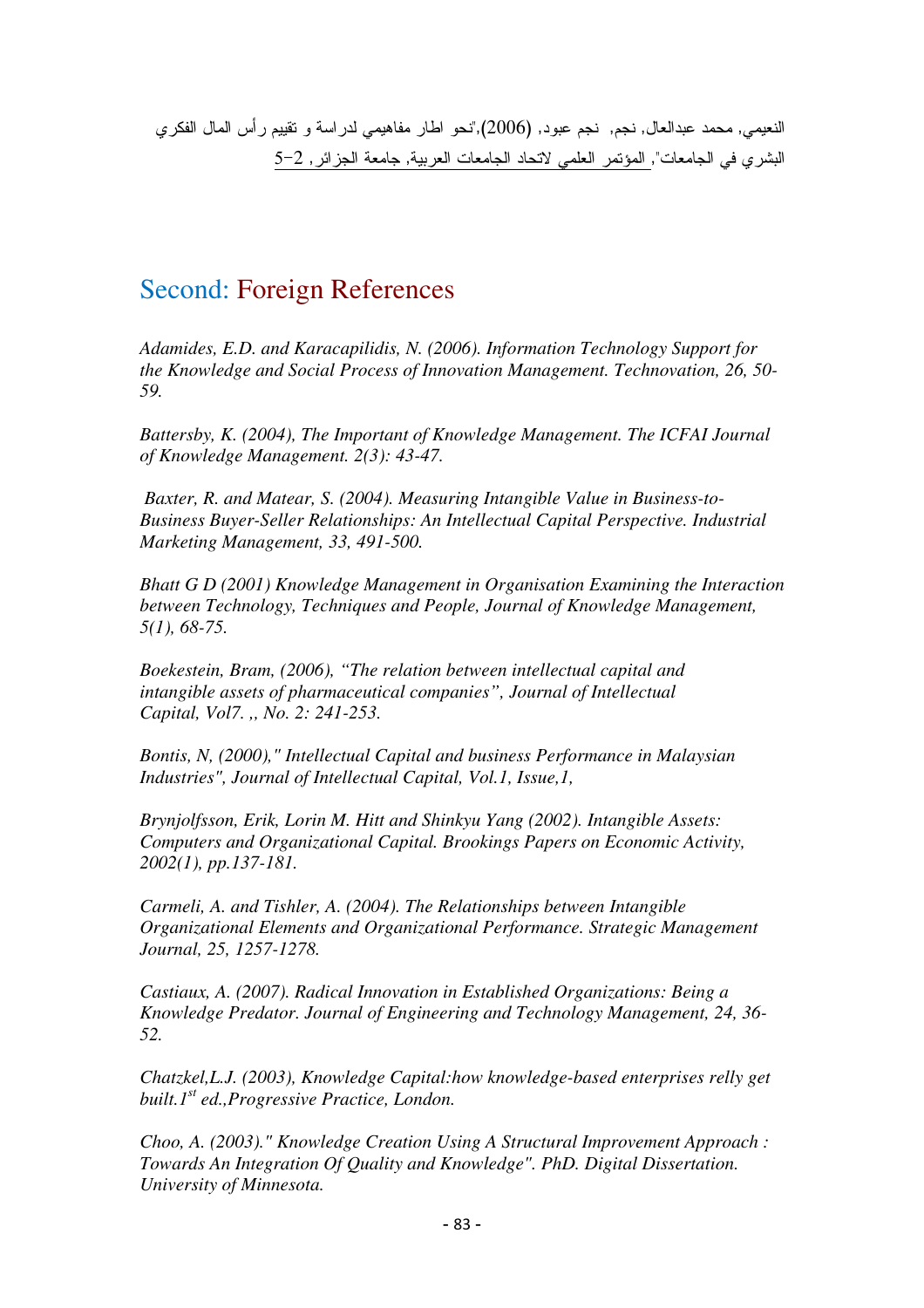النعيمي, محمد عبدالعال, نجم, نجم عبود, (2006),"نحو اطار مفاهيمي لدراسة و تقييم رأس المال الفكري البشري في الجامعات", المؤتمر العلمي لاتحاد الجامعات العربية, جامعة الجزائر, 2-5

## Second: Foreign References

*Adamides, E.D. and Karacapilidis, N. (2006). Information Technology Support for the Knowledge and Social Process of Innovation Management. Technovation, 26, 50-59.*

*Battersby, K. (2004), The Important of Knowledge Management. The ICFAI Journal of Knowledge Management. 2(3): 43-47.*

*Baxter, R. and Matear, S. (2004). Measuring Intangible Value in Business-to-Business Buyer-Seller Relationships: An Intellectual Capital Perspective. Industrial Marketing Management, 33, 491-500.*

*Bhatt G D (2001) Knowledge Management in Organisation Examining the Interaction between Technology, Techniques and People, Journal of Knowledge Management, 5(1), 68-75.*

*Boekestein, Bram, (2006), "The relation between intellectual capital and intangible assets of pharmaceutical companies", Journal of Intellectual Capital, Vol7. ,, No. 2: 241-253.*

*Bontis, N, (2000)," Intellectual Capital and business Performance in Malaysian Industries", Journal of Intellectual Capital, Vol.1, Issue,1,*

*Brynjolfsson, Erik, Lorin M. Hitt and Shinkyu Yang (2002). Intangible Assets: Computers and Organizational Capital. Brookings Papers on Economic Activity, 2002(1), pp.137-181.*

*Carmeli, A. and Tishler, A. (2004). The Relationships between Intangible Organizational Elements and Organizational Performance. Strategic Management Journal, 25, 1257-1278.*

*Castiaux, A. (2007). Radical Innovation in Established Organizations: Being a Knowledge Predator. Journal of Engineering and Technology Management, 24, 36-52.*

*Chatzkel,L.J. (2003), Knowledge Capital:how knowledge-based enterprises relly get built.1st ed.,Progressive Practice, London.*

*Choo, A. (2003)." Knowledge Creation Using A Structural Improvement Approach : Towards An Integration Of Quality and Knowledge". PhD. Digital Dissertation. University of Minnesota.*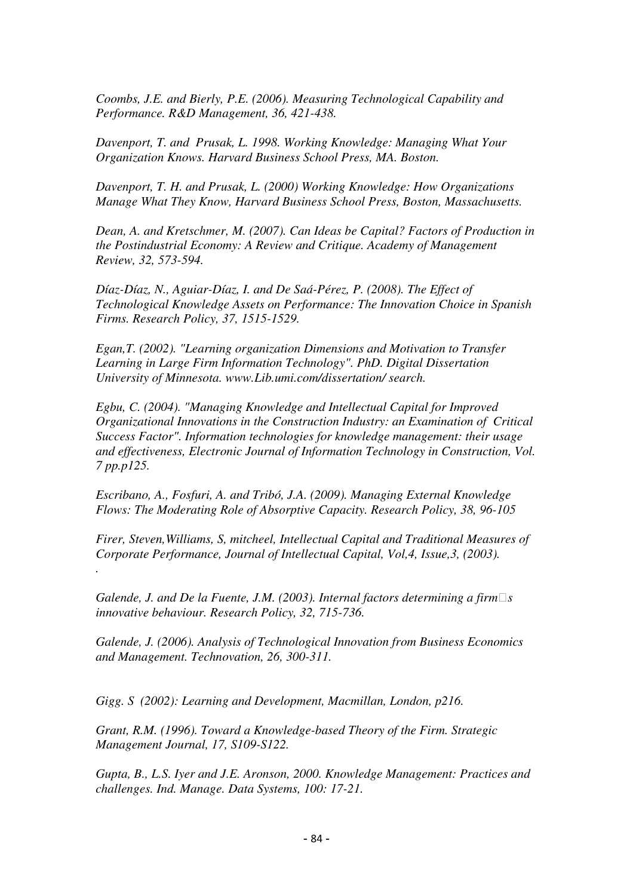*Coombs, J.E. and Bierly, P.E. (2006). Measuring Technological Capability and Performance. R&D Management, 36, 421-438.*

*Davenport, T. and Prusak, L. 1998. Working Knowledge: Managing What Your Organization Knows. Harvard Business School Press, MA. Boston.*

*Davenport, T. H. and Prusak, L. (2000) Working Knowledge: How Organizations Manage What They Know, Harvard Business School Press, Boston, Massachusetts.*

*Dean, A. and Kretschmer, M. (2007). Can Ideas be Capital? Factors of Production in the Postindustrial Economy: A Review and Critique. Academy of Management Review, 32, 573-594.*

*Díaz-Díaz, N., Aguiar-Díaz, I. and De Saá-Pérez, P. (2008). The Effect of Technological Knowledge Assets on Performance: The Innovation Choice in Spanish Firms. Research Policy, 37, 1515-1529.*

*Egan,T. (2002). "Learning organization Dimensions and Motivation to Transfer Learning in Large Firm Information Technology". PhD. Digital Dissertation University of Minnesota. www.Lib.umi.com/dissertation/ search.*

*Egbu, C. (2004). "Managing Knowledge and Intellectual Capital for Improved Organizational Innovations in the Construction Industry: an Examination of Critical Success Factor". Information technologies for knowledge management: their usage and effectiveness, Electronic Journal of Information Technology in Construction, Vol. 7 pp.p125.*

*Escribano, A., Fosfuri, A. and Tribó, J.A. (2009). Managing External Knowledge Flows: The Moderating Role of Absorptive Capacity. Research Policy, 38, 96-105*

*Firer, Steven,Williams, S, mitcheel, Intellectual Capital and Traditional Measures of Corporate Performance, Journal of Intellectual Capital, Vol,4, Issue,3, (2003).*

*.*

*Galende, J. and De la Fuente, J.M. (2003). Internal factors determining a firm□s innovative behaviour. Research Policy, 32, 715-736.*

*Galende, J. (2006). Analysis of Technological Innovation from Business Economics and Management. Technovation, 26, 300-311.*

*Gigg. S (2002): Learning and Development, Macmillan, London, p216.*

*Grant, R.M. (1996). Toward a Knowledge-based Theory of the Firm. Strategic Management Journal, 17, S109-S122.*

*Gupta, B., L.S. Iyer and J.E. Aronson, 2000. Knowledge Management: Practices and challenges. Ind. Manage. Data Systems, 100: 17-21.*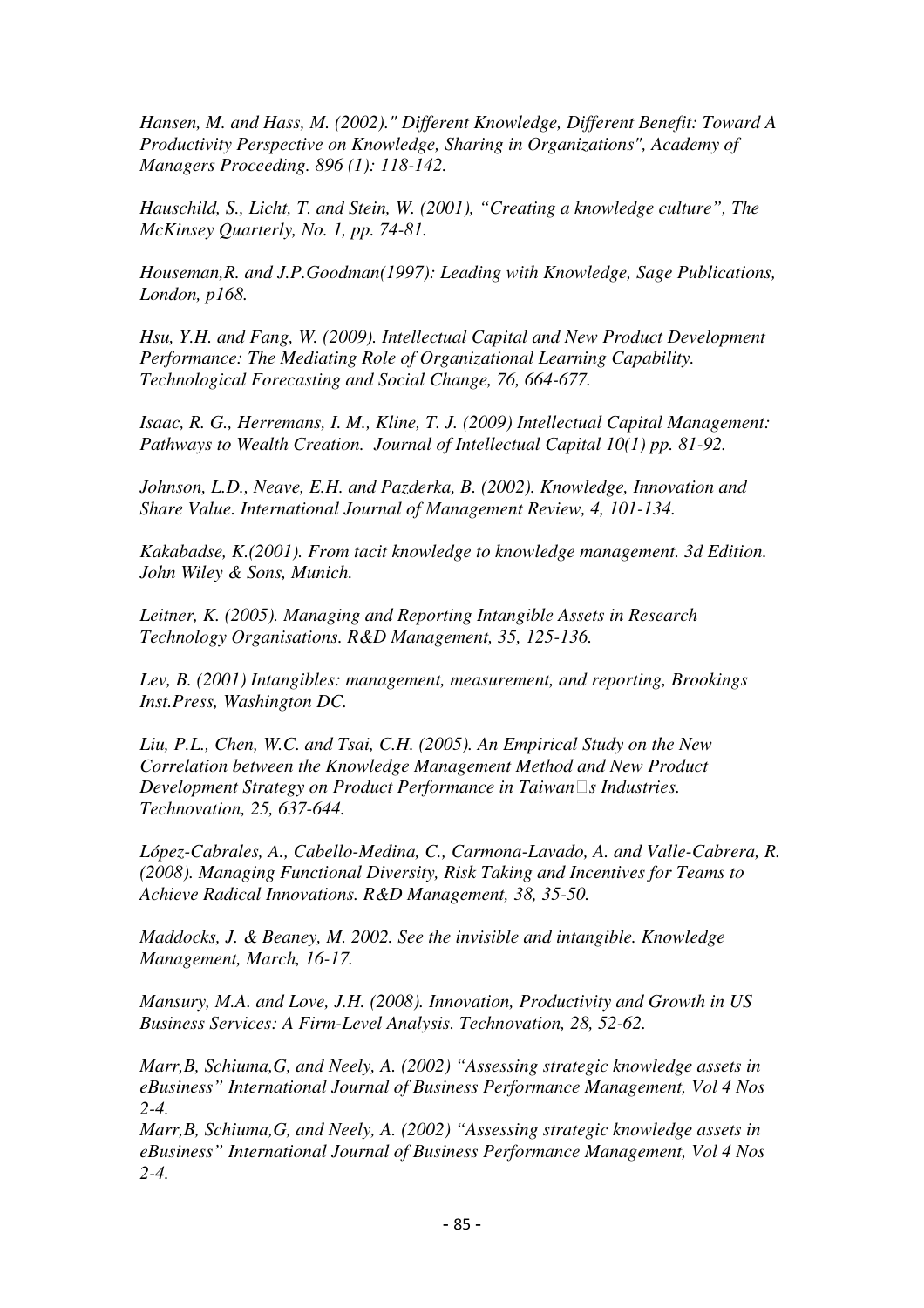*Hansen, M. and Hass, M. (2002)." Different Knowledge, Different Benefit: Toward A Productivity Perspective on Knowledge, Sharing in Organizations", Academy of Managers Proceeding. 896 (1): 118-142.*

*Hauschild, S., Licht, T. and Stein, W. (2001), "Creating a knowledge culture", The McKinsey Quarterly, No. 1, pp. 74-81.*

*Houseman,R. and J.P.Goodman(1997): Leading with Knowledge, Sage Publications, London, p168.*

*Hsu, Y.H. and Fang, W. (2009). Intellectual Capital and New Product Development Performance: The Mediating Role of Organizational Learning Capability. Technological Forecasting and Social Change, 76, 664-677.*

*Isaac, R. G., Herremans, I. M., Kline, T. J. (2009) Intellectual Capital Management: Pathways to Wealth Creation. Journal of Intellectual Capital 10(1) pp. 81-92.*

*Johnson, L.D., Neave, E.H. and Pazderka, B. (2002). Knowledge, Innovation and Share Value. International Journal of Management Review, 4, 101-134.*

*Kakabadse, K.(2001). From tacit knowledge to knowledge management. 3d Edition. John Wiley & Sons, Munich.*

*Leitner, K. (2005). Managing and Reporting Intangible Assets in Research Technology Organisations. R&D Management, 35, 125-136.*

*Lev, B. (2001) Intangibles: management, measurement, and reporting, Brookings Inst.Press, Washington DC.*

*Liu, P.L., Chen, W.C. and Tsai, C.H. (2005). An Empirical Study on the New Correlation between the Knowledge Management Method and New Product Development Strategy on Product Performance in Taiwan□s Industries. Technovation, 25, 637-644.*

*López-Cabrales, A., Cabello-Medina, C., Carmona-Lavado, A. and Valle-Cabrera, R. (2008). Managing Functional Diversity, Risk Taking and Incentives for Teams to Achieve Radical Innovations. R&D Management, 38, 35-50.*

*Maddocks, J. & Beaney, M. 2002. See the invisible and intangible. Knowledge Management, March, 16-17.*

*Mansury, M.A. and Love, J.H. (2008). Innovation, Productivity and Growth in US Business Services: A Firm-Level Analysis. Technovation, 28, 52-62.*

*Marr,B, Schiuma,G, and Neely, A. (2002) "Assessing strategic knowledge assets in eBusiness" International Journal of Business Performance Management, Vol 4 Nos 2-4.*
*Marr,B, Schiuma,G, and Neely, A. (2002) "Assessing strategic knowledge assets in eBusiness" International Journal of Business Performance Management, Vol 4 Nos 2-4.*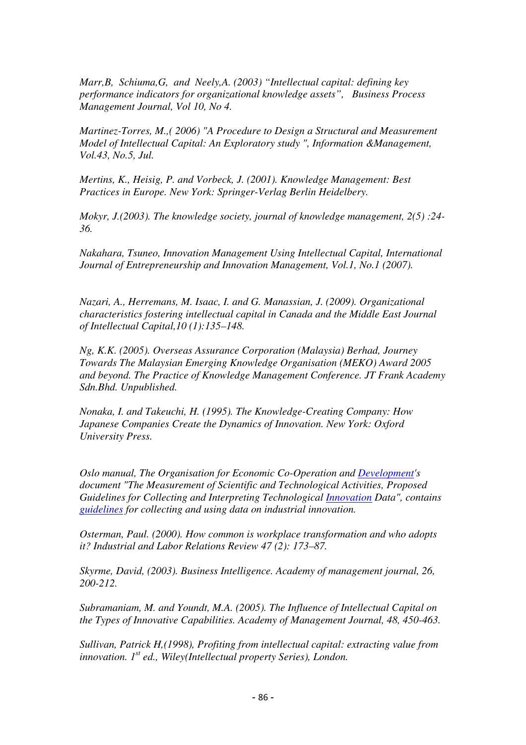*Marr,B, Schiuma,G, and Neely,A. (2003) "Intellectual capital: defining key performance indicators for organizational knowledge assets", Business Process Management Journal, Vol 10, No 4.*

*Martinez-Torres, M.,( 2006) "A Procedure to Design a Structural and Measurement Model of Intellectual Capital: An Exploratory study ", Information &Management, Vol.43, No.5, Jul.*

*Mertins, K., Heisig, P. and Vorbeck, J. (2001). Knowledge Management: Best Practices in Europe. New York: Springer-Verlag Berlin Heidelbery.*

*Mokyr, J.(2003). The knowledge society, journal of knowledge management, 2(5) :24-36.*

*Nakahara, Tsuneo, Innovation Management Using Intellectual Capital, International Journal of Entrepreneurship and Innovation Management, Vol.1, No.1 (2007).*

*Nazari, A., Herremans, M. Isaac, I. and G. Manassian, J. (2009). Organizational characteristics fostering intellectual capital in Canada and the Middle East Journal of Intellectual Capital,10 (1):135–148.*

*Ng, K.K. (2005). Overseas Assurance Corporation (Malaysia) Berhad, Journey Towards The Malaysian Emerging Knowledge Organisation (MEKO) Award 2005 and beyond. The Practice of Knowledge Management Conference. JT Frank Academy Sdn.Bhd. Unpublished.*

*Nonaka, I. and Takeuchi, H. (1995). The Knowledge-Creating Company: How Japanese Companies Create the Dynamics of Innovation. New York: Oxford University Press.*

*Oslo manual, The Organisation for Economic Co-Operation and Development's document "The Measurement of Scientific and Technological Activities, Proposed Guidelines for Collecting and Interpreting Technological Innovation Data", contains guidelines for collecting and using data on industrial innovation.*

*Osterman, Paul. (2000). How common is workplace transformation and who adopts it? Industrial and Labor Relations Review 47 (2): 173–87.*

*Skyrme, David, (2003). Business Intelligence. Academy of management journal, 26, 200-212.*

*Subramaniam, M. and Youndt, M.A. (2005). The Influence of Intellectual Capital on the Types of Innovative Capabilities. Academy of Management Journal, 48, 450-463.*

*Sullivan, Patrick H,(1998), Profiting from intellectual capital: extracting value from innovation. 1st ed., Wiley(Intellectual property Series), London.*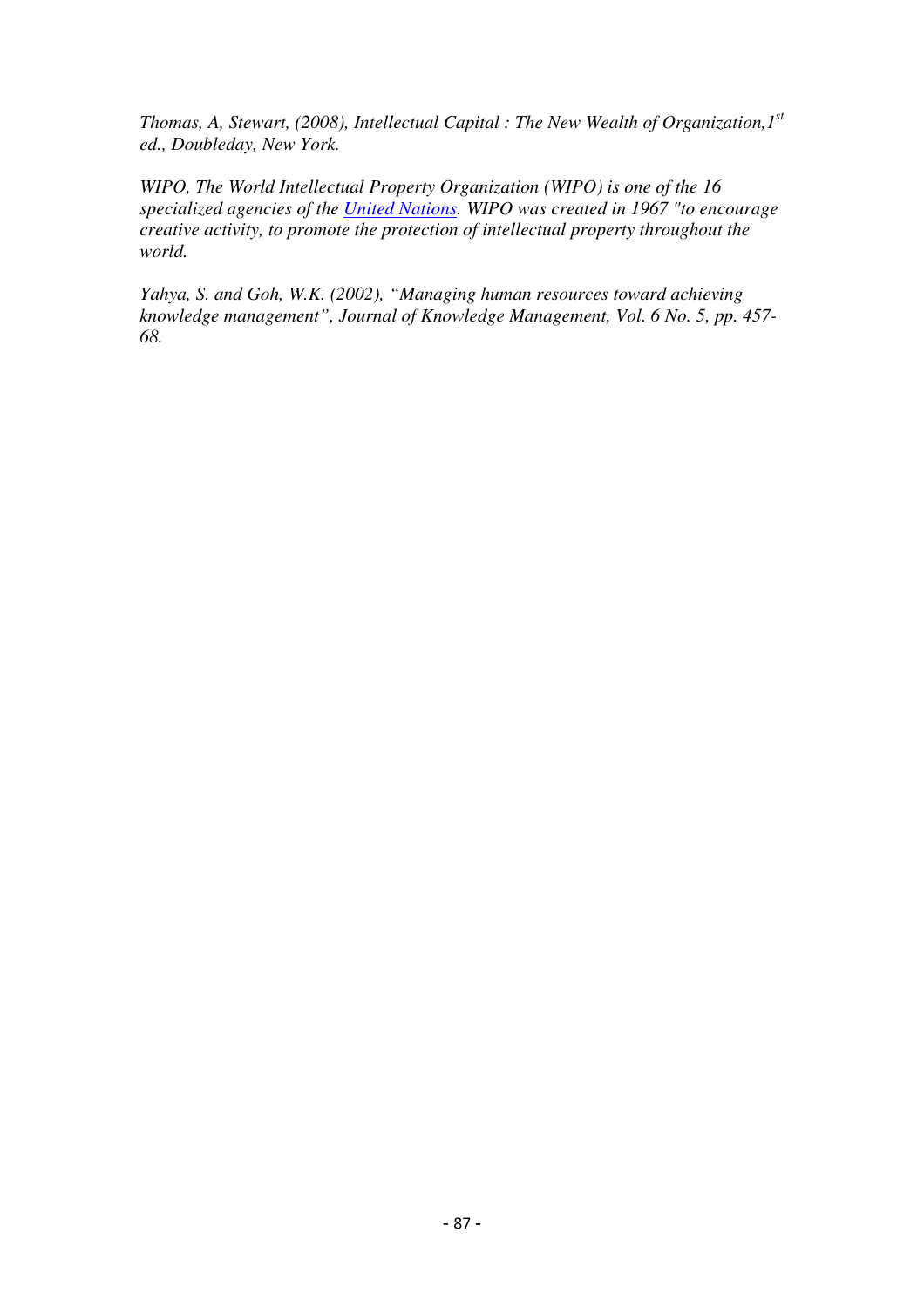*Thomas, A, Stewart, (2008), Intellectual Capital : The New Wealth of Organization,1st ed., Doubleday, New York.*

*WIPO, The World Intellectual Property Organization (WIPO) is one of the 16 specialized agencies of the United Nations. WIPO was created in 1967 "to encourage creative activity, to promote the protection of intellectual property throughout the world.*

*Yahya, S. and Goh, W.K. (2002), "Managing human resources toward achieving knowledge management", Journal of Knowledge Management, Vol. 6 No. 5, pp. 457-68.*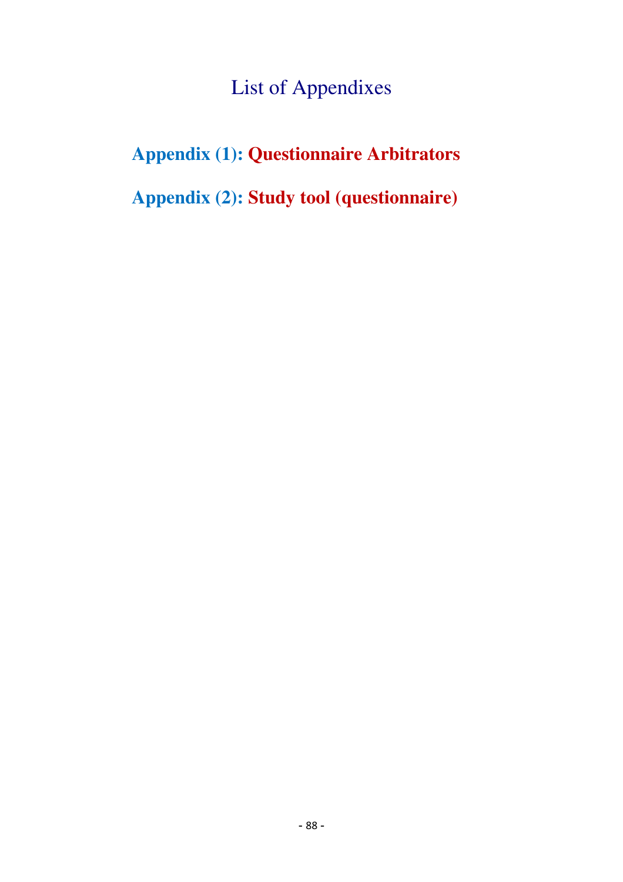# List of Appendixes

**Appendix (1): Questionnaire Arbitrators**

**Appendix (2): Study tool (questionnaire)**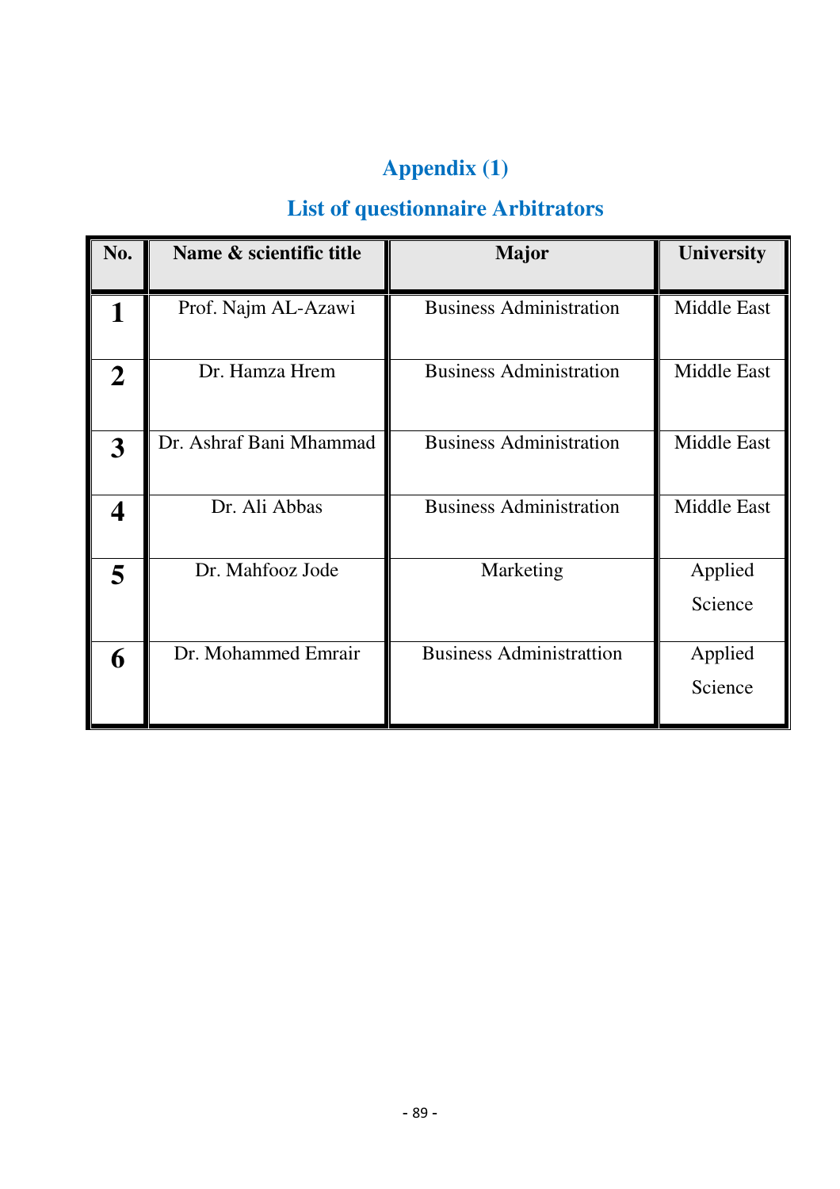# Appendix (1)

## List of questionnaire Arbitrators

| No. | Name & scientific title | Major | University |
|---|---|---|---|
| 1 | Prof. Najm AL-Azawi | Business Administration | Middle East |
| 2 | Dr. Hamza Hrem | Business Administration | Middle East |
| 3 | Dr. Ashraf Bani Mhammad | Business Administration | Middle East |
| 4 | Dr. Ali Abbas | Business Administration | Middle East |
| 5 | Dr. Mahfooz Jode | Marketing | Applied Science |
| 6 | Dr. Mohammed Emrair | Business Administrattion | Applied Science |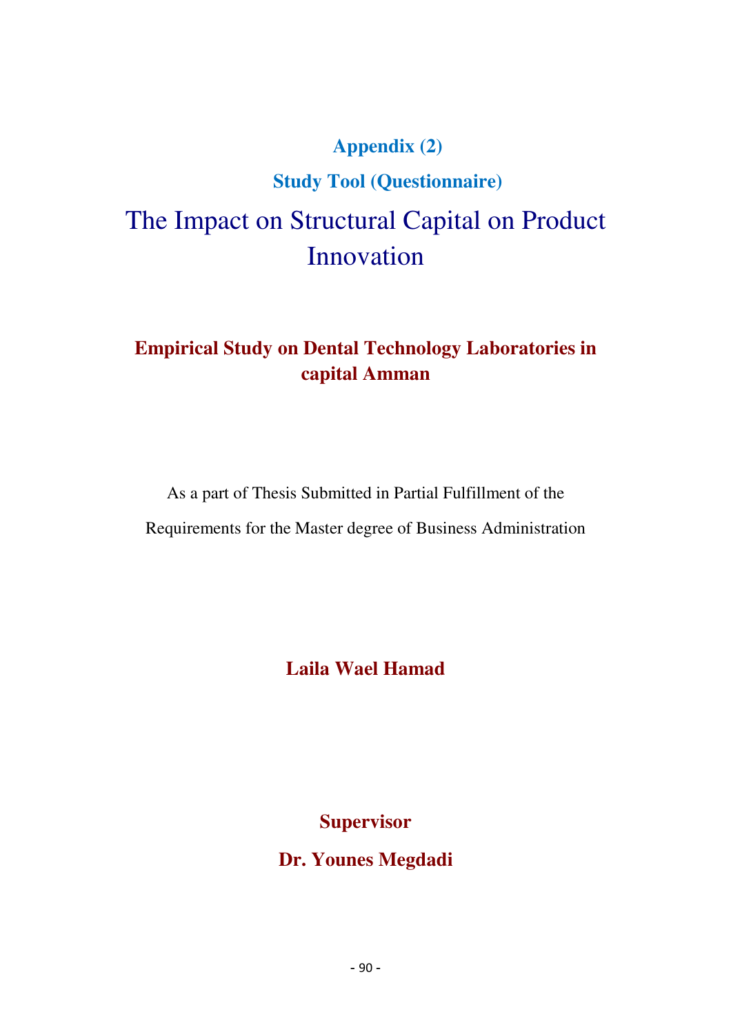## Appendix (2)

### Study Tool (Questionnaire)

# The Impact on Structural Capital on Product Innovation

**Empirical Study on Dental Technology Laboratories in capital Amman**

As a part of Thesis Submitted in Partial Fulfillment of the

Requirements for the Master degree of Business Administration

**Laila Wael Hamad**

**Supervisor**

**Dr. Younes Megdadi**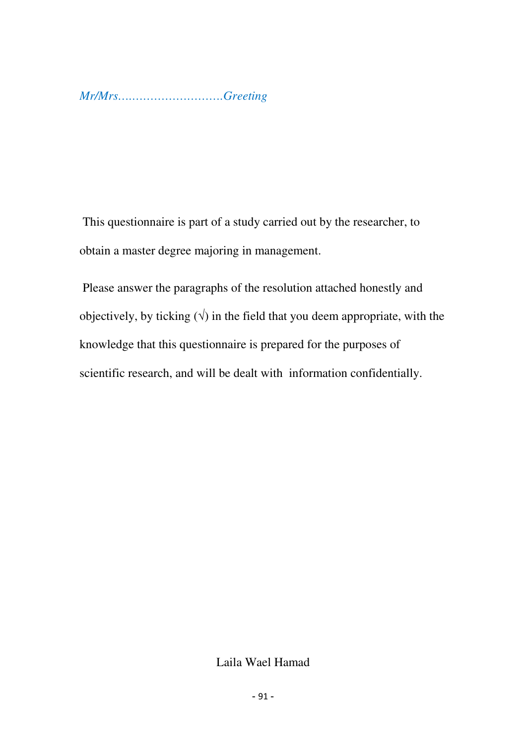*Mr/Mrs……………………….Greeting*

This questionnaire is part of a study carried out by the researcher, to obtain a master degree majoring in management.

Please answer the paragraphs of the resolution attached honestly and objectively, by ticking (√) in the field that you deem appropriate, with the knowledge that this questionnaire is prepared for the purposes of scientific research, and will be dealt with information confidentially.

Laila Wael Hamad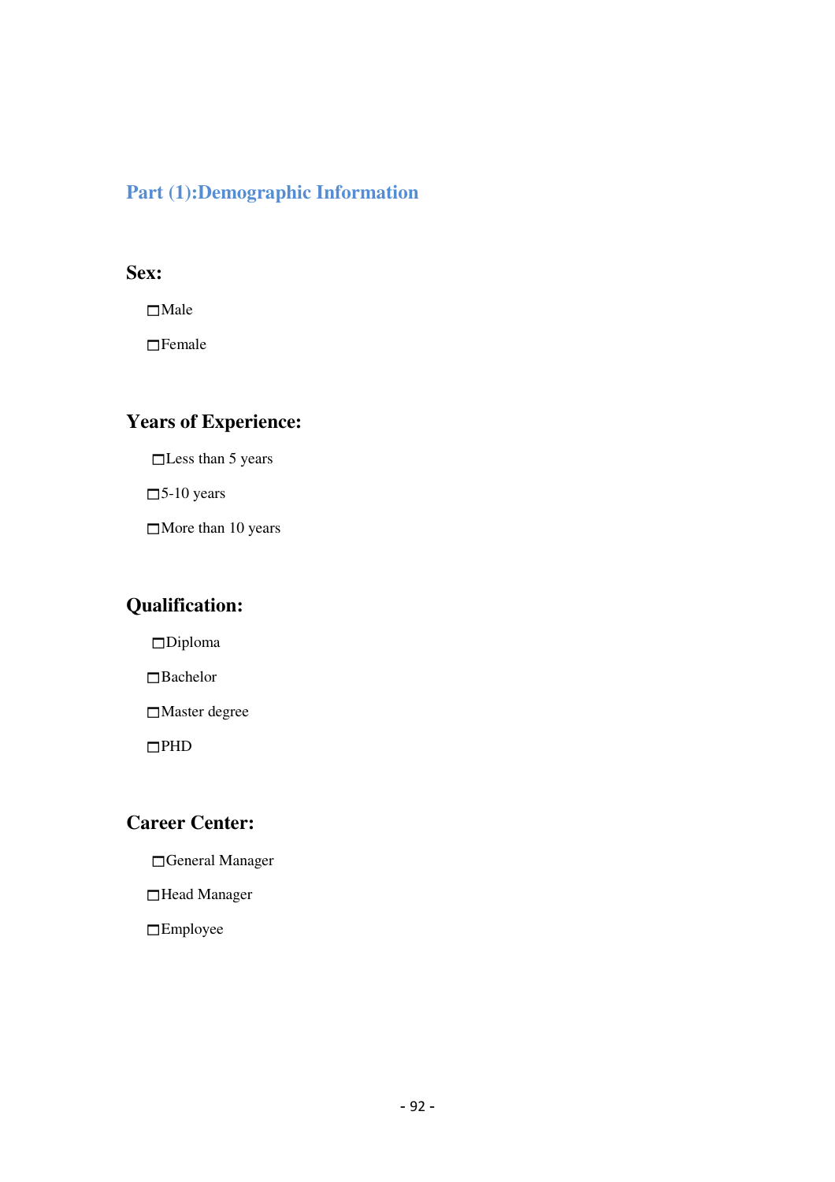## Part (1):Demographic Information

**Sex:**

- ☐Male
- ☐Female

**Years of Experience:**

- ☐Less than 5 years
- ☐5-10 years
- ☐More than 10 years

**Qualification:**

- ☐Diploma
- ☐Bachelor
- ☐Master degree
- ☐PHD

**Career Center:**

- ☐General Manager
- ☐Head Manager
- ☐Employee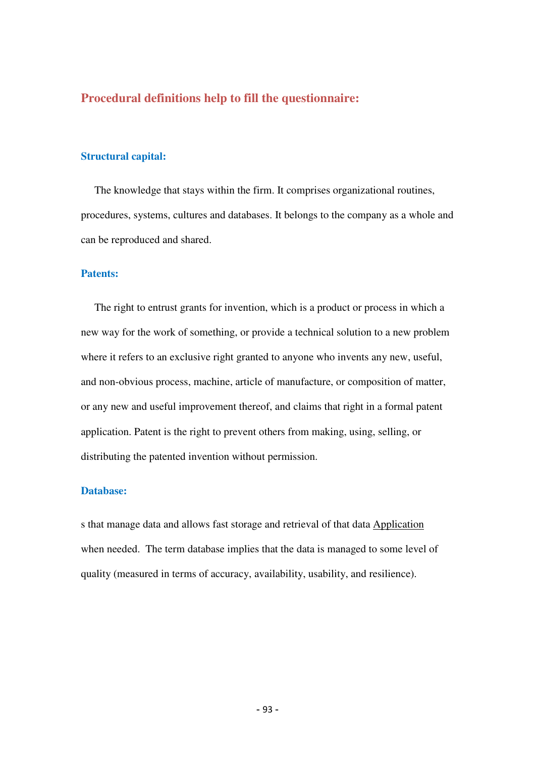## Procedural definitions help to fill the questionnaire:

### Structural capital:

The knowledge that stays within the firm. It comprises organizational routines, procedures, systems, cultures and databases. It belongs to the company as a whole and can be reproduced and shared.

### Patents:

The right to entrust grants for invention, which is a product or process in which a new way for the work of something, or provide a technical solution to a new problem where it refers to an exclusive right granted to anyone who invents any new, useful, and non-obvious process, machine, article of manufacture, or composition of matter, or any new and useful improvement thereof, and claims that right in a formal patent application. Patent is the right to prevent others from making, using, selling, or distributing the patented invention without permission.

### Database:

s that manage data and allows fast storage and retrieval of that data Application when needed. The term database implies that the data is managed to some level of quality (measured in terms of accuracy, availability, usability, and resilience).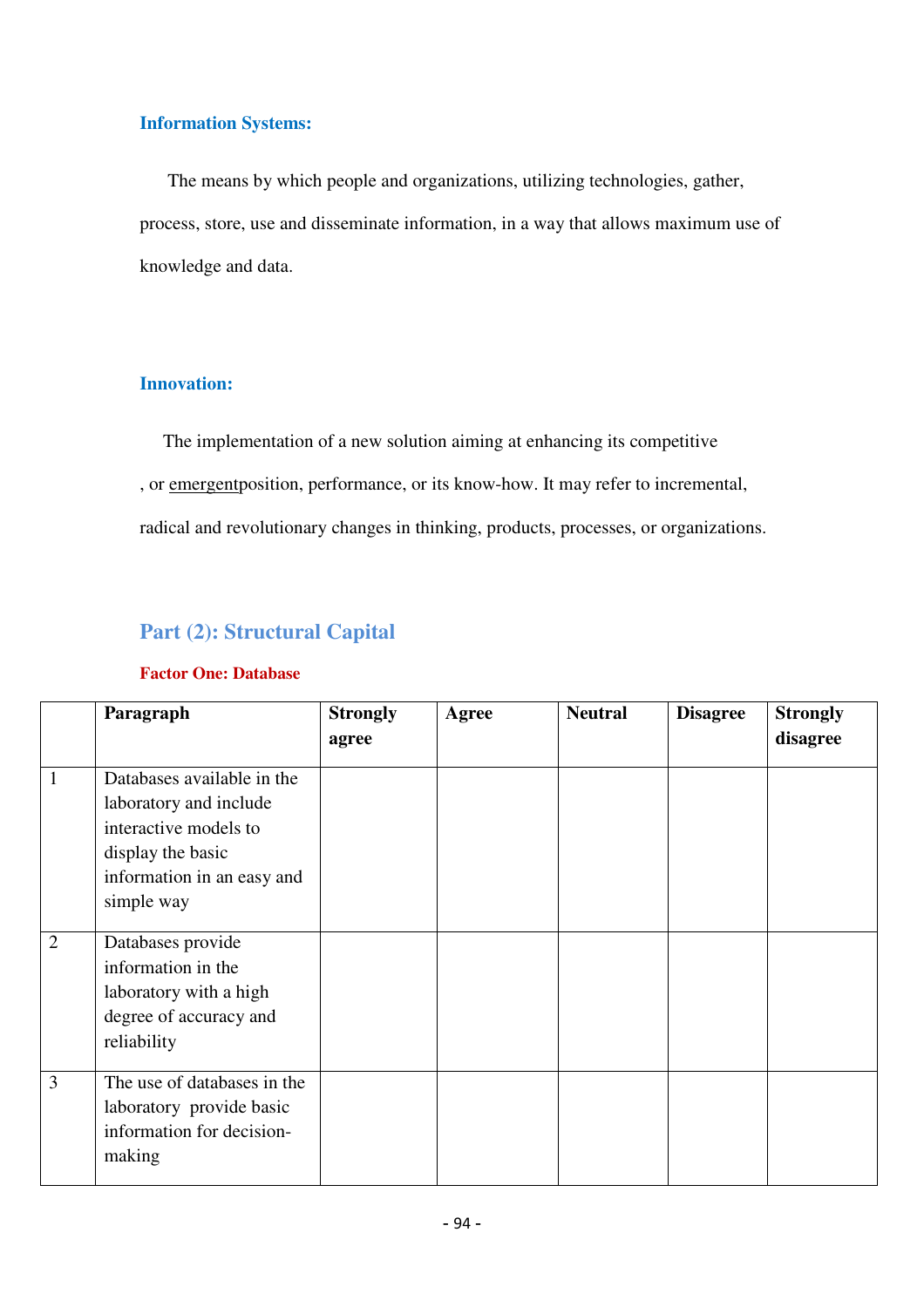### Information Systems:

The means by which people and organizations, utilizing technologies, gather, process, store, use and disseminate information, in a way that allows maximum use of knowledge and data.

### Innovation:

The implementation of a new solution aiming at enhancing its competitive , or emergentposition, performance, or its know-how. It may refer to incremental, radical and revolutionary changes in thinking, products, processes, or organizations.

## Part (2): Structural Capital

**Factor One: Database**

| | Paragraph | Strongly agree | Agree | Neutral | Disagree | Strongly disagree |
|---|---|---|---|---|---|---|
| 1 | Databases available in the laboratory and include interactive models to display the basic information in an easy and simple way | | | | | |
| 2 | Databases provide information in the laboratory with a high degree of accuracy and reliability | | | | | |
| 3 | The use of databases in the laboratory provide basic information for decision-making | | | | | |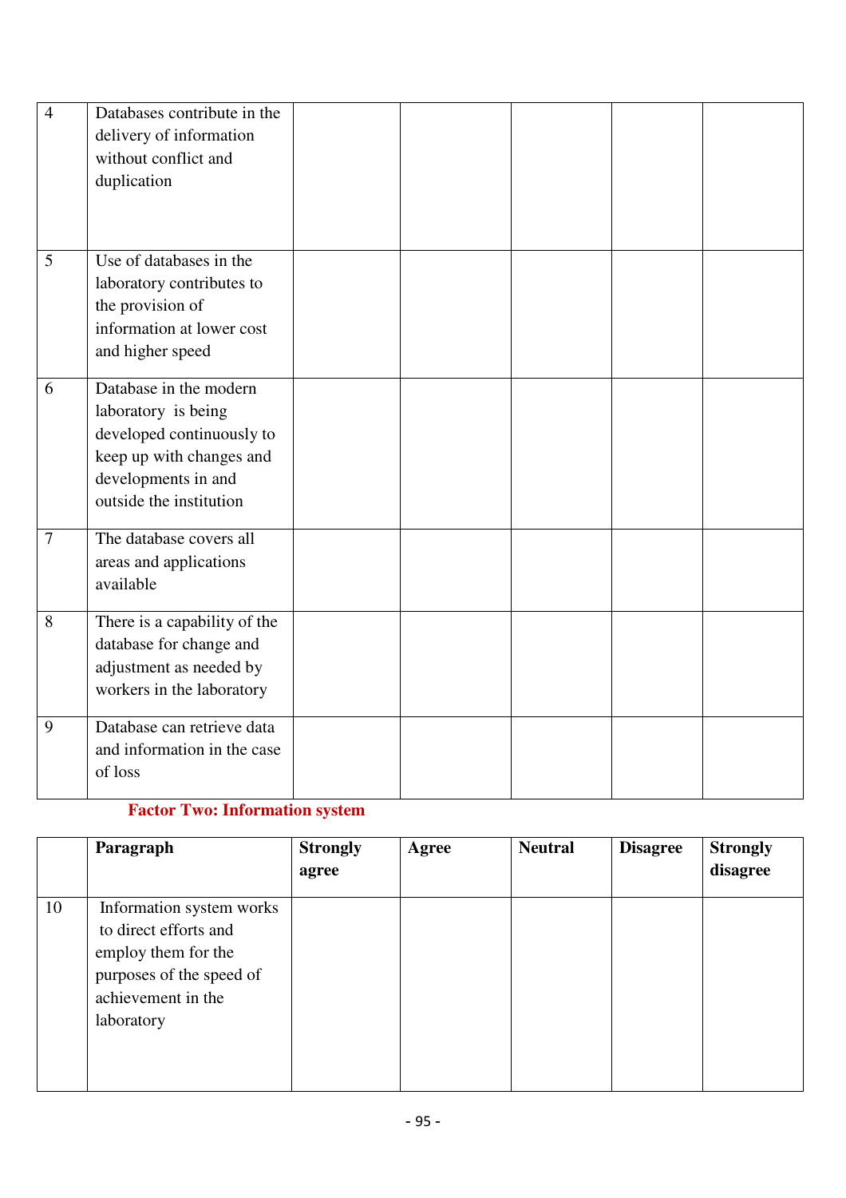| | | | | | | |
|---|---|---|---|---|---|---|
| 4 | Databases contribute in the delivery of information without conflict and duplication | | | | | |
| 5 | Use of databases in the laboratory contributes to the provision of information at lower cost and higher speed | | | | | |
| 6 | Database in the modern laboratory is being developed continuously to keep up with changes and developments in and outside the institution | | | | | |
| 7 | The database covers all areas and applications available | | | | | |
| 8 | There is a capability of the database for change and adjustment as needed by workers in the laboratory | | | | | |
| 9 | Database can retrieve data and information in the case of loss | | | | | |

**Factor Two: Information system**

| | **Paragraph** | **Strongly agree** | **Agree** | **Neutral** | **Disagree** | **Strongly disagree** |
|---|---|---|---|---|---|---|
| 10 | Information system works to direct efforts and employ them for the purposes of the speed of achievement in the laboratory | | | | | |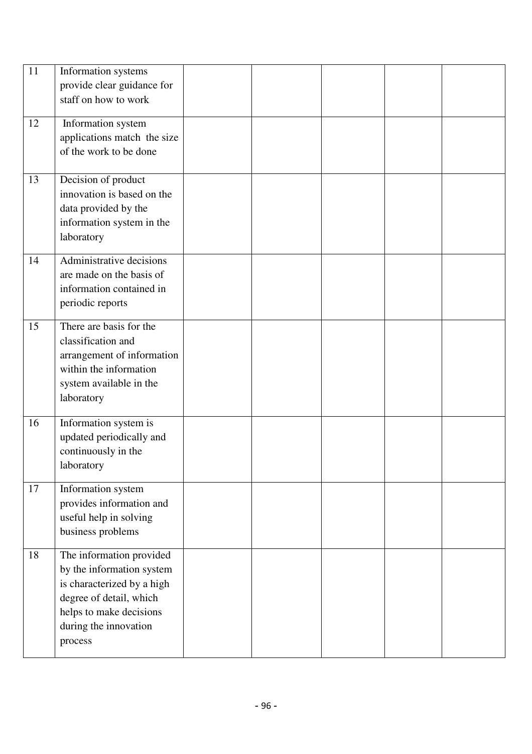| | | | | | | |
|---|---|---|---|---|---|---|
| 11 | Information systems provide clear guidance for staff on how to work | | | | | |
| 12 | Information system applications match the size of the work to be done | | | | | |
| 13 | Decision of product innovation is based on the data provided by the information system in the laboratory | | | | | |
| 14 | Administrative decisions are made on the basis of information contained in periodic reports | | | | | |
| 15 | There are basis for the classification and arrangement of information within the information system available in the laboratory | | | | | |
| 16 | Information system is updated periodically and continuously in the laboratory | | | | | |
| 17 | Information system provides information and useful help in solving business problems | | | | | |
| 18 | The information provided by the information system is characterized by a high degree of detail, which helps to make decisions during the innovation process | | | | | |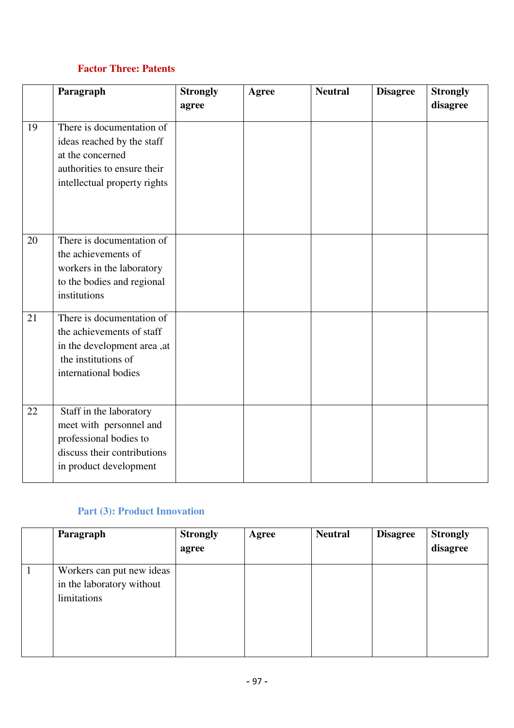### Factor Three: Patents

| | Paragraph | Strongly agree | Agree | Neutral | Disagree | Strongly disagree |
|---|---|---|---|---|---|---|
| 19 | There is documentation of ideas reached by the staff at the concerned authorities to ensure their intellectual property rights | | | | | |
| 20 | There is documentation of the achievements of workers in the laboratory to the bodies and regional institutions | | | | | |
| 21 | There is documentation of the achievements of staff in the development area ,at the institutions of international bodies | | | | | |
| 22 | Staff in the laboratory meet with personnel and professional bodies to discuss their contributions in product development | | | | | |

### Part (3): Product Innovation

| | Paragraph | Strongly agree | Agree | Neutral | Disagree | Strongly disagree |
|---|---|---|---|---|---|---|
| 1 | Workers can put new ideas in the laboratory without limitations | | | | | |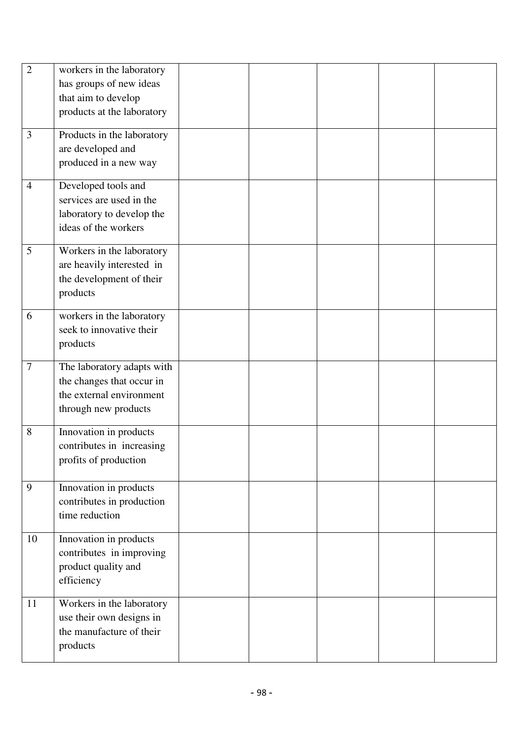| | | | | | | |
|---|---|---|---|---|---|---|
| 2 | workers in the laboratory has groups of new ideas that aim to develop products at the laboratory | | | | | |
| 3 | Products in the laboratory are developed and produced in a new way | | | | | |
| 4 | Developed tools and services are used in the laboratory to develop the ideas of the workers | | | | | |
| 5 | Workers in the laboratory are heavily interested in the development of their products | | | | | |
| 6 | workers in the laboratory seek to innovative their products | | | | | |
| 7 | The laboratory adapts with the changes that occur in the external environment through new products | | | | | |
| 8 | Innovation in products contributes in increasing profits of production | | | | | |
| 9 | Innovation in products contributes in production time reduction | | | | | |
| 10 | Innovation in products contributes in improving product quality and efficiency | | | | | |
| 11 | Workers in the laboratory use their own designs in the manufacture of their products | | | | | |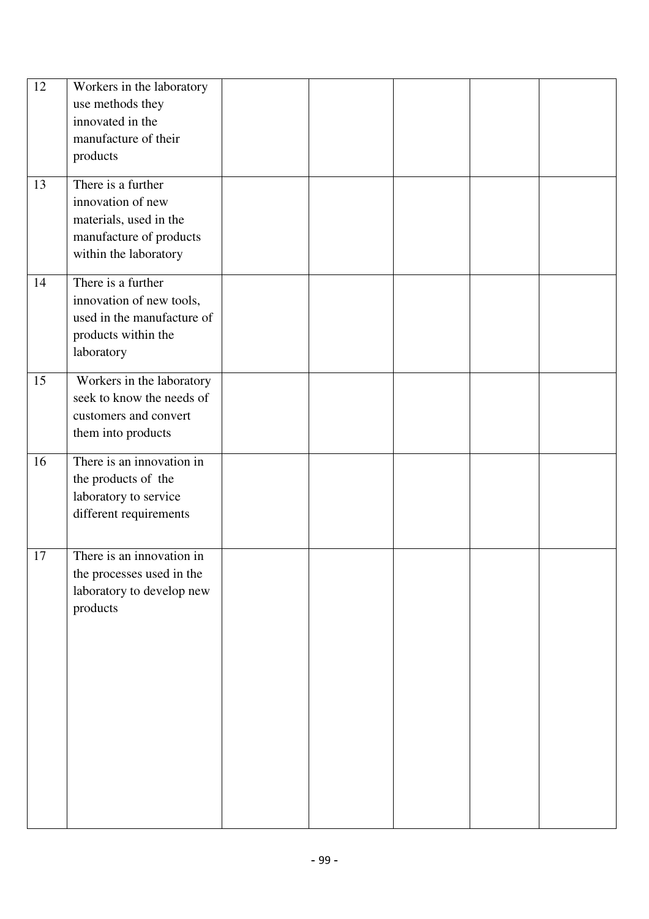| | | | | | | |
|---|---|---|---|---|---|---|
| 12 | Workers in the laboratory use methods they innovated in the manufacture of their products | | | | | |
| 13 | There is a further innovation of new materials, used in the manufacture of products within the laboratory | | | | | |
| 14 | There is a further innovation of new tools, used in the manufacture of products within the laboratory | | | | | |
| 15 | Workers in the laboratory seek to know the needs of customers and convert them into products | | | | | |
| 16 | There is an innovation in the products of the laboratory to service different requirements | | | | | |
| 17 | There is an innovation in the processes used in the laboratory to develop new products | | | | | |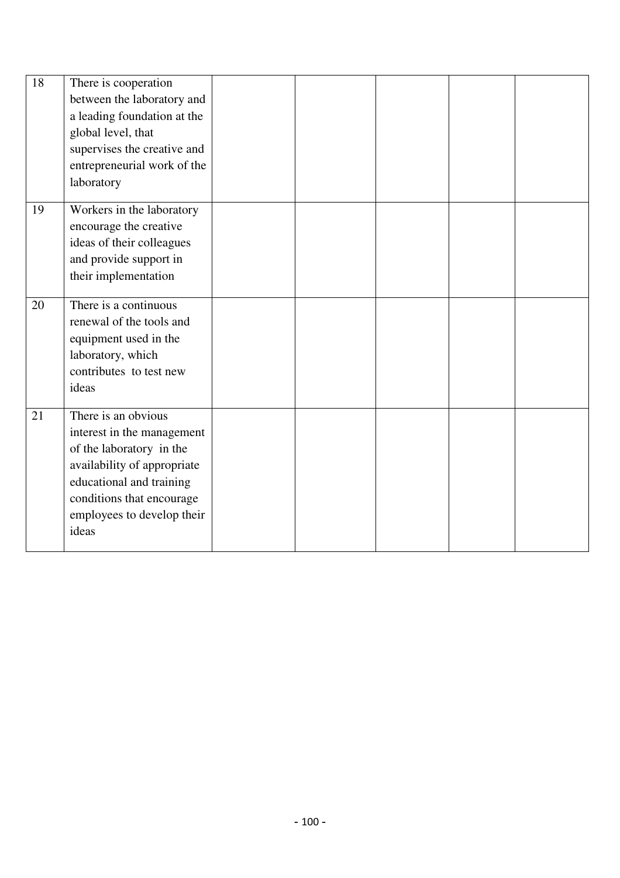| | | | | | | |
|---|---|---|---|---|---|---|
| 18 | There is cooperation between the laboratory and a leading foundation at the global level, that supervises the creative and entrepreneurial work of the laboratory | | | | | |
| 19 | Workers in the laboratory encourage the creative ideas of their colleagues and provide support in their implementation | | | | | |
| 20 | There is a continuous renewal of the tools and equipment used in the laboratory, which contributes to test new ideas | | | | | |
| 21 | There is an obvious interest in the management of the laboratory in the availability of appropriate educational and training conditions that encourage employees to develop their ideas | | | | | |